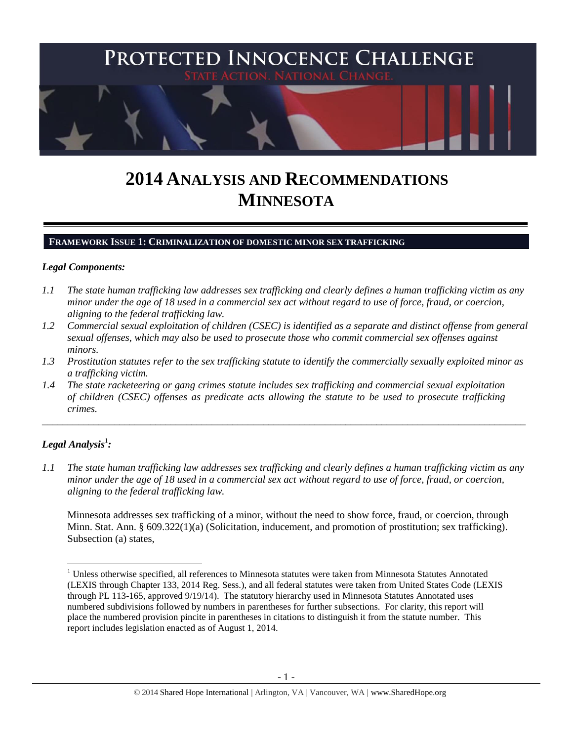# PROTECTED INNOCENCE CHALLENGE

STATE ACTION. NATIONAL CHANGE.

# 2014 ANALYSIS AND RECOMMENDATIONS MINNESOTA

## FRAMEWORK ISSUE 1: CRIMINALIZATION OF DOMESTIC MINOR SEX TRAFFICKING

### *Legal Components:*

*1.1 The state human trafficking law addresses sex trafficking and clearly defines a human trafficking victim as any minor under the age of 18 used in a commercial sex act without regard to use of force, fraud, or coercion, aligning to the federal trafficking law.*

*1.2 Commercial sexual exploitation of children (CSEC) is identified as a separate and distinct offense from general sexual offenses, which may also be used to prosecute those who commit commercial sex offenses against minors.*

*1.3 Prostitution statutes refer to the sex trafficking statute to identify the commercially sexually exploited minor as a trafficking victim.*

*1.4 The state racketeering or gang crimes statute includes sex trafficking and commercial sexual exploitation of children (CSEC) offenses as predicate acts allowing the statute to be used to prosecute trafficking crimes.*

---

### *Legal Analysis*[1]*:*

*1.1 The state human trafficking law addresses sex trafficking and clearly defines a human trafficking victim as any minor under the age of 18 used in a commercial sex act without regard to use of force, fraud, or coercion, aligning to the federal trafficking law.*

Minnesota addresses sex trafficking of a minor, without the need to show force, fraud, or coercion, through Minn. Stat. Ann. § 609.322(1)(a) (Solicitation, inducement, and promotion of prostitution; sex trafficking). Subsection (a) states,

[1] Unless otherwise specified, all references to Minnesota statutes were taken from Minnesota Statutes Annotated (LEXIS through Chapter 133, 2014 Reg. Sess.), and all federal statutes were taken from United States Code (LEXIS through PL 113-165, approved 9/19/14). The statutory hierarchy used in Minnesota Statutes Annotated uses numbered subdivisions followed by numbers in parentheses for further subsections. For clarity, this report will place the numbered provision pincite in parentheses in citations to distinguish it from the statute number. This report includes legislation enacted as of August 1, 2014.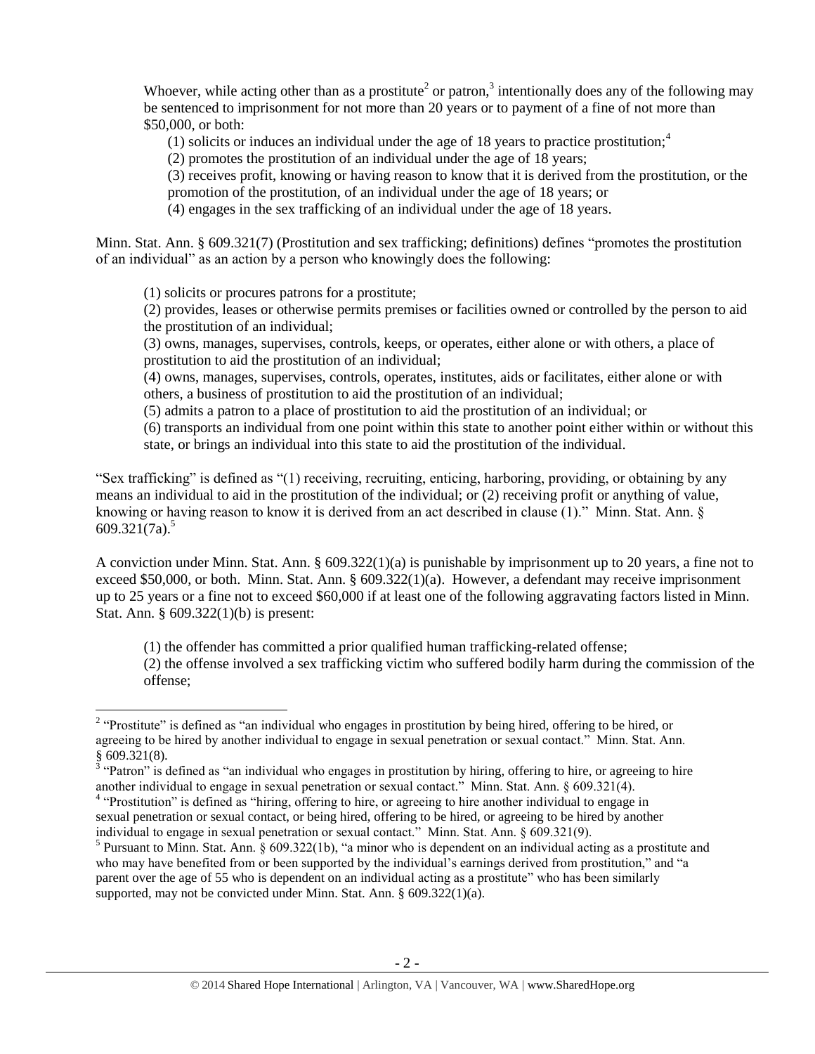Whoever, while acting other than as a prostitute[2] or patron,[3] intentionally does any of the following may be sentenced to imprisonment for not more than 20 years or to payment of a fine of not more than $50,000, or both:

> (1) solicits or induces an individual under the age of 18 years to practice prostitution;[4]
> (2) promotes the prostitution of an individual under the age of 18 years;
> (3) receives profit, knowing or having reason to know that it is derived from the prostitution, or the promotion of the prostitution, of an individual under the age of 18 years; or
> (4) engages in the sex trafficking of an individual under the age of 18 years.

Minn. Stat. Ann. § 609.321(7) (Prostitution and sex trafficking; definitions) defines "promotes the prostitution of an individual" as an action by a person who knowingly does the following:

> (1) solicits or procures patrons for a prostitute;
> (2) provides, leases or otherwise permits premises or facilities owned or controlled by the person to aid the prostitution of an individual;
> (3) owns, manages, supervises, controls, keeps, or operates, either alone or with others, a place of prostitution to aid the prostitution of an individual;
> (4) owns, manages, supervises, controls, operates, institutes, aids or facilitates, either alone or with others, a business of prostitution to aid the prostitution of an individual;
> (5) admits a patron to a place of prostitution to aid the prostitution of an individual; or
> (6) transports an individual from one point within this state to another point either within or without this state, or brings an individual into this state to aid the prostitution of the individual.

"Sex trafficking" is defined as "(1) receiving, recruiting, enticing, harboring, providing, or obtaining by any means an individual to aid in the prostitution of the individual; or (2) receiving profit or anything of value, knowing or having reason to know it is derived from an act described in clause (1)." Minn. Stat. Ann. § 609.321(7a).[5]

A conviction under Minn. Stat. Ann. § 609.322(1)(a) is punishable by imprisonment up to 20 years, a fine not to exceed $50,000, or both. Minn. Stat. Ann. § 609.322(1)(a). However, a defendant may receive imprisonment up to 25 years or a fine not to exceed $60,000 if at least one of the following aggravating factors listed in Minn. Stat. Ann. § 609.322(1)(b) is present:

> (1) the offender has committed a prior qualified human trafficking-related offense;
> (2) the offense involved a sex trafficking victim who suffered bodily harm during the commission of the offense;

---

[2] "Prostitute" is defined as "an individual who engages in prostitution by being hired, offering to be hired, or agreeing to be hired by another individual to engage in sexual penetration or sexual contact." Minn. Stat. Ann. § 609.321(8).

[3] "Patron" is defined as "an individual who engages in prostitution by hiring, offering to hire, or agreeing to hire another individual to engage in sexual penetration or sexual contact." Minn. Stat. Ann. § 609.321(4).

[4] "Prostitution" is defined as "hiring, offering to hire, or agreeing to hire another individual to engage in sexual penetration or sexual contact, or being hired, offering to be hired, or agreeing to be hired by another individual to engage in sexual penetration or sexual contact." Minn. Stat. Ann. § 609.321(9).

[5] Pursuant to Minn. Stat. Ann. § 609.322(1b), "a minor who is dependent on an individual acting as a prostitute and who may have benefited from or been supported by the individual's earnings derived from prostitution," and "a parent over the age of 55 who is dependent on an individual acting as a prostitute" who has been similarly supported, may not be convicted under Minn. Stat. Ann. § 609.322(1)(a).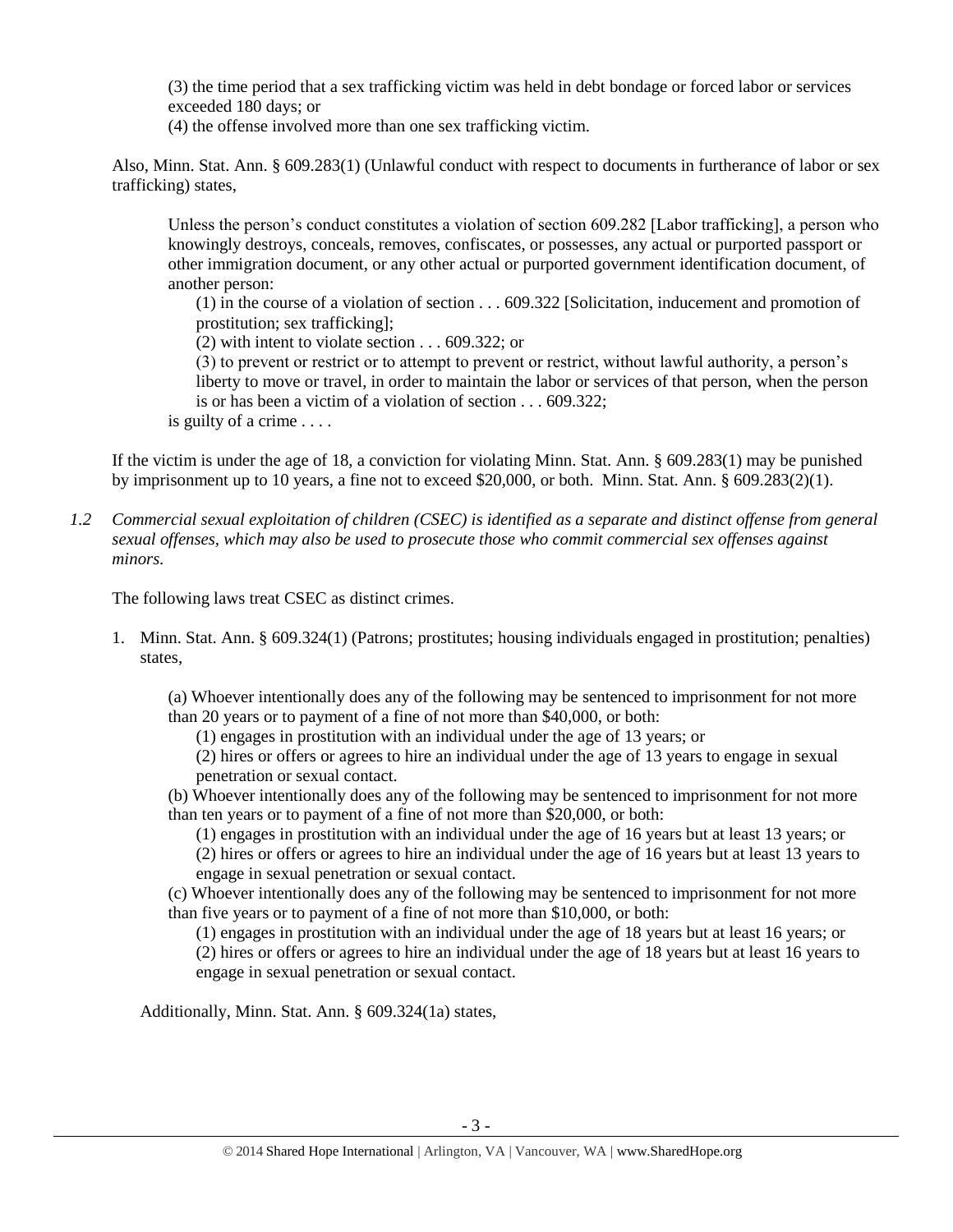(3) the time period that a sex trafficking victim was held in debt bondage or forced labor or services exceeded 180 days; or

(4) the offense involved more than one sex trafficking victim.

Also, Minn. Stat. Ann. § 609.283(1) (Unlawful conduct with respect to documents in furtherance of labor or sex trafficking) states,

> Unless the person's conduct constitutes a violation of section 609.282 [Labor trafficking], a person who knowingly destroys, conceals, removes, confiscates, or possesses, any actual or purported passport or other immigration document, or any other actual or purported government identification document, of another person:
>
> (1) in the course of a violation of section . . . 609.322 [Solicitation, inducement and promotion of prostitution; sex trafficking];
>
> (2) with intent to violate section . . . 609.322; or
>
> (3) to prevent or restrict or to attempt to prevent or restrict, without lawful authority, a person's liberty to move or travel, in order to maintain the labor or services of that person, when the person is or has been a victim of a violation of section . . . 609.322;
>
> is guilty of a crime . . . .

If the victim is under the age of 18, a conviction for violating Minn. Stat. Ann. § 609.283(1) may be punished by imprisonment up to 10 years, a fine not to exceed $20,000, or both. Minn. Stat. Ann. § 609.283(2)(1).

*1.2 Commercial sexual exploitation of children (CSEC) is identified as a separate and distinct offense from general sexual offenses, which may also be used to prosecute those who commit commercial sex offenses against minors.*

The following laws treat CSEC as distinct crimes.

1. Minn. Stat. Ann. § 609.324(1) (Patrons; prostitutes; housing individuals engaged in prostitution; penalties) states,

   > (a) Whoever intentionally does any of the following may be sentenced to imprisonment for not more than 20 years or to payment of a fine of not more than $40,000, or both:
   >
   > (1) engages in prostitution with an individual under the age of 13 years; or
   >
   > (2) hires or offers or agrees to hire an individual under the age of 13 years to engage in sexual penetration or sexual contact.
   >
   > (b) Whoever intentionally does any of the following may be sentenced to imprisonment for not more than ten years or to payment of a fine of not more than $20,000, or both:
   >
   > (1) engages in prostitution with an individual under the age of 16 years but at least 13 years; or
   >
   > (2) hires or offers or agrees to hire an individual under the age of 16 years but at least 13 years to engage in sexual penetration or sexual contact.
   >
   > (c) Whoever intentionally does any of the following may be sentenced to imprisonment for not more than five years or to payment of a fine of not more than $10,000, or both:
   >
   > (1) engages in prostitution with an individual under the age of 18 years but at least 16 years; or
   >
   > (2) hires or offers or agrees to hire an individual under the age of 18 years but at least 16 years to engage in sexual penetration or sexual contact.

   Additionally, Minn. Stat. Ann. § 609.324(1a) states,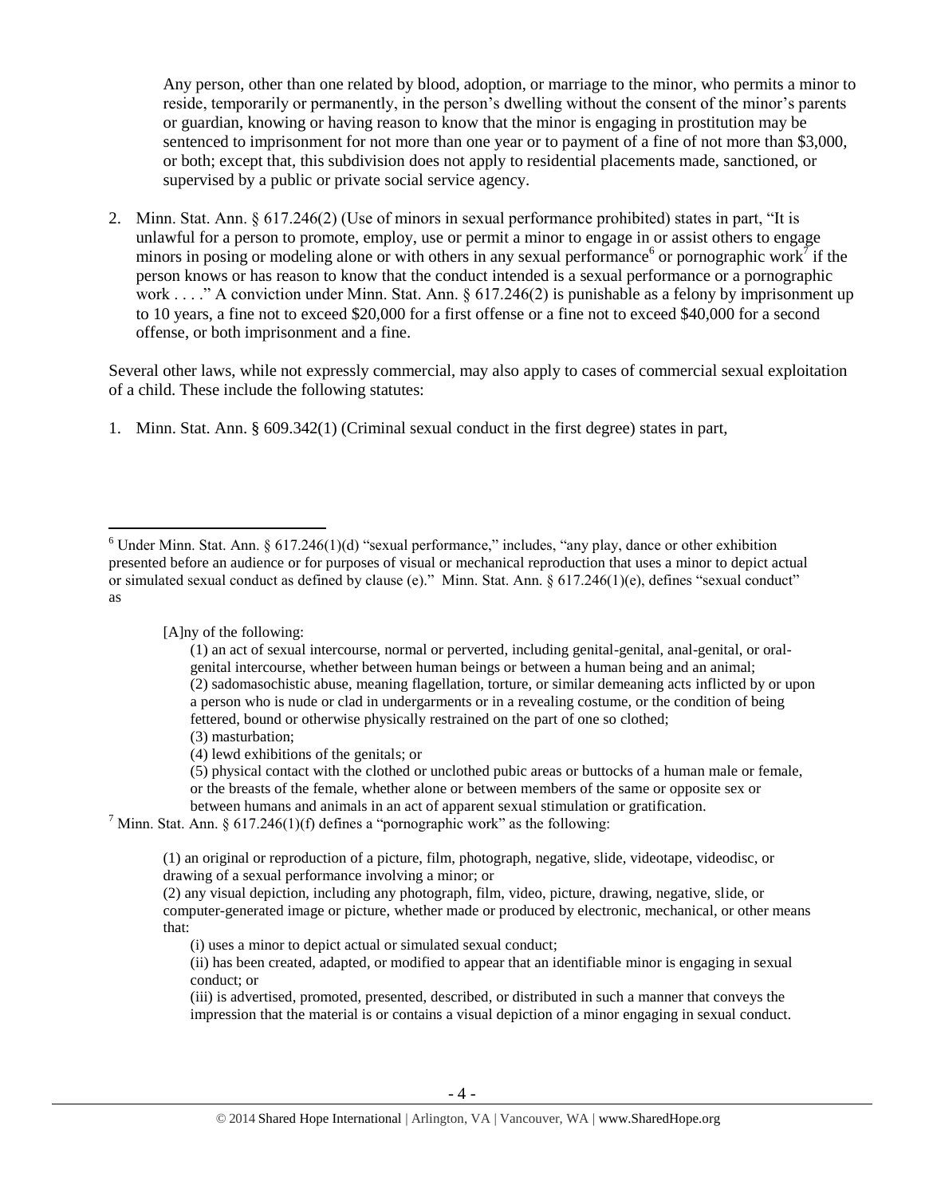Any person, other than one related by blood, adoption, or marriage to the minor, who permits a minor to reside, temporarily or permanently, in the person's dwelling without the consent of the minor's parents or guardian, knowing or having reason to know that the minor is engaging in prostitution may be sentenced to imprisonment for not more than one year or to payment of a fine of not more than $3,000, or both; except that, this subdivision does not apply to residential placements made, sanctioned, or supervised by a public or private social service agency.

2. Minn. Stat. Ann. § 617.246(2) (Use of minors in sexual performance prohibited) states in part, "It is unlawful for a person to promote, employ, use or permit a minor to engage in or assist others to engage minors in posing or modeling alone or with others in any sexual performance[6] or pornographic work[7] if the person knows or has reason to know that the conduct intended is a sexual performance or a pornographic work . . . ." A conviction under Minn. Stat. Ann. § 617.246(2) is punishable as a felony by imprisonment up to 10 years, a fine not to exceed $20,000 for a first offense or a fine not to exceed $40,000 for a second offense, or both imprisonment and a fine.

Several other laws, while not expressly commercial, may also apply to cases of commercial sexual exploitation of a child. These include the following statutes:

1. Minn. Stat. Ann. § 609.342(1) (Criminal sexual conduct in the first degree) states in part,

---

[6] Under Minn. Stat. Ann. § 617.246(1)(d) "sexual performance," includes, "any play, dance or other exhibition presented before an audience or for purposes of visual or mechanical reproduction that uses a minor to depict actual or simulated sexual conduct as defined by clause (e)." Minn. Stat. Ann. § 617.246(1)(e), defines "sexual conduct" as

> [A]ny of the following:
>
> (1) an act of sexual intercourse, normal or perverted, including genital-genital, anal-genital, or oral-genital intercourse, whether between human beings or between a human being and an animal;
> (2) sadomasochistic abuse, meaning flagellation, torture, or similar demeaning acts inflicted by or upon a person who is nude or clad in undergarments or in a revealing costume, or the condition of being fettered, bound or otherwise physically restrained on the part of one so clothed;
> (3) masturbation;
> (4) lewd exhibitions of the genitals; or
> (5) physical contact with the clothed or unclothed pubic areas or buttocks of a human male or female, or the breasts of the female, whether alone or between members of the same or opposite sex or between humans and animals in an act of apparent sexual stimulation or gratification.

[7] Minn. Stat. Ann. § 617.246(1)(f) defines a "pornographic work" as the following:

> (1) an original or reproduction of a picture, film, photograph, negative, slide, videotape, videodisc, or drawing of a sexual performance involving a minor; or
> (2) any visual depiction, including any photograph, film, video, picture, drawing, negative, slide, or computer-generated image or picture, whether made or produced by electronic, mechanical, or other means that:
>
> (i) uses a minor to depict actual or simulated sexual conduct;
> (ii) has been created, adapted, or modified to appear that an identifiable minor is engaging in sexual conduct; or
> (iii) is advertised, promoted, presented, described, or distributed in such a manner that conveys the impression that the material is or contains a visual depiction of a minor engaging in sexual conduct.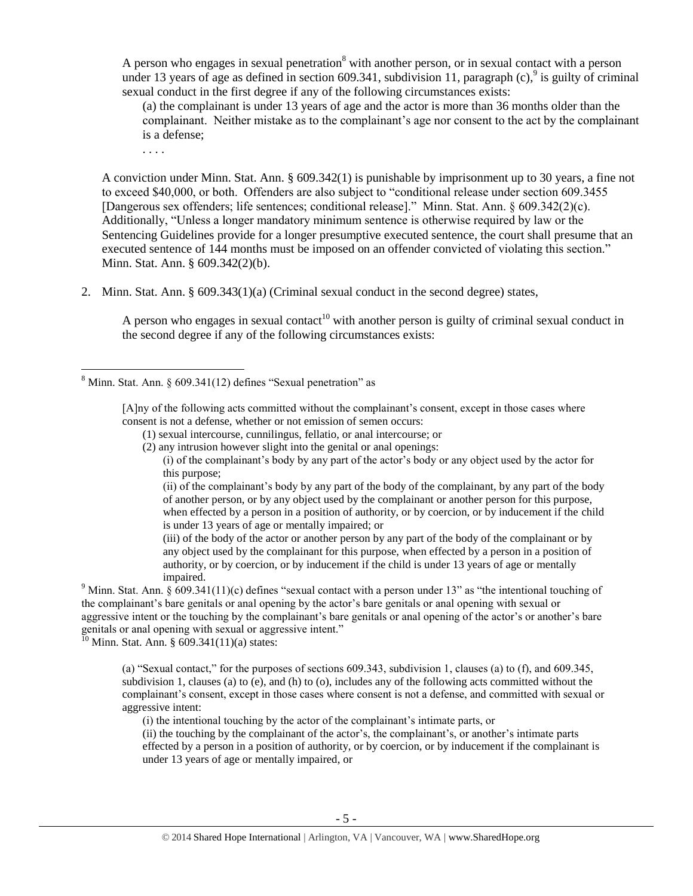> A person who engages in sexual penetration[8] with another person, or in sexual contact with a person under 13 years of age as defined in section 609.341, subdivision 11, paragraph (c),[9] is guilty of criminal sexual conduct in the first degree if any of the following circumstances exists:
>
> (a) the complainant is under 13 years of age and the actor is more than 36 months older than the complainant. Neither mistake as to the complainant's age nor consent to the act by the complainant is a defense;
>
> . . . .

A conviction under Minn. Stat. Ann. § 609.342(1) is punishable by imprisonment up to 30 years, a fine not to exceed $40,000, or both. Offenders are also subject to "conditional release under section 609.3455 [Dangerous sex offenders; life sentences; conditional release]." Minn. Stat. Ann. § 609.342(2)(c). Additionally, "Unless a longer mandatory minimum sentence is otherwise required by law or the Sentencing Guidelines provide for a longer presumptive executed sentence, the court shall presume that an executed sentence of 144 months must be imposed on an offender convicted of violating this section." Minn. Stat. Ann. § 609.342(2)(b).

2. Minn. Stat. Ann. § 609.343(1)(a) (Criminal sexual conduct in the second degree) states,

> A person who engages in sexual contact[10] with another person is guilty of criminal sexual conduct in the second degree if any of the following circumstances exists:

---

[8] Minn. Stat. Ann. § 609.341(12) defines "Sexual penetration" as

> [A]ny of the following acts committed without the complainant's consent, except in those cases where consent is not a defense, whether or not emission of semen occurs:
>
> (1) sexual intercourse, cunnilingus, fellatio, or anal intercourse; or
>
> (2) any intrusion however slight into the genital or anal openings:
>
> (i) of the complainant's body by any part of the actor's body or any object used by the actor for this purpose;
>
> (ii) of the complainant's body by any part of the body of the complainant, by any part of the body of another person, or by any object used by the complainant or another person for this purpose, when effected by a person in a position of authority, or by coercion, or by inducement if the child is under 13 years of age or mentally impaired; or
>
> (iii) of the body of the actor or another person by any part of the body of the complainant or by any object used by the complainant for this purpose, when effected by a person in a position of authority, or by coercion, or by inducement if the child is under 13 years of age or mentally impaired.

[9] Minn. Stat. Ann. § 609.341(11)(c) defines "sexual contact with a person under 13" as "the intentional touching of the complainant's bare genitals or anal opening by the actor's bare genitals or anal opening with sexual or aggressive intent or the touching by the complainant's bare genitals or anal opening of the actor's or another's bare genitals or anal opening with sexual or aggressive intent."

[10] Minn. Stat. Ann. § 609.341(11)(a) states:

> (a) "Sexual contact," for the purposes of sections 609.343, subdivision 1, clauses (a) to (f), and 609.345, subdivision 1, clauses (a) to (e), and (h) to (o), includes any of the following acts committed without the complainant's consent, except in those cases where consent is not a defense, and committed with sexual or aggressive intent:
>
> (i) the intentional touching by the actor of the complainant's intimate parts, or
>
> (ii) the touching by the complainant of the actor's, the complainant's, or another's intimate parts effected by a person in a position of authority, or by coercion, or by inducement if the complainant is under 13 years of age or mentally impaired, or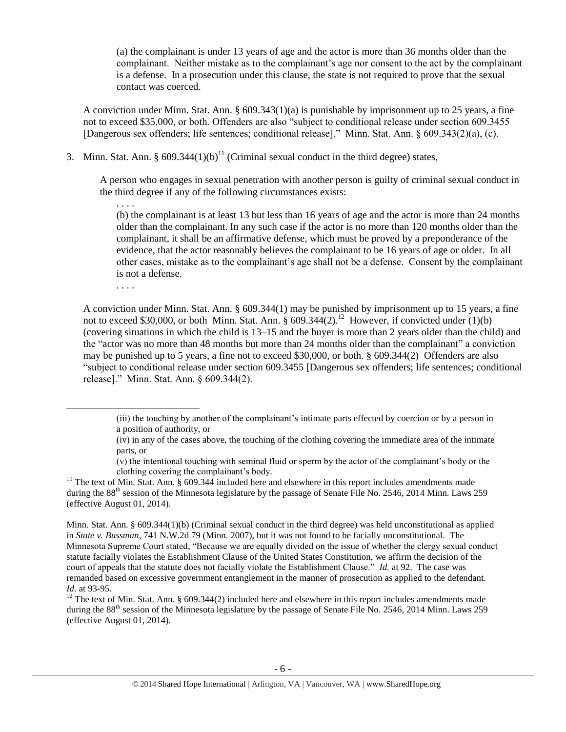(a) the complainant is under 13 years of age and the actor is more than 36 months older than the complainant. Neither mistake as to the complainant's age nor consent to the act by the complainant is a defense. In a prosecution under this clause, the state is not required to prove that the sexual contact was coerced.

A conviction under Minn. Stat. Ann. § 609.343(1)(a) is punishable by imprisonment up to 25 years, a fine not to exceed $35,000, or both. Offenders are also "subject to conditional release under section 609.3455 [Dangerous sex offenders; life sentences; conditional release]." Minn. Stat. Ann. § 609.343(2)(a), (c).

3. Minn. Stat. Ann. § 609.344(1)(b)[11] (Criminal sexual conduct in the third degree) states,

   A person who engages in sexual penetration with another person is guilty of criminal sexual conduct in the third degree if any of the following circumstances exists:

   . . . .

   (b) the complainant is at least 13 but less than 16 years of age and the actor is more than 24 months older than the complainant. In any such case if the actor is no more than 120 months older than the complainant, it shall be an affirmative defense, which must be proved by a preponderance of the evidence, that the actor reasonably believes the complainant to be 16 years of age or older. In all other cases, mistake as to the complainant's age shall not be a defense. Consent by the complainant is not a defense.

   . . . .

   A conviction under Minn. Stat. Ann. § 609.344(1) may be punished by imprisonment up to 15 years, a fine not to exceed $30,000, or both Minn. Stat. Ann. § 609.344(2).[12] However, if convicted under (1)(b) (covering situations in which the child is 13–15 and the buyer is more than 2 years older than the child) and the "actor was no more than 48 months but more than 24 months older than the complainant" a conviction may be punished up to 5 years, a fine not to exceed $30,000, or both. § 609.344(2) Offenders are also "subject to conditional release under section 609.3455 [Dangerous sex offenders; life sentences; conditional release]." Minn. Stat. Ann. § 609.344(2).

---

(iii) the touching by another of the complainant's intimate parts effected by coercion or by a person in a position of authority, or

(iv) in any of the cases above, the touching of the clothing covering the immediate area of the intimate parts, or

(v) the intentional touching with seminal fluid or sperm by the actor of the complainant's body or the clothing covering the complainant's body.

[11] The text of Min. Stat. Ann. § 609.344 included here and elsewhere in this report includes amendments made during the 88th session of the Minnesota legislature by the passage of Senate File No. 2546, 2014 Minn. Laws 259 (effective August 01, 2014).

Minn. Stat. Ann. § 609.344(1)(b) (Criminal sexual conduct in the third degree) was held unconstitutional as applied in *State v. Bussman*, 741 N.W.2d 79 (Minn. 2007), but it was not found to be facially unconstitutional. The Minnesota Supreme Court stated, "Because we are equally divided on the issue of whether the clergy sexual conduct statute facially violates the Establishment Clause of the United States Constitution, we affirm the decision of the court of appeals that the statute does not facially violate the Establishment Clause." *Id.* at 92. The case was remanded based on excessive government entanglement in the manner of prosecution as applied to the defendant. *Id.* at 93-95.

[12] The text of Min. Stat. Ann. § 609.344(2) included here and elsewhere in this report includes amendments made during the 88th session of the Minnesota legislature by the passage of Senate File No. 2546, 2014 Minn. Laws 259 (effective August 01, 2014).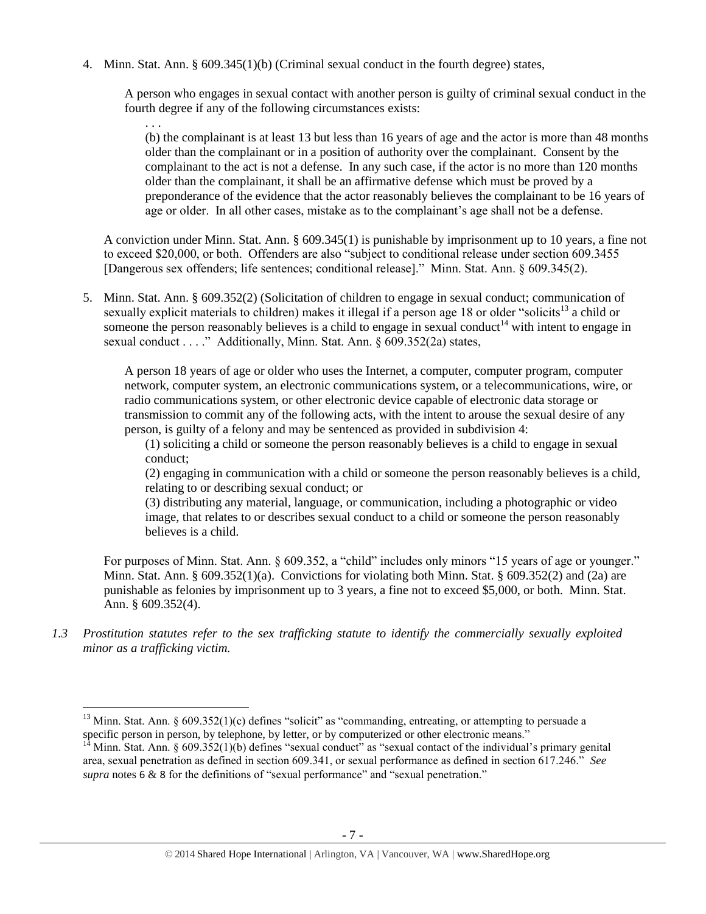4. Minn. Stat. Ann. § 609.345(1)(b) (Criminal sexual conduct in the fourth degree) states,

   A person who engages in sexual contact with another person is guilty of criminal sexual conduct in the fourth degree if any of the following circumstances exists:

   . . .

   (b) the complainant is at least 13 but less than 16 years of age and the actor is more than 48 months older than the complainant or in a position of authority over the complainant. Consent by the complainant to the act is not a defense. In any such case, if the actor is no more than 120 months older than the complainant, it shall be an affirmative defense which must be proved by a preponderance of the evidence that the actor reasonably believes the complainant to be 16 years of age or older. In all other cases, mistake as to the complainant's age shall not be a defense.

   A conviction under Minn. Stat. Ann. § 609.345(1) is punishable by imprisonment up to 10 years, a fine not to exceed $20,000, or both. Offenders are also "subject to conditional release under section 609.3455 [Dangerous sex offenders; life sentences; conditional release]." Minn. Stat. Ann. § 609.345(2).

5. Minn. Stat. Ann. § 609.352(2) (Solicitation of children to engage in sexual conduct; communication of sexually explicit materials to children) makes it illegal if a person age 18 or older "solicits[13] a child or someone the person reasonably believes is a child to engage in sexual conduct[14] with intent to engage in sexual conduct . . . ." Additionally, Minn. Stat. Ann. § 609.352(2a) states,

   A person 18 years of age or older who uses the Internet, a computer, computer program, computer network, computer system, an electronic communications system, or a telecommunications, wire, or radio communications system, or other electronic device capable of electronic data storage or transmission to commit any of the following acts, with the intent to arouse the sexual desire of any person, is guilty of a felony and may be sentenced as provided in subdivision 4:

   (1) soliciting a child or someone the person reasonably believes is a child to engage in sexual conduct;

   (2) engaging in communication with a child or someone the person reasonably believes is a child, relating to or describing sexual conduct; or

   (3) distributing any material, language, or communication, including a photographic or video image, that relates to or describes sexual conduct to a child or someone the person reasonably believes is a child.

   For purposes of Minn. Stat. Ann. § 609.352, a "child" includes only minors "15 years of age or younger." Minn. Stat. Ann. § 609.352(1)(a). Convictions for violating both Minn. Stat. § 609.352(2) and (2a) are punishable as felonies by imprisonment up to 3 years, a fine not to exceed $5,000, or both. Minn. Stat. Ann. § 609.352(4).

*1.3 Prostitution statutes refer to the sex trafficking statute to identify the commercially sexually exploited minor as a trafficking victim.*

---

[13] Minn. Stat. Ann. § 609.352(1)(c) defines "solicit" as "commanding, entreating, or attempting to persuade a specific person in person, by telephone, by letter, or by computerized or other electronic means."

[14] Minn. Stat. Ann. § 609.352(1)(b) defines "sexual conduct" as "sexual contact of the individual's primary genital area, sexual penetration as defined in section 609.341, or sexual performance as defined in section 617.246." *See supra* notes 6 & 8 for the definitions of "sexual performance" and "sexual penetration."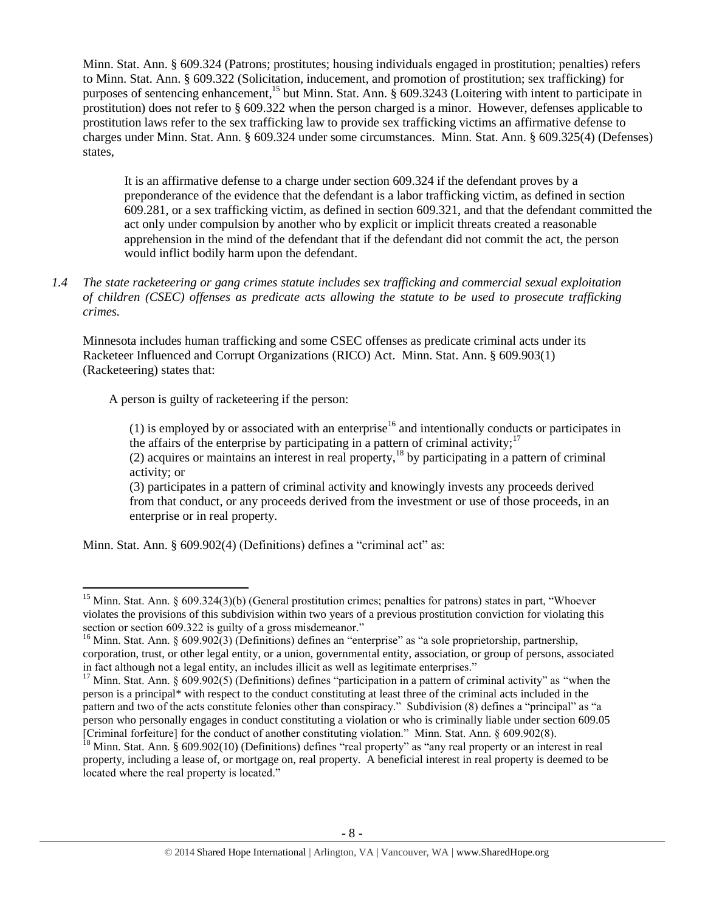Minn. Stat. Ann. § 609.324 (Patrons; prostitutes; housing individuals engaged in prostitution; penalties) refers to Minn. Stat. Ann. § 609.322 (Solicitation, inducement, and promotion of prostitution; sex trafficking) for purposes of sentencing enhancement,[15] but Minn. Stat. Ann. § 609.3243 (Loitering with intent to participate in prostitution) does not refer to § 609.322 when the person charged is a minor. However, defenses applicable to prostitution laws refer to the sex trafficking law to provide sex trafficking victims an affirmative defense to charges under Minn. Stat. Ann. § 609.324 under some circumstances. Minn. Stat. Ann. § 609.325(4) (Defenses) states,

> It is an affirmative defense to a charge under section 609.324 if the defendant proves by a preponderance of the evidence that the defendant is a labor trafficking victim, as defined in section 609.281, or a sex trafficking victim, as defined in section 609.321, and that the defendant committed the act only under compulsion by another who by explicit or implicit threats created a reasonable apprehension in the mind of the defendant that if the defendant did not commit the act, the person would inflict bodily harm upon the defendant.

*1.4 The state racketeering or gang crimes statute includes sex trafficking and commercial sexual exploitation of children (CSEC) offenses as predicate acts allowing the statute to be used to prosecute trafficking crimes.*

Minnesota includes human trafficking and some CSEC offenses as predicate criminal acts under its Racketeer Influenced and Corrupt Organizations (RICO) Act. Minn. Stat. Ann. § 609.903(1) (Racketeering) states that:

> A person is guilty of racketeering if the person:
>
> > (1) is employed by or associated with an enterprise[16] and intentionally conducts or participates in the affairs of the enterprise by participating in a pattern of criminal activity;[17]
> > (2) acquires or maintains an interest in real property,[18] by participating in a pattern of criminal activity; or
> > (3) participates in a pattern of criminal activity and knowingly invests any proceeds derived from that conduct, or any proceeds derived from the investment or use of those proceeds, in an enterprise or in real property.

Minn. Stat. Ann. § 609.902(4) (Definitions) defines a "criminal act" as:

---

[15] Minn. Stat. Ann. § 609.324(3)(b) (General prostitution crimes; penalties for patrons) states in part, "Whoever violates the provisions of this subdivision within two years of a previous prostitution conviction for violating this section or section 609.322 is guilty of a gross misdemeanor."

[16] Minn. Stat. Ann. § 609.902(3) (Definitions) defines an "enterprise" as "a sole proprietorship, partnership, corporation, trust, or other legal entity, or a union, governmental entity, association, or group of persons, associated in fact although not a legal entity, an includes illicit as well as legitimate enterprises."

[17] Minn. Stat. Ann. § 609.902(5) (Definitions) defines "participation in a pattern of criminal activity" as "when the person is a principal* with respect to the conduct constituting at least three of the criminal acts included in the pattern and two of the acts constitute felonies other than conspiracy." Subdivision (8) defines a "principal" as "a person who personally engages in conduct constituting a violation or who is criminally liable under section 609.05 [Criminal forfeiture] for the conduct of another constituting violation." Minn. Stat. Ann. § 609.902(8).

[18] Minn. Stat. Ann. § 609.902(10) (Definitions) defines "real property" as "any real property or an interest in real property, including a lease of, or mortgage on, real property. A beneficial interest in real property is deemed to be located where the real property is located."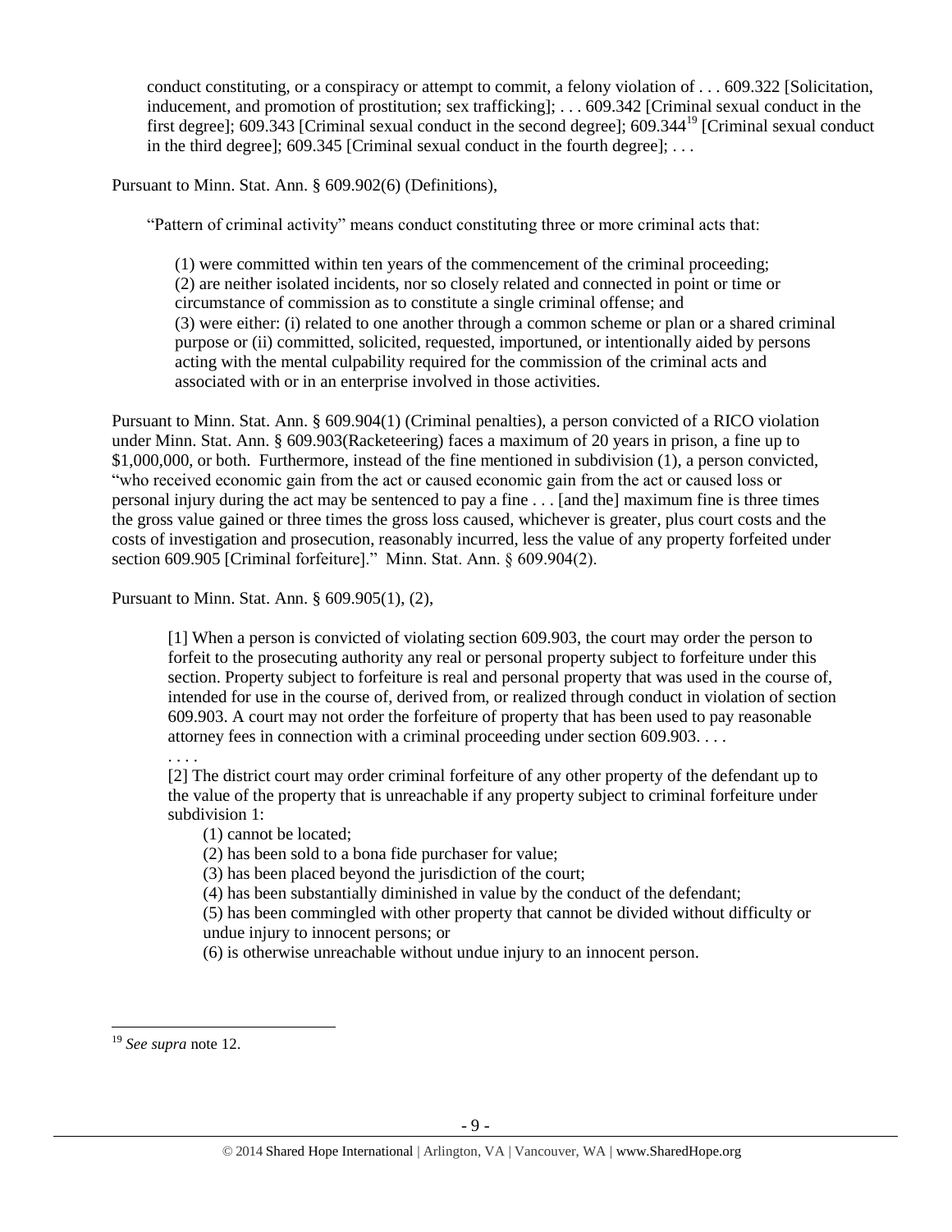> conduct constituting, or a conspiracy or attempt to commit, a felony violation of . . . 609.322 [Solicitation, inducement, and promotion of prostitution; sex trafficking]; . . . 609.342 [Criminal sexual conduct in the first degree]; 609.343 [Criminal sexual conduct in the second degree]; 609.344[19] [Criminal sexual conduct in the third degree]; 609.345 [Criminal sexual conduct in the fourth degree]; . . .

Pursuant to Minn. Stat. Ann. § 609.902(6) (Definitions),

> "Pattern of criminal activity" means conduct constituting three or more criminal acts that:
>
> (1) were committed within ten years of the commencement of the criminal proceeding;
> (2) are neither isolated incidents, nor so closely related and connected in point or time or circumstance of commission as to constitute a single criminal offense; and
> (3) were either: (i) related to one another through a common scheme or plan or a shared criminal purpose or (ii) committed, solicited, requested, importuned, or intentionally aided by persons acting with the mental culpability required for the commission of the criminal acts and associated with or in an enterprise involved in those activities.

Pursuant to Minn. Stat. Ann. § 609.904(1) (Criminal penalties), a person convicted of a RICO violation under Minn. Stat. Ann. § 609.903(Racketeering) faces a maximum of 20 years in prison, a fine up to $1,000,000, or both. Furthermore, instead of the fine mentioned in subdivision (1), a person convicted, "who received economic gain from the act or caused economic gain from the act or caused loss or personal injury during the act may be sentenced to pay a fine . . . [and the] maximum fine is three times the gross value gained or three times the gross loss caused, whichever is greater, plus court costs and the costs of investigation and prosecution, reasonably incurred, less the value of any property forfeited under section 609.905 [Criminal forfeiture]." Minn. Stat. Ann. § 609.904(2).

Pursuant to Minn. Stat. Ann. § 609.905(1), (2),

> [1] When a person is convicted of violating section 609.903, the court may order the person to forfeit to the prosecuting authority any real or personal property subject to forfeiture under this section. Property subject to forfeiture is real and personal property that was used in the course of, intended for use in the course of, derived from, or realized through conduct in violation of section 609.903. A court may not order the forfeiture of property that has been used to pay reasonable attorney fees in connection with a criminal proceeding under section 609.903. . . .
>
> . . . .
>
> [2] The district court may order criminal forfeiture of any other property of the defendant up to the value of the property that is unreachable if any property subject to criminal forfeiture under subdivision 1:
>
> (1) cannot be located;
> (2) has been sold to a bona fide purchaser for value;
> (3) has been placed beyond the jurisdiction of the court;
> (4) has been substantially diminished in value by the conduct of the defendant;
> (5) has been commingled with other property that cannot be divided without difficulty or undue injury to innocent persons; or
> (6) is otherwise unreachable without undue injury to an innocent person.

---

[19] *See supra* note 12.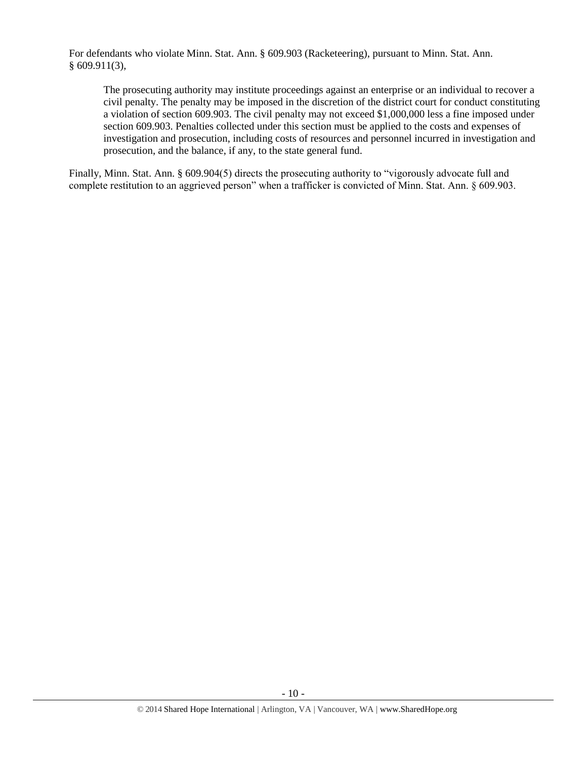For defendants who violate Minn. Stat. Ann. § 609.903 (Racketeering), pursuant to Minn. Stat. Ann. § 609.911(3),

> The prosecuting authority may institute proceedings against an enterprise or an individual to recover a civil penalty. The penalty may be imposed in the discretion of the district court for conduct constituting a violation of section 609.903. The civil penalty may not exceed $1,000,000 less a fine imposed under section 609.903. Penalties collected under this section must be applied to the costs and expenses of investigation and prosecution, including costs of resources and personnel incurred in investigation and prosecution, and the balance, if any, to the state general fund.

Finally, Minn. Stat. Ann. § 609.904(5) directs the prosecuting authority to "vigorously advocate full and complete restitution to an aggrieved person" when a trafficker is convicted of Minn. Stat. Ann. § 609.903.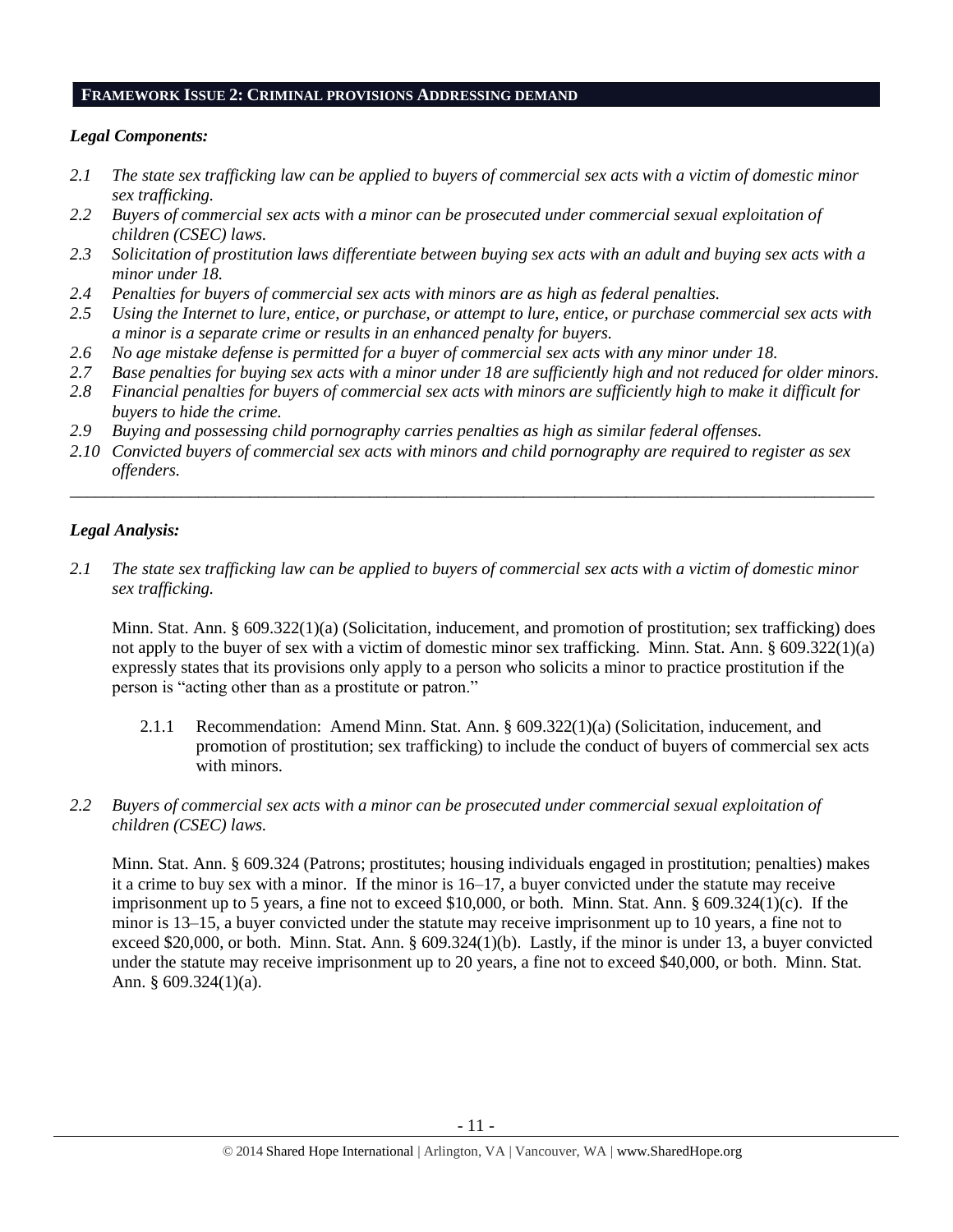## FRAMEWORK ISSUE 2: CRIMINAL PROVISIONS ADDRESSING DEMAND

### *Legal Components:*

*2.1 The state sex trafficking law can be applied to buyers of commercial sex acts with a victim of domestic minor sex trafficking.*

*2.2 Buyers of commercial sex acts with a minor can be prosecuted under commercial sexual exploitation of children (CSEC) laws.*

*2.3 Solicitation of prostitution laws differentiate between buying sex acts with an adult and buying sex acts with a minor under 18.*

*2.4 Penalties for buyers of commercial sex acts with minors are as high as federal penalties.*

*2.5 Using the Internet to lure, entice, or purchase, or attempt to lure, entice, or purchase commercial sex acts with a minor is a separate crime or results in an enhanced penalty for buyers.*

*2.6 No age mistake defense is permitted for a buyer of commercial sex acts with any minor under 18.*

*2.7 Base penalties for buying sex acts with a minor under 18 are sufficiently high and not reduced for older minors.*

*2.8 Financial penalties for buyers of commercial sex acts with minors are sufficiently high to make it difficult for buyers to hide the crime.*

*2.9 Buying and possessing child pornography carries penalties as high as similar federal offenses.*

*2.10 Convicted buyers of commercial sex acts with minors and child pornography are required to register as sex offenders.*

---

### *Legal Analysis:*

*2.1 The state sex trafficking law can be applied to buyers of commercial sex acts with a victim of domestic minor sex trafficking.*

Minn. Stat. Ann. § 609.322(1)(a) (Solicitation, inducement, and promotion of prostitution; sex trafficking) does not apply to the buyer of sex with a victim of domestic minor sex trafficking. Minn. Stat. Ann. § 609.322(1)(a) expressly states that its provisions only apply to a person who solicits a minor to practice prostitution if the person is "acting other than as a prostitute or patron."

2.1.1 Recommendation: Amend Minn. Stat. Ann. § 609.322(1)(a) (Solicitation, inducement, and promotion of prostitution; sex trafficking) to include the conduct of buyers of commercial sex acts with minors.

*2.2 Buyers of commercial sex acts with a minor can be prosecuted under commercial sexual exploitation of children (CSEC) laws.*

Minn. Stat. Ann. § 609.324 (Patrons; prostitutes; housing individuals engaged in prostitution; penalties) makes it a crime to buy sex with a minor. If the minor is 16–17, a buyer convicted under the statute may receive imprisonment up to 5 years, a fine not to exceed $10,000, or both. Minn. Stat. Ann. § 609.324(1)(c). If the minor is 13–15, a buyer convicted under the statute may receive imprisonment up to 10 years, a fine not to exceed $20,000, or both. Minn. Stat. Ann. § 609.324(1)(b). Lastly, if the minor is under 13, a buyer convicted under the statute may receive imprisonment up to 20 years, a fine not to exceed $40,000, or both. Minn. Stat. Ann. § 609.324(1)(a).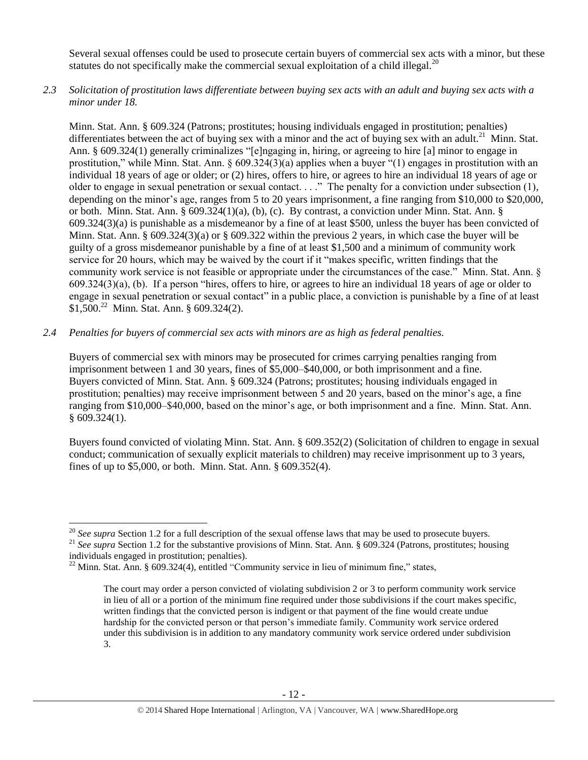Several sexual offenses could be used to prosecute certain buyers of commercial sex acts with a minor, but these statutes do not specifically make the commercial sexual exploitation of a child illegal.[20]

*2.3 Solicitation of prostitution laws differentiate between buying sex acts with an adult and buying sex acts with a minor under 18.*

Minn. Stat. Ann. § 609.324 (Patrons; prostitutes; housing individuals engaged in prostitution; penalties) differentiates between the act of buying sex with a minor and the act of buying sex with an adult.[21] Minn. Stat. Ann. § 609.324(1) generally criminalizes "[e]ngaging in, hiring, or agreeing to hire [a] minor to engage in prostitution," while Minn. Stat. Ann. § 609.324(3)(a) applies when a buyer "(1) engages in prostitution with an individual 18 years of age or older; or (2) hires, offers to hire, or agrees to hire an individual 18 years of age or older to engage in sexual penetration or sexual contact. . . ." The penalty for a conviction under subsection (1), depending on the minor's age, ranges from 5 to 20 years imprisonment, a fine ranging from $10,000 to $20,000, or both. Minn. Stat. Ann. § 609.324(1)(a), (b), (c). By contrast, a conviction under Minn. Stat. Ann. § 609.324(3)(a) is punishable as a misdemeanor by a fine of at least $500, unless the buyer has been convicted of Minn. Stat. Ann. § 609.324(3)(a) or § 609.322 within the previous 2 years, in which case the buyer will be guilty of a gross misdemeanor punishable by a fine of at least $1,500 and a minimum of community work service for 20 hours, which may be waived by the court if it "makes specific, written findings that the community work service is not feasible or appropriate under the circumstances of the case." Minn. Stat. Ann. § 609.324(3)(a), (b). If a person "hires, offers to hire, or agrees to hire an individual 18 years of age or older to engage in sexual penetration or sexual contact" in a public place, a conviction is punishable by a fine of at least $1,500.[22] Minn. Stat. Ann. § 609.324(2).

*2.4 Penalties for buyers of commercial sex acts with minors are as high as federal penalties.*

Buyers of commercial sex with minors may be prosecuted for crimes carrying penalties ranging from imprisonment between 1 and 30 years, fines of $5,000–$40,000, or both imprisonment and a fine. Buyers convicted of Minn. Stat. Ann. § 609.324 (Patrons; prostitutes; housing individuals engaged in prostitution; penalties) may receive imprisonment between 5 and 20 years, based on the minor's age, a fine ranging from $10,000–$40,000, based on the minor's age, or both imprisonment and a fine. Minn. Stat. Ann. § 609.324(1).

Buyers found convicted of violating Minn. Stat. Ann. § 609.352(2) (Solicitation of children to engage in sexual conduct; communication of sexually explicit materials to children) may receive imprisonment up to 3 years, fines of up to $5,000, or both. Minn. Stat. Ann. § 609.352(4).

---

[20] *See supra* Section 1.2 for a full description of the sexual offense laws that may be used to prosecute buyers.

[21] *See supra* Section 1.2 for the substantive provisions of Minn. Stat. Ann. § 609.324 (Patrons, prostitutes; housing individuals engaged in prostitution; penalties).

[22] Minn. Stat. Ann. § 609.324(4), entitled "Community service in lieu of minimum fine," states,

> The court may order a person convicted of violating subdivision 2 or 3 to perform community work service in lieu of all or a portion of the minimum fine required under those subdivisions if the court makes specific, written findings that the convicted person is indigent or that payment of the fine would create undue hardship for the convicted person or that person's immediate family. Community work service ordered under this subdivision is in addition to any mandatory community work service ordered under subdivision 3.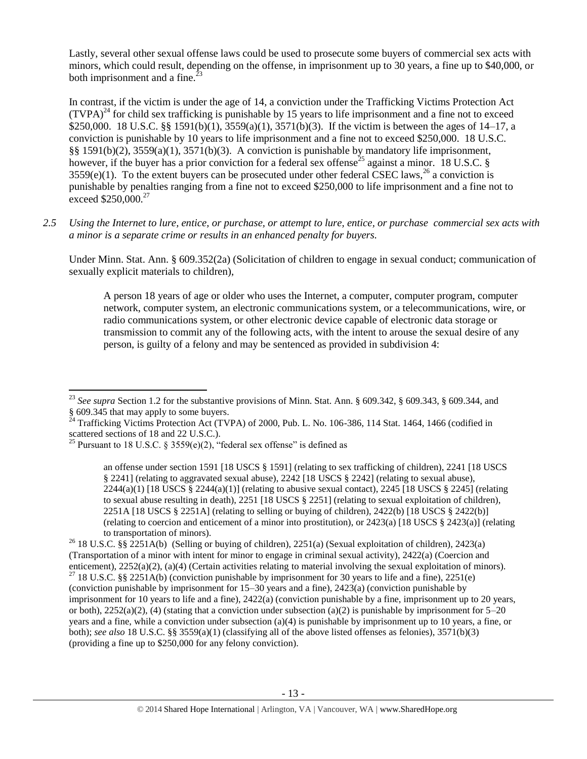Lastly, several other sexual offense laws could be used to prosecute some buyers of commercial sex acts with minors, which could result, depending on the offense, in imprisonment up to 30 years, a fine up to $40,000, or both imprisonment and a fine.[23]

In contrast, if the victim is under the age of 14, a conviction under the Trafficking Victims Protection Act (TVPA)[24] for child sex trafficking is punishable by 15 years to life imprisonment and a fine not to exceed $250,000. 18 U.S.C. §§ 1591(b)(1), 3559(a)(1), 3571(b)(3). If the victim is between the ages of 14–17, a conviction is punishable by 10 years to life imprisonment and a fine not to exceed $250,000. 18 U.S.C. §§ 1591(b)(2), 3559(a)(1), 3571(b)(3). A conviction is punishable by mandatory life imprisonment, however, if the buyer has a prior conviction for a federal sex offense[25] against a minor. 18 U.S.C. § 3559(e)(1). To the extent buyers can be prosecuted under other federal CSEC laws,[26] a conviction is punishable by penalties ranging from a fine not to exceed $250,000 to life imprisonment and a fine not to exceed $250,000.[27]

*2.5 Using the Internet to lure, entice, or purchase, or attempt to lure, entice, or purchase commercial sex acts with a minor is a separate crime or results in an enhanced penalty for buyers.*

Under Minn. Stat. Ann. § 609.352(2a) (Solicitation of children to engage in sexual conduct; communication of sexually explicit materials to children),

> A person 18 years of age or older who uses the Internet, a computer, computer program, computer network, computer system, an electronic communications system, or a telecommunications, wire, or radio communications system, or other electronic device capable of electronic data storage or transmission to commit any of the following acts, with the intent to arouse the sexual desire of any person, is guilty of a felony and may be sentenced as provided in subdivision 4:

---

[23] *See supra* Section 1.2 for the substantive provisions of Minn. Stat. Ann. § 609.342, § 609.343, § 609.344, and § 609.345 that may apply to some buyers.

[24] Trafficking Victims Protection Act (TVPA) of 2000, Pub. L. No. 106-386, 114 Stat. 1464, 1466 (codified in scattered sections of 18 and 22 U.S.C.).

[25] Pursuant to 18 U.S.C. § 3559(e)(2), "federal sex offense" is defined as

> an offense under section 1591 [18 USCS § 1591] (relating to sex trafficking of children), 2241 [18 USCS § 2241] (relating to aggravated sexual abuse), 2242 [18 USCS § 2242] (relating to sexual abuse), 2244(a)(1) [18 USCS § 2244(a)(1)] (relating to abusive sexual contact), 2245 [18 USCS § 2245] (relating to sexual abuse resulting in death), 2251 [18 USCS § 2251] (relating to sexual exploitation of children), 2251A [18 USCS § 2251A] (relating to selling or buying of children), 2422(b) [18 USCS § 2422(b)] (relating to coercion and enticement of a minor into prostitution), or 2423(a) [18 USCS § 2423(a)] (relating to transportation of minors).

[26] 18 U.S.C. §§ 2251A(b) (Selling or buying of children), 2251(a) (Sexual exploitation of children), 2423(a) (Transportation of a minor with intent for minor to engage in criminal sexual activity), 2422(a) (Coercion and enticement), 2252(a)(2), (a)(4) (Certain activities relating to material involving the sexual exploitation of minors).

[27] 18 U.S.C. §§ 2251A(b) (conviction punishable by imprisonment for 30 years to life and a fine), 2251(e) (conviction punishable by imprisonment for 15–30 years and a fine), 2423(a) (conviction punishable by imprisonment for 10 years to life and a fine), 2422(a) (conviction punishable by a fine, imprisonment up to 20 years, or both), 2252(a)(2), (4) (stating that a conviction under subsection (a)(2) is punishable by imprisonment for 5–20 years and a fine, while a conviction under subsection (a)(4) is punishable by imprisonment up to 10 years, a fine, or both); *see also* 18 U.S.C. §§ 3559(a)(1) (classifying all of the above listed offenses as felonies), 3571(b)(3) (providing a fine up to $250,000 for any felony conviction).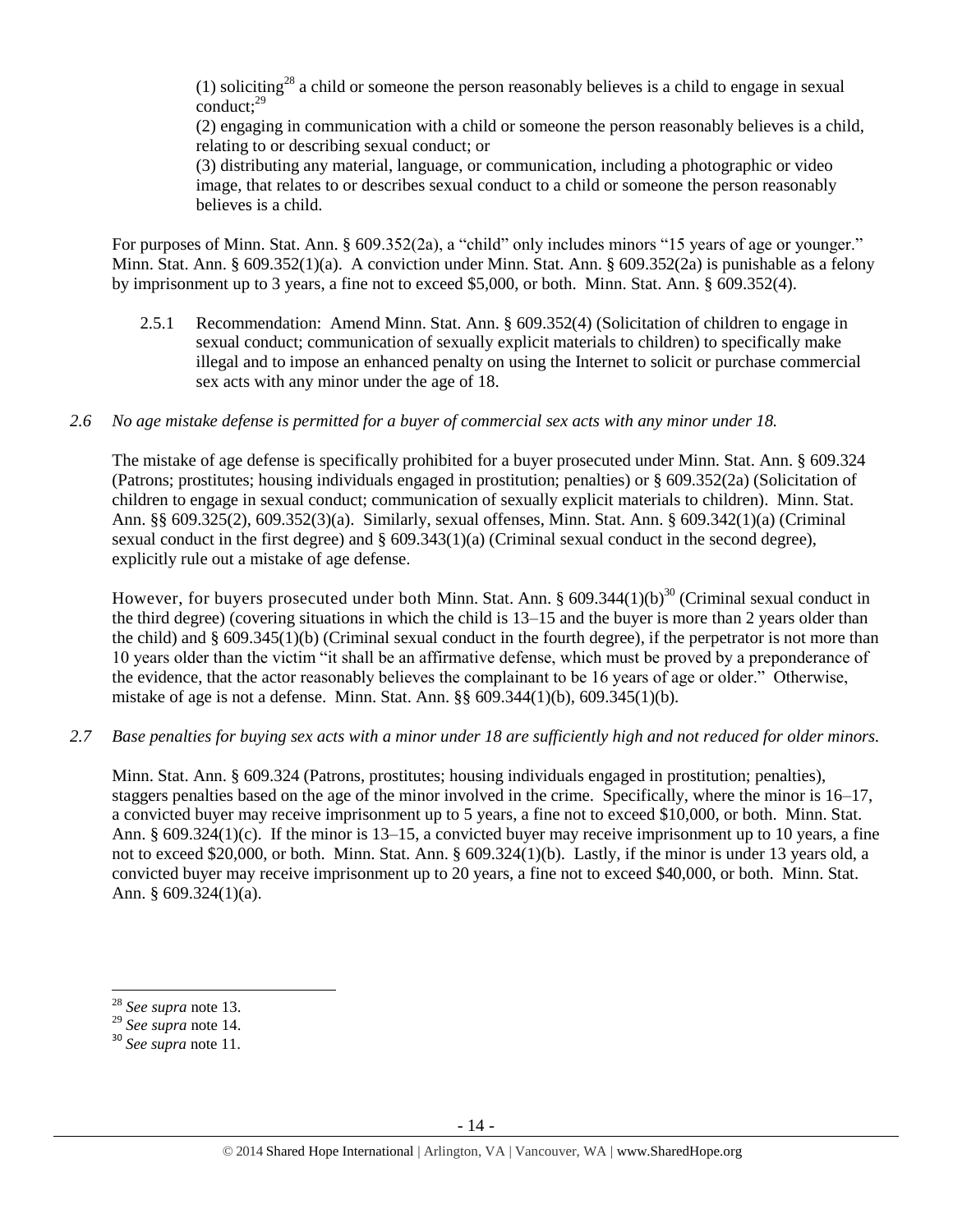(1) soliciting[28] a child or someone the person reasonably believes is a child to engage in sexual conduct;[29]

(2) engaging in communication with a child or someone the person reasonably believes is a child, relating to or describing sexual conduct; or

(3) distributing any material, language, or communication, including a photographic or video image, that relates to or describes sexual conduct to a child or someone the person reasonably believes is a child.

For purposes of Minn. Stat. Ann. § 609.352(2a), a "child" only includes minors "15 years of age or younger." Minn. Stat. Ann. § 609.352(1)(a). A conviction under Minn. Stat. Ann. § 609.352(2a) is punishable as a felony by imprisonment up to 3 years, a fine not to exceed $5,000, or both. Minn. Stat. Ann. § 609.352(4).

2.5.1 Recommendation: Amend Minn. Stat. Ann. § 609.352(4) (Solicitation of children to engage in sexual conduct; communication of sexually explicit materials to children) to specifically make illegal and to impose an enhanced penalty on using the Internet to solicit or purchase commercial sex acts with any minor under the age of 18.

*2.6 No age mistake defense is permitted for a buyer of commercial sex acts with any minor under 18.*

The mistake of age defense is specifically prohibited for a buyer prosecuted under Minn. Stat. Ann. § 609.324 (Patrons; prostitutes; housing individuals engaged in prostitution; penalties) or § 609.352(2a) (Solicitation of children to engage in sexual conduct; communication of sexually explicit materials to children). Minn. Stat. Ann. §§ 609.325(2), 609.352(3)(a). Similarly, sexual offenses, Minn. Stat. Ann. § 609.342(1)(a) (Criminal sexual conduct in the first degree) and § 609.343(1)(a) (Criminal sexual conduct in the second degree), explicitly rule out a mistake of age defense.

However, for buyers prosecuted under both Minn. Stat. Ann. § 609.344(1)(b)[30] (Criminal sexual conduct in the third degree) (covering situations in which the child is 13–15 and the buyer is more than 2 years older than the child) and § 609.345(1)(b) (Criminal sexual conduct in the fourth degree), if the perpetrator is not more than 10 years older than the victim "it shall be an affirmative defense, which must be proved by a preponderance of the evidence, that the actor reasonably believes the complainant to be 16 years of age or older." Otherwise, mistake of age is not a defense. Minn. Stat. Ann. §§ 609.344(1)(b), 609.345(1)(b).

*2.7 Base penalties for buying sex acts with a minor under 18 are sufficiently high and not reduced for older minors.*

Minn. Stat. Ann. § 609.324 (Patrons, prostitutes; housing individuals engaged in prostitution; penalties), staggers penalties based on the age of the minor involved in the crime. Specifically, where the minor is 16–17, a convicted buyer may receive imprisonment up to 5 years, a fine not to exceed $10,000, or both. Minn. Stat. Ann. § 609.324(1)(c). If the minor is 13–15, a convicted buyer may receive imprisonment up to 10 years, a fine not to exceed $20,000, or both. Minn. Stat. Ann. § 609.324(1)(b). Lastly, if the minor is under 13 years old, a convicted buyer may receive imprisonment up to 20 years, a fine not to exceed $40,000, or both. Minn. Stat. Ann. § 609.324(1)(a).

---

[28] *See supra* note 13.

[29] *See supra* note 14.

[30] *See supra* note 11.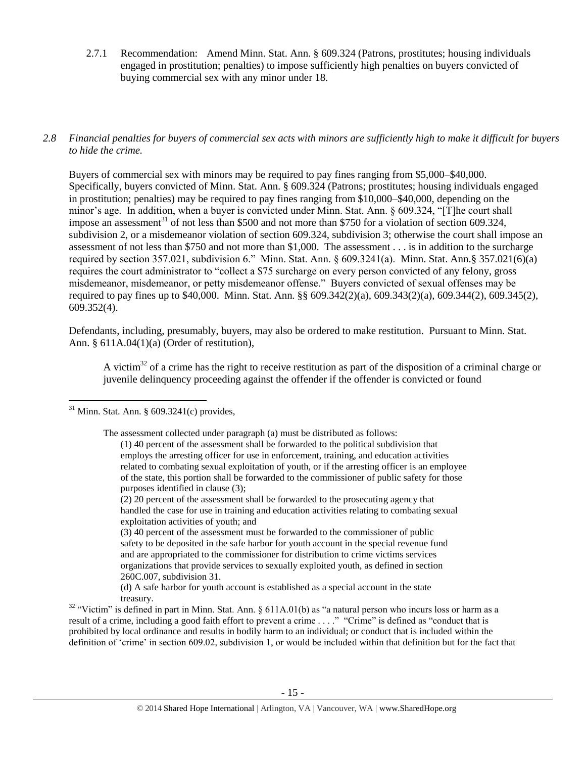2.7.1 Recommendation: Amend Minn. Stat. Ann. § 609.324 (Patrons, prostitutes; housing individuals engaged in prostitution; penalties) to impose sufficiently high penalties on buyers convicted of buying commercial sex with any minor under 18.

*2.8 Financial penalties for buyers of commercial sex acts with minors are sufficiently high to make it difficult for buyers to hide the crime.*

Buyers of commercial sex with minors may be required to pay fines ranging from $5,000–$40,000. Specifically, buyers convicted of Minn. Stat. Ann. § 609.324 (Patrons; prostitutes; housing individuals engaged in prostitution; penalties) may be required to pay fines ranging from $10,000–$40,000, depending on the minor's age. In addition, when a buyer is convicted under Minn. Stat. Ann. § 609.324, "[T]he court shall impose an assessment[31] of not less than $500 and not more than $750 for a violation of section 609.324, subdivision 2, or a misdemeanor violation of section 609.324, subdivision 3; otherwise the court shall impose an assessment of not less than $750 and not more than $1,000. The assessment . . . is in addition to the surcharge required by section 357.021, subdivision 6." Minn. Stat. Ann. § 609.3241(a). Minn. Stat. Ann.§ 357.021(6)(a) requires the court administrator to "collect a $75 surcharge on every person convicted of any felony, gross misdemeanor, misdemeanor, or petty misdemeanor offense." Buyers convicted of sexual offenses may be required to pay fines up to $40,000. Minn. Stat. Ann. §§ 609.342(2)(a), 609.343(2)(a), 609.344(2), 609.345(2), 609.352(4).

Defendants, including, presumably, buyers, may also be ordered to make restitution. Pursuant to Minn. Stat. Ann. § 611A.04(1)(a) (Order of restitution),

> A victim[32] of a crime has the right to receive restitution as part of the disposition of a criminal charge or juvenile delinquency proceeding against the offender if the offender is convicted or found

---

[31] Minn. Stat. Ann. § 609.3241(c) provides,

> The assessment collected under paragraph (a) must be distributed as follows:
>
> (1) 40 percent of the assessment shall be forwarded to the political subdivision that employs the arresting officer for use in enforcement, training, and education activities related to combating sexual exploitation of youth, or if the arresting officer is an employee of the state, this portion shall be forwarded to the commissioner of public safety for those purposes identified in clause (3);
>
> (2) 20 percent of the assessment shall be forwarded to the prosecuting agency that handled the case for use in training and education activities relating to combating sexual exploitation activities of youth; and
>
> (3) 40 percent of the assessment must be forwarded to the commissioner of public safety to be deposited in the safe harbor for youth account in the special revenue fund and are appropriated to the commissioner for distribution to crime victims services organizations that provide services to sexually exploited youth, as defined in section 260C.007, subdivision 31.
>
> (d) A safe harbor for youth account is established as a special account in the state treasury.

[32] "Victim" is defined in part in Minn. Stat. Ann. § 611A.01(b) as "a natural person who incurs loss or harm as a result of a crime, including a good faith effort to prevent a crime . . . ." "Crime" is defined as "conduct that is prohibited by local ordinance and results in bodily harm to an individual; or conduct that is included within the definition of 'crime' in section 609.02, subdivision 1, or would be included within that definition but for the fact that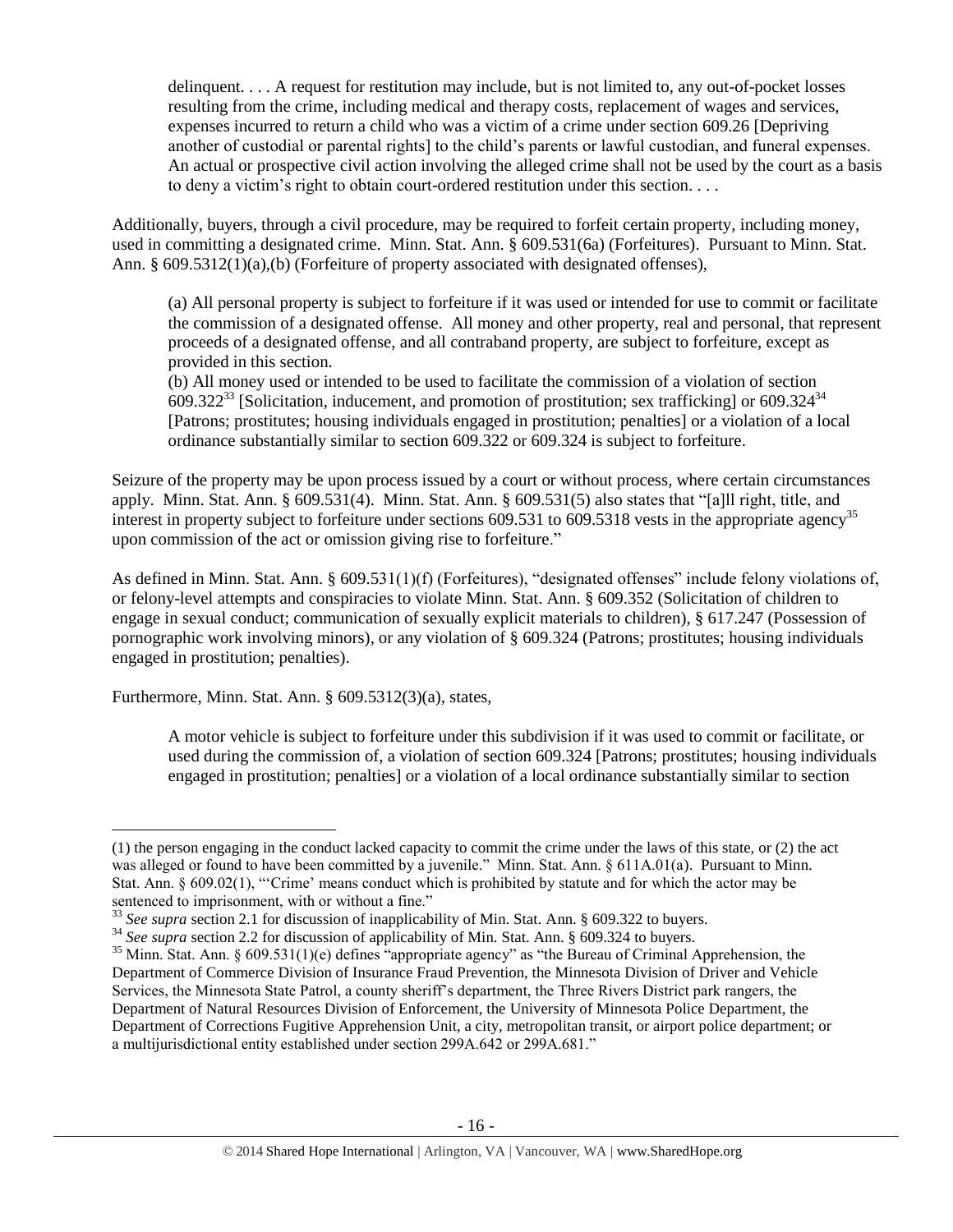delinquent. . . . A request for restitution may include, but is not limited to, any out-of-pocket losses resulting from the crime, including medical and therapy costs, replacement of wages and services, expenses incurred to return a child who was a victim of a crime under section 609.26 [Depriving another of custodial or parental rights] to the child's parents or lawful custodian, and funeral expenses. An actual or prospective civil action involving the alleged crime shall not be used by the court as a basis to deny a victim's right to obtain court-ordered restitution under this section. . . .

Additionally, buyers, through a civil procedure, may be required to forfeit certain property, including money, used in committing a designated crime. Minn. Stat. Ann. § 609.531(6a) (Forfeitures). Pursuant to Minn. Stat. Ann. § 609.5312(1)(a),(b) (Forfeiture of property associated with designated offenses),

> (a) All personal property is subject to forfeiture if it was used or intended for use to commit or facilitate the commission of a designated offense. All money and other property, real and personal, that represent proceeds of a designated offense, and all contraband property, are subject to forfeiture, except as provided in this section.
>
> (b) All money used or intended to be used to facilitate the commission of a violation of section 609.322[33] [Solicitation, inducement, and promotion of prostitution; sex trafficking] or 609.324[34] [Patrons; prostitutes; housing individuals engaged in prostitution; penalties] or a violation of a local ordinance substantially similar to section 609.322 or 609.324 is subject to forfeiture.

Seizure of the property may be upon process issued by a court or without process, where certain circumstances apply. Minn. Stat. Ann. § 609.531(4). Minn. Stat. Ann. § 609.531(5) also states that "[a]ll right, title, and interest in property subject to forfeiture under sections 609.531 to 609.5318 vests in the appropriate agency[35] upon commission of the act or omission giving rise to forfeiture."

As defined in Minn. Stat. Ann. § 609.531(1)(f) (Forfeitures), "designated offenses" include felony violations of, or felony-level attempts and conspiracies to violate Minn. Stat. Ann. § 609.352 (Solicitation of children to engage in sexual conduct; communication of sexually explicit materials to children), § 617.247 (Possession of pornographic work involving minors), or any violation of § 609.324 (Patrons; prostitutes; housing individuals engaged in prostitution; penalties).

Furthermore, Minn. Stat. Ann. § 609.5312(3)(a), states,

> A motor vehicle is subject to forfeiture under this subdivision if it was used to commit or facilitate, or used during the commission of, a violation of section 609.324 [Patrons; prostitutes; housing individuals engaged in prostitution; penalties] or a violation of a local ordinance substantially similar to section

---

(1) the person engaging in the conduct lacked capacity to commit the crime under the laws of this state, or (2) the act was alleged or found to have been committed by a juvenile." Minn. Stat. Ann. § 611A.01(a). Pursuant to Minn. Stat. Ann. § 609.02(1), "'Crime' means conduct which is prohibited by statute and for which the actor may be sentenced to imprisonment, with or without a fine."

[33] *See supra* section 2.1 for discussion of inapplicability of Min. Stat. Ann. § 609.322 to buyers.

[34] *See supra* section 2.2 for discussion of applicability of Min. Stat. Ann. § 609.324 to buyers.

[35] Minn. Stat. Ann. § 609.531(1)(e) defines "appropriate agency" as "the Bureau of Criminal Apprehension, the Department of Commerce Division of Insurance Fraud Prevention, the Minnesota Division of Driver and Vehicle Services, the Minnesota State Patrol, a county sheriff's department, the Three Rivers District park rangers, the Department of Natural Resources Division of Enforcement, the University of Minnesota Police Department, the Department of Corrections Fugitive Apprehension Unit, a city, metropolitan transit, or airport police department; or a multijurisdictional entity established under section 299A.642 or 299A.681."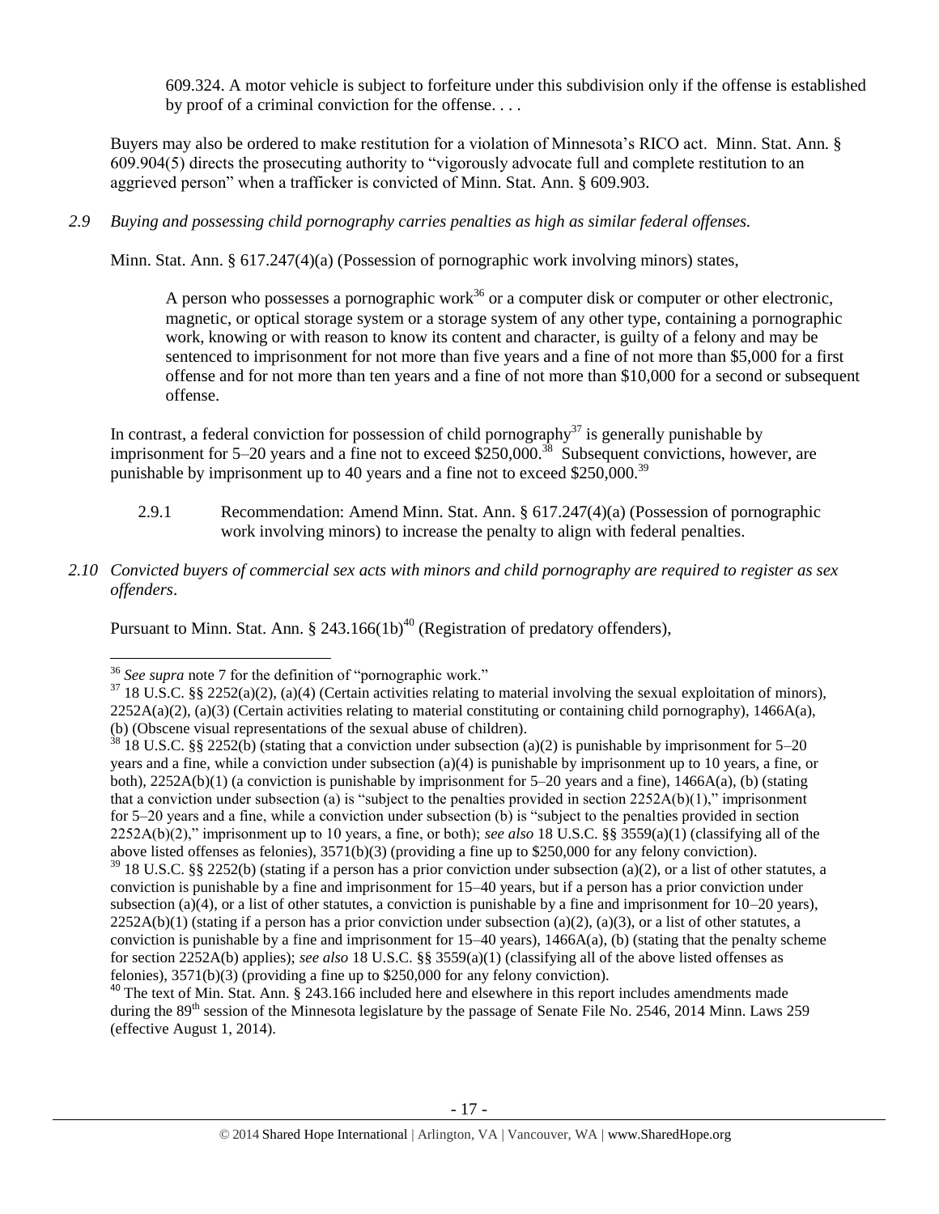609.324. A motor vehicle is subject to forfeiture under this subdivision only if the offense is established by proof of a criminal conviction for the offense. . . .

Buyers may also be ordered to make restitution for a violation of Minnesota's RICO act. Minn. Stat. Ann. § 609.904(5) directs the prosecuting authority to "vigorously advocate full and complete restitution to an aggrieved person" when a trafficker is convicted of Minn. Stat. Ann. § 609.903.

*2.9 Buying and possessing child pornography carries penalties as high as similar federal offenses.*

Minn. Stat. Ann. § 617.247(4)(a) (Possession of pornographic work involving minors) states,

> A person who possesses a pornographic work[36] or a computer disk or computer or other electronic, magnetic, or optical storage system or a storage system of any other type, containing a pornographic work, knowing or with reason to know its content and character, is guilty of a felony and may be sentenced to imprisonment for not more than five years and a fine of not more than $5,000 for a first offense and for not more than ten years and a fine of not more than $10,000 for a second or subsequent offense.

In contrast, a federal conviction for possession of child pornography[37] is generally punishable by imprisonment for 5–20 years and a fine not to exceed $250,000.[38] Subsequent convictions, however, are punishable by imprisonment up to 40 years and a fine not to exceed $250,000.[39]

2.9.1 Recommendation: Amend Minn. Stat. Ann. § 617.247(4)(a) (Possession of pornographic work involving minors) to increase the penalty to align with federal penalties.

*2.10 Convicted buyers of commercial sex acts with minors and child pornography are required to register as sex offenders.*

Pursuant to Minn. Stat. Ann. § 243.166(1b)[40] (Registration of predatory offenders),

---

[36] *See supra* note 7 for the definition of "pornographic work."

[37] 18 U.S.C. §§ 2252(a)(2), (a)(4) (Certain activities relating to material involving the sexual exploitation of minors), 2252A(a)(2), (a)(3) (Certain activities relating to material constituting or containing child pornography), 1466A(a), (b) (Obscene visual representations of the sexual abuse of children).

[38] 18 U.S.C. §§ 2252(b) (stating that a conviction under subsection (a)(2) is punishable by imprisonment for 5–20 years and a fine, while a conviction under subsection (a)(4) is punishable by imprisonment up to 10 years, a fine, or both), 2252A(b)(1) (a conviction is punishable by imprisonment for 5–20 years and a fine), 1466A(a), (b) (stating that a conviction under subsection (a) is "subject to the penalties provided in section 2252A(b)(1)," imprisonment for 5–20 years and a fine, while a conviction under subsection (b) is "subject to the penalties provided in section 2252A(b)(2)," imprisonment up to 10 years, a fine, or both); *see also* 18 U.S.C. §§ 3559(a)(1) (classifying all of the above listed offenses as felonies), 3571(b)(3) (providing a fine up to $250,000 for any felony conviction).

[39] 18 U.S.C. §§ 2252(b) (stating if a person has a prior conviction under subsection (a)(2), or a list of other statutes, a conviction is punishable by a fine and imprisonment for 15–40 years, but if a person has a prior conviction under subsection (a)(4), or a list of other statutes, a conviction is punishable by a fine and imprisonment for 10–20 years), 2252A(b)(1) (stating if a person has a prior conviction under subsection (a)(2), (a)(3), or a list of other statutes, a conviction is punishable by a fine and imprisonment for 15–40 years), 1466A(a), (b) (stating that the penalty scheme for section 2252A(b) applies); *see also* 18 U.S.C. §§ 3559(a)(1) (classifying all of the above listed offenses as felonies), 3571(b)(3) (providing a fine up to $250,000 for any felony conviction).

[40] The text of Min. Stat. Ann. § 243.166 included here and elsewhere in this report includes amendments made during the 89th session of the Minnesota legislature by the passage of Senate File No. 2546, 2014 Minn. Laws 259 (effective August 1, 2014).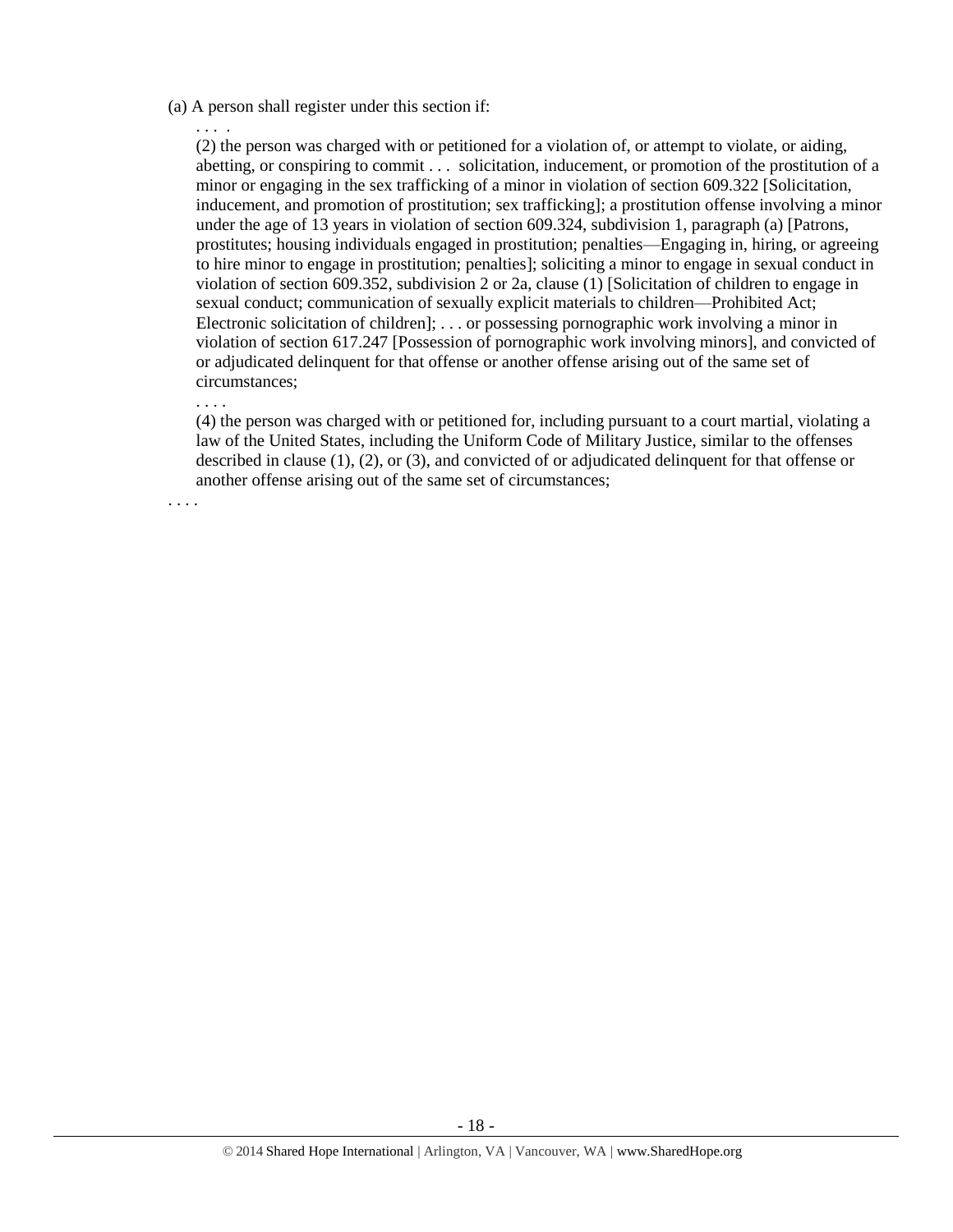(a) A person shall register under this section if:

> . . . .
>
> (2) the person was charged with or petitioned for a violation of, or attempt to violate, or aiding, abetting, or conspiring to commit . . . solicitation, inducement, or promotion of the prostitution of a minor or engaging in the sex trafficking of a minor in violation of section 609.322 [Solicitation, inducement, and promotion of prostitution; sex trafficking]; a prostitution offense involving a minor under the age of 13 years in violation of section 609.324, subdivision 1, paragraph (a) [Patrons, prostitutes; housing individuals engaged in prostitution; penalties—Engaging in, hiring, or agreeing to hire minor to engage in prostitution; penalties]; soliciting a minor to engage in sexual conduct in violation of section 609.352, subdivision 2 or 2a, clause (1) [Solicitation of children to engage in sexual conduct; communication of sexually explicit materials to children—Prohibited Act; Electronic solicitation of children]; . . . or possessing pornographic work involving a minor in violation of section 617.247 [Possession of pornographic work involving minors], and convicted of or adjudicated delinquent for that offense or another offense arising out of the same set of circumstances;
>
> . . . .
>
> (4) the person was charged with or petitioned for, including pursuant to a court martial, violating a law of the United States, including the Uniform Code of Military Justice, similar to the offenses described in clause (1), (2), or (3), and convicted of or adjudicated delinquent for that offense or another offense arising out of the same set of circumstances;

. . . .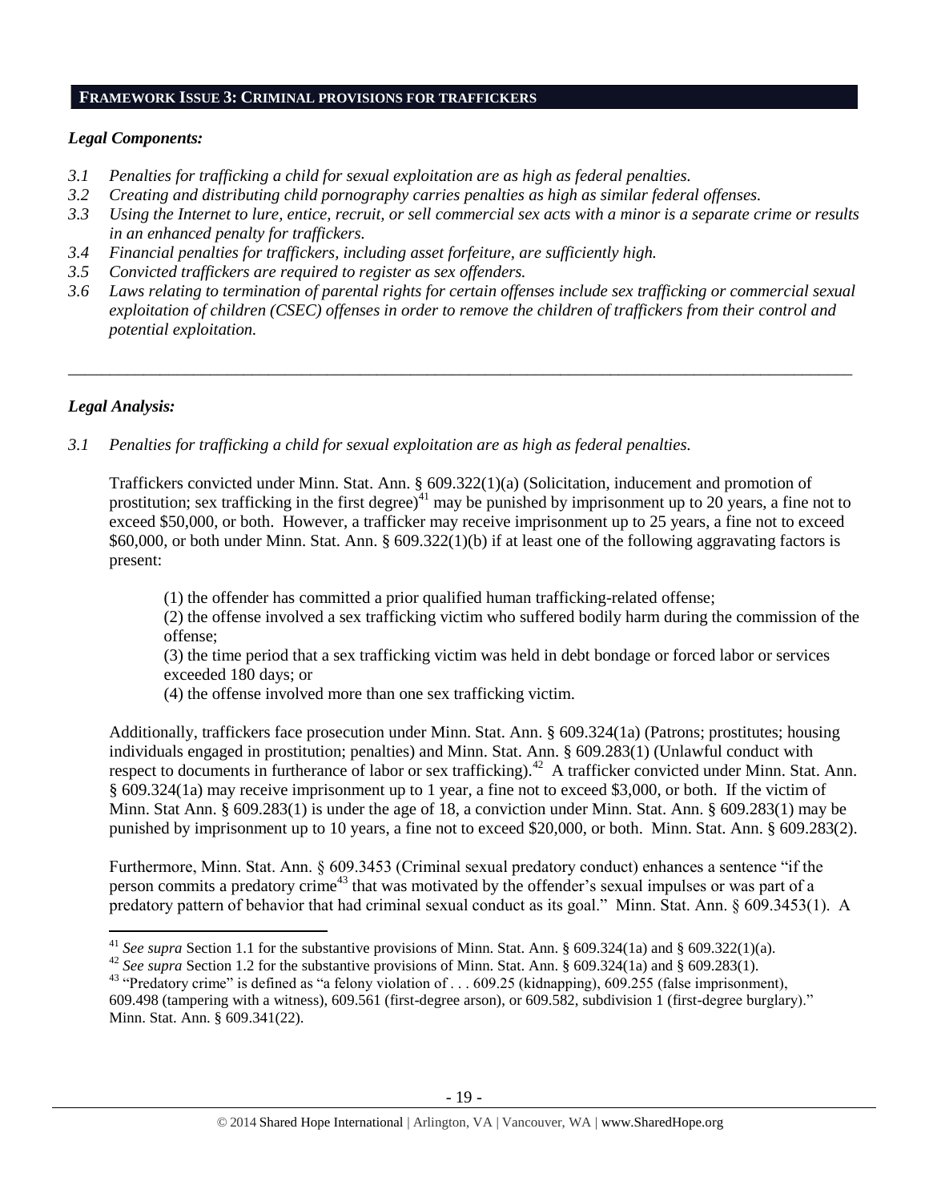## FRAMEWORK ISSUE 3: CRIMINAL PROVISIONS FOR TRAFFICKERS

### *Legal Components:*

- *3.1 Penalties for trafficking a child for sexual exploitation are as high as federal penalties.*
- *3.2 Creating and distributing child pornography carries penalties as high as similar federal offenses.*
- *3.3 Using the Internet to lure, entice, recruit, or sell commercial sex acts with a minor is a separate crime or results in an enhanced penalty for traffickers.*
- *3.4 Financial penalties for traffickers, including asset forfeiture, are sufficiently high.*
- *3.5 Convicted traffickers are required to register as sex offenders.*
- *3.6 Laws relating to termination of parental rights for certain offenses include sex trafficking or commercial sexual exploitation of children (CSEC) offenses in order to remove the children of traffickers from their control and potential exploitation.*

---

### *Legal Analysis:*

*3.1 Penalties for trafficking a child for sexual exploitation are as high as federal penalties.*

Traffickers convicted under Minn. Stat. Ann. § 609.322(1)(a) (Solicitation, inducement and promotion of prostitution; sex trafficking in the first degree)[41] may be punished by imprisonment up to 20 years, a fine not to exceed $50,000, or both. However, a trafficker may receive imprisonment up to 25 years, a fine not to exceed $60,000, or both under Minn. Stat. Ann. § 609.322(1)(b) if at least one of the following aggravating factors is present:

> (1) the offender has committed a prior qualified human trafficking-related offense;
> (2) the offense involved a sex trafficking victim who suffered bodily harm during the commission of the offense;
> (3) the time period that a sex trafficking victim was held in debt bondage or forced labor or services exceeded 180 days; or
> (4) the offense involved more than one sex trafficking victim.

Additionally, traffickers face prosecution under Minn. Stat. Ann. § 609.324(1a) (Patrons; prostitutes; housing individuals engaged in prostitution; penalties) and Minn. Stat. Ann. § 609.283(1) (Unlawful conduct with respect to documents in furtherance of labor or sex trafficking).[42] A trafficker convicted under Minn. Stat. Ann. § 609.324(1a) may receive imprisonment up to 1 year, a fine not to exceed $3,000, or both. If the victim of Minn. Stat Ann. § 609.283(1) is under the age of 18, a conviction under Minn. Stat. Ann. § 609.283(1) may be punished by imprisonment up to 10 years, a fine not to exceed $20,000, or both. Minn. Stat. Ann. § 609.283(2).

Furthermore, Minn. Stat. Ann. § 609.3453 (Criminal sexual predatory conduct) enhances a sentence "if the person commits a predatory crime[43] that was motivated by the offender's sexual impulses or was part of a predatory pattern of behavior that had criminal sexual conduct as its goal." Minn. Stat. Ann. § 609.3453(1). A

---

[41] *See supra* Section 1.1 for the substantive provisions of Minn. Stat. Ann. § 609.324(1a) and § 609.322(1)(a).

[42] *See supra* Section 1.2 for the substantive provisions of Minn. Stat. Ann. § 609.324(1a) and § 609.283(1).

[43] "Predatory crime" is defined as "a felony violation of . . . 609.25 (kidnapping), 609.255 (false imprisonment), 609.498 (tampering with a witness), 609.561 (first-degree arson), or 609.582, subdivision 1 (first-degree burglary)." Minn. Stat. Ann. § 609.341(22).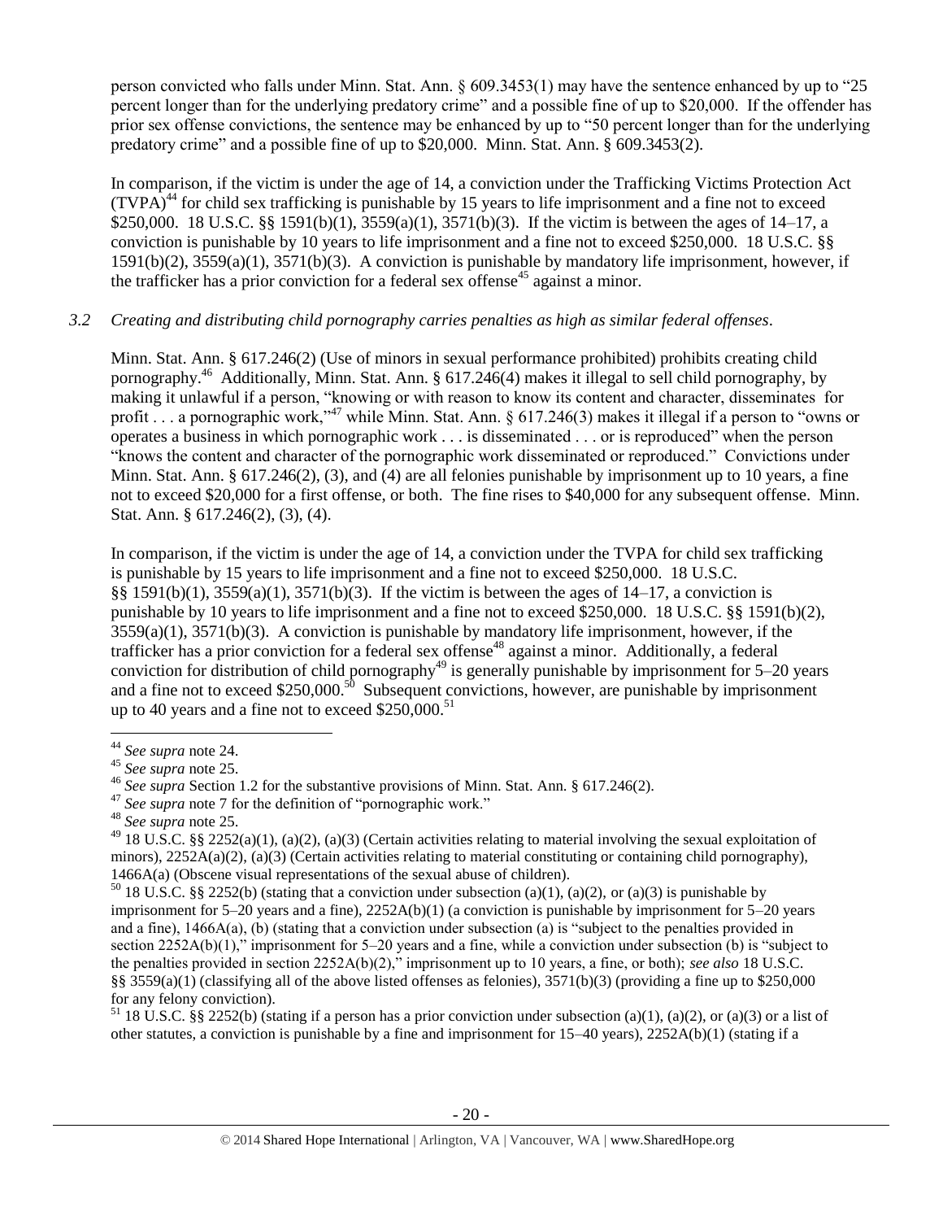person convicted who falls under Minn. Stat. Ann. § 609.3453(1) may have the sentence enhanced by up to "25 percent longer than for the underlying predatory crime" and a possible fine of up to $20,000. If the offender has prior sex offense convictions, the sentence may be enhanced by up to "50 percent longer than for the underlying predatory crime" and a possible fine of up to $20,000. Minn. Stat. Ann. § 609.3453(2).

In comparison, if the victim is under the age of 14, a conviction under the Trafficking Victims Protection Act (TVPA)[44] for child sex trafficking is punishable by 15 years to life imprisonment and a fine not to exceed $250,000. 18 U.S.C. §§ 1591(b)(1), 3559(a)(1), 3571(b)(3). If the victim is between the ages of 14–17, a conviction is punishable by 10 years to life imprisonment and a fine not to exceed $250,000. 18 U.S.C. §§ 1591(b)(2), 3559(a)(1), 3571(b)(3). A conviction is punishable by mandatory life imprisonment, however, if the trafficker has a prior conviction for a federal sex offense[45] against a minor.

*3.2 Creating and distributing child pornography carries penalties as high as similar federal offenses.*

Minn. Stat. Ann. § 617.246(2) (Use of minors in sexual performance prohibited) prohibits creating child pornography.[46] Additionally, Minn. Stat. Ann. § 617.246(4) makes it illegal to sell child pornography, by making it unlawful if a person, "knowing or with reason to know its content and character, disseminates for profit . . . a pornographic work,"[47] while Minn. Stat. Ann. § 617.246(3) makes it illegal if a person to "owns or operates a business in which pornographic work . . . is disseminated . . . or is reproduced" when the person "knows the content and character of the pornographic work disseminated or reproduced." Convictions under Minn. Stat. Ann. § 617.246(2), (3), and (4) are all felonies punishable by imprisonment up to 10 years, a fine not to exceed $20,000 for a first offense, or both. The fine rises to $40,000 for any subsequent offense. Minn. Stat. Ann. § 617.246(2), (3), (4).

In comparison, if the victim is under the age of 14, a conviction under the TVPA for child sex trafficking is punishable by 15 years to life imprisonment and a fine not to exceed $250,000. 18 U.S.C. §§ 1591(b)(1), 3559(a)(1), 3571(b)(3). If the victim is between the ages of 14–17, a conviction is punishable by 10 years to life imprisonment and a fine not to exceed $250,000. 18 U.S.C. §§ 1591(b)(2), 3559(a)(1), 3571(b)(3). A conviction is punishable by mandatory life imprisonment, however, if the trafficker has a prior conviction for a federal sex offense[48] against a minor. Additionally, a federal conviction for distribution of child pornography[49] is generally punishable by imprisonment for 5–20 years and a fine not to exceed $250,000.[50] Subsequent convictions, however, are punishable by imprisonment up to 40 years and a fine not to exceed $250,000.[51]

---

[44] *See supra* note 24.

[45] *See supra* note 25.

[46] *See supra* Section 1.2 for the substantive provisions of Minn. Stat. Ann. § 617.246(2).

[47] *See supra* note 7 for the definition of "pornographic work."

[48] *See supra* note 25.

[49] 18 U.S.C. §§ 2252(a)(1), (a)(2), (a)(3) (Certain activities relating to material involving the sexual exploitation of minors), 2252A(a)(2), (a)(3) (Certain activities relating to material constituting or containing child pornography), 1466A(a) (Obscene visual representations of the sexual abuse of children).

[50] 18 U.S.C. §§ 2252(b) (stating that a conviction under subsection (a)(1), (a)(2), or (a)(3) is punishable by imprisonment for 5–20 years and a fine), 2252A(b)(1) (a conviction is punishable by imprisonment for 5–20 years and a fine), 1466A(a), (b) (stating that a conviction under subsection (a) is "subject to the penalties provided in section 2252A(b)(1)," imprisonment for 5–20 years and a fine, while a conviction under subsection (b) is "subject to the penalties provided in section 2252A(b)(2)," imprisonment up to 10 years, a fine, or both); *see also* 18 U.S.C. §§ 3559(a)(1) (classifying all of the above listed offenses as felonies), 3571(b)(3) (providing a fine up to $250,000 for any felony conviction).

[51] 18 U.S.C. §§ 2252(b) (stating if a person has a prior conviction under subsection (a)(1), (a)(2), or (a)(3) or a list of other statutes, a conviction is punishable by a fine and imprisonment for 15–40 years), 2252A(b)(1) (stating if a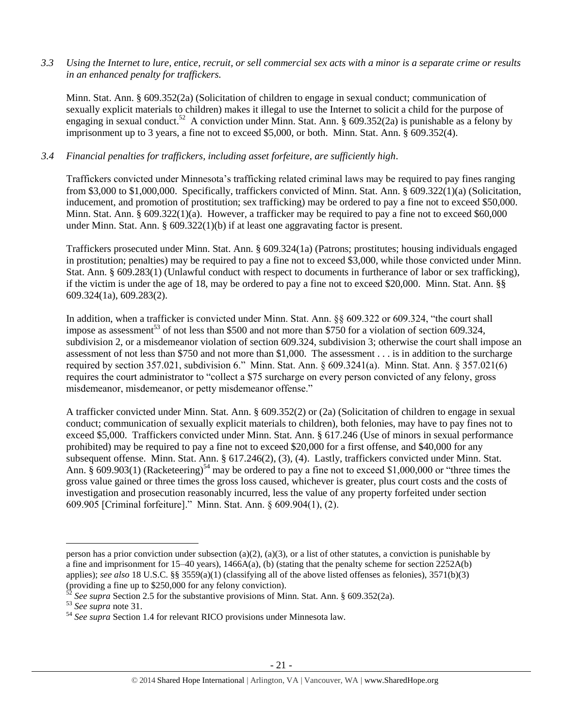*3.3 Using the Internet to lure, entice, recruit, or sell commercial sex acts with a minor is a separate crime or results in an enhanced penalty for traffickers.*

Minn. Stat. Ann. § 609.352(2a) (Solicitation of children to engage in sexual conduct; communication of sexually explicit materials to children) makes it illegal to use the Internet to solicit a child for the purpose of engaging in sexual conduct.[52] A conviction under Minn. Stat. Ann. § 609.352(2a) is punishable as a felony by imprisonment up to 3 years, a fine not to exceed $5,000, or both. Minn. Stat. Ann. § 609.352(4).

*3.4 Financial penalties for traffickers, including asset forfeiture, are sufficiently high.*

Traffickers convicted under Minnesota's trafficking related criminal laws may be required to pay fines ranging from $3,000 to $1,000,000. Specifically, traffickers convicted of Minn. Stat. Ann. § 609.322(1)(a) (Solicitation, inducement, and promotion of prostitution; sex trafficking) may be ordered to pay a fine not to exceed $50,000. Minn. Stat. Ann. § 609.322(1)(a). However, a trafficker may be required to pay a fine not to exceed $60,000 under Minn. Stat. Ann. § 609.322(1)(b) if at least one aggravating factor is present.

Traffickers prosecuted under Minn. Stat. Ann. § 609.324(1a) (Patrons; prostitutes; housing individuals engaged in prostitution; penalties) may be required to pay a fine not to exceed $3,000, while those convicted under Minn. Stat. Ann. § 609.283(1) (Unlawful conduct with respect to documents in furtherance of labor or sex trafficking), if the victim is under the age of 18, may be ordered to pay a fine not to exceed $20,000. Minn. Stat. Ann. §§ 609.324(1a), 609.283(2).

In addition, when a trafficker is convicted under Minn. Stat. Ann. §§ 609.322 or 609.324, "the court shall impose as assessment[53] of not less than $500 and not more than $750 for a violation of section 609.324, subdivision 2, or a misdemeanor violation of section 609.324, subdivision 3; otherwise the court shall impose an assessment of not less than $750 and not more than $1,000. The assessment . . . is in addition to the surcharge required by section 357.021, subdivision 6." Minn. Stat. Ann. § 609.3241(a). Minn. Stat. Ann. § 357.021(6) requires the court administrator to "collect a $75 surcharge on every person convicted of any felony, gross misdemeanor, misdemeanor, or petty misdemeanor offense."

A trafficker convicted under Minn. Stat. Ann. § 609.352(2) or (2a) (Solicitation of children to engage in sexual conduct; communication of sexually explicit materials to children), both felonies, may have to pay fines not to exceed $5,000. Traffickers convicted under Minn. Stat. Ann. § 617.246 (Use of minors in sexual performance prohibited) may be required to pay a fine not to exceed $20,000 for a first offense, and $40,000 for any subsequent offense. Minn. Stat. Ann. § 617.246(2), (3), (4). Lastly, traffickers convicted under Minn. Stat. Ann. § 609.903(1) (Racketeering)[54] may be ordered to pay a fine not to exceed $1,000,000 or "three times the gross value gained or three times the gross loss caused, whichever is greater, plus court costs and the costs of investigation and prosecution reasonably incurred, less the value of any property forfeited under section 609.905 [Criminal forfeiture]." Minn. Stat. Ann. § 609.904(1), (2).

---

person has a prior conviction under subsection (a)(2), (a)(3), or a list of other statutes, a conviction is punishable by a fine and imprisonment for 15–40 years), 1466A(a), (b) (stating that the penalty scheme for section 2252A(b) applies); *see also* 18 U.S.C. §§ 3559(a)(1) (classifying all of the above listed offenses as felonies), 3571(b)(3) (providing a fine up to $250,000 for any felony conviction).

[52] *See supra* Section 2.5 for the substantive provisions of Minn. Stat. Ann. § 609.352(2a).

[53] *See supra* note 31.

[54] *See supra* Section 1.4 for relevant RICO provisions under Minnesota law.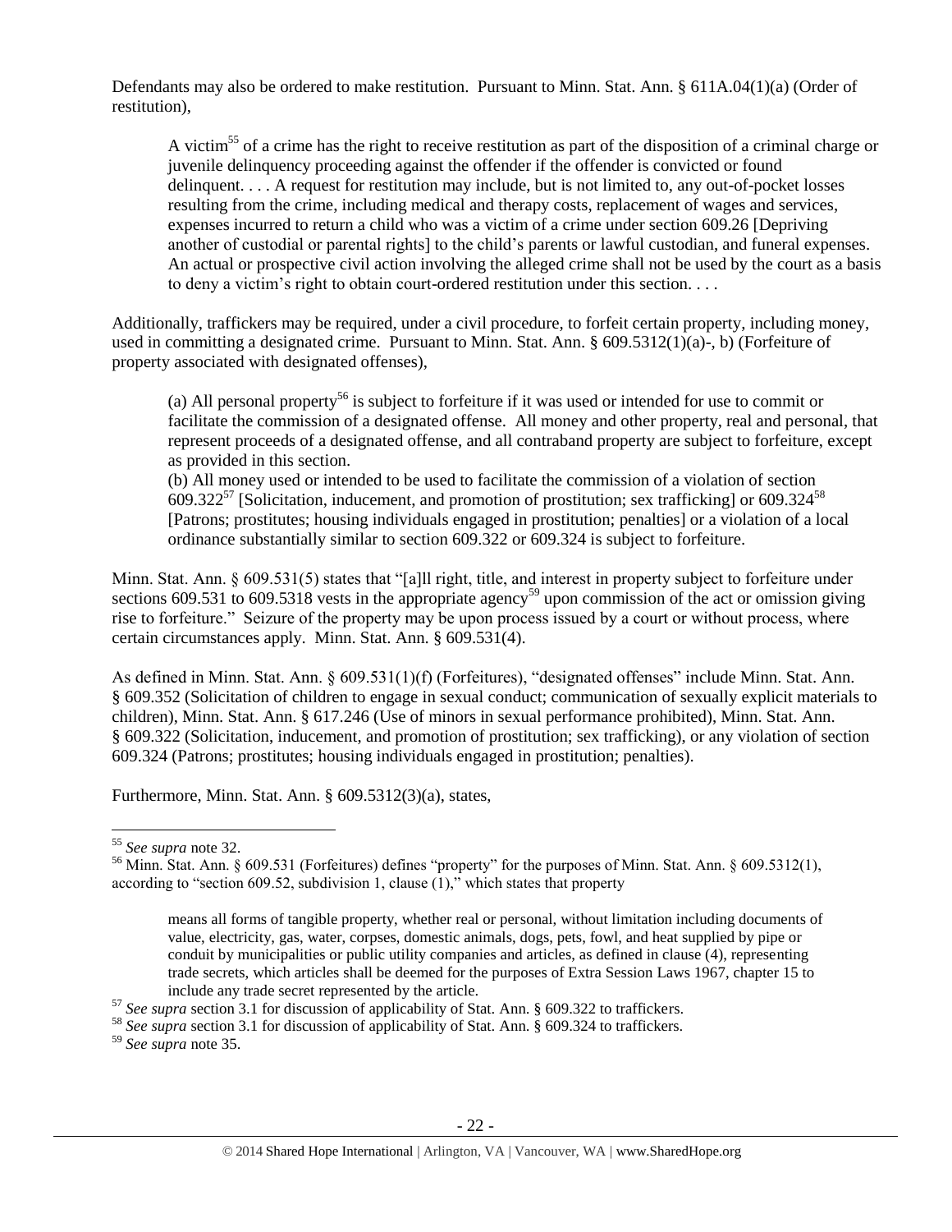Defendants may also be ordered to make restitution. Pursuant to Minn. Stat. Ann. § 611A.04(1)(a) (Order of restitution),

> A victim[55] of a crime has the right to receive restitution as part of the disposition of a criminal charge or juvenile delinquency proceeding against the offender if the offender is convicted or found delinquent. . . . A request for restitution may include, but is not limited to, any out-of-pocket losses resulting from the crime, including medical and therapy costs, replacement of wages and services, expenses incurred to return a child who was a victim of a crime under section 609.26 [Depriving another of custodial or parental rights] to the child's parents or lawful custodian, and funeral expenses. An actual or prospective civil action involving the alleged crime shall not be used by the court as a basis to deny a victim's right to obtain court-ordered restitution under this section. . . .

Additionally, traffickers may be required, under a civil procedure, to forfeit certain property, including money, used in committing a designated crime. Pursuant to Minn. Stat. Ann. § 609.5312(1)(a)-, b) (Forfeiture of property associated with designated offenses),

> (a) All personal property[56] is subject to forfeiture if it was used or intended for use to commit or facilitate the commission of a designated offense. All money and other property, real and personal, that represent proceeds of a designated offense, and all contraband property are subject to forfeiture, except as provided in this section.
>
> (b) All money used or intended to be used to facilitate the commission of a violation of section 609.322[57] [Solicitation, inducement, and promotion of prostitution; sex trafficking] or 609.324[58] [Patrons; prostitutes; housing individuals engaged in prostitution; penalties] or a violation of a local ordinance substantially similar to section 609.322 or 609.324 is subject to forfeiture.

Minn. Stat. Ann. § 609.531(5) states that "[a]ll right, title, and interest in property subject to forfeiture under sections 609.531 to 609.5318 vests in the appropriate agency[59] upon commission of the act or omission giving rise to forfeiture." Seizure of the property may be upon process issued by a court or without process, where certain circumstances apply. Minn. Stat. Ann. § 609.531(4).

As defined in Minn. Stat. Ann. § 609.531(1)(f) (Forfeitures), "designated offenses" include Minn. Stat. Ann. § 609.352 (Solicitation of children to engage in sexual conduct; communication of sexually explicit materials to children), Minn. Stat. Ann. § 617.246 (Use of minors in sexual performance prohibited), Minn. Stat. Ann. § 609.322 (Solicitation, inducement, and promotion of prostitution; sex trafficking), or any violation of section 609.324 (Patrons; prostitutes; housing individuals engaged in prostitution; penalties).

Furthermore, Minn. Stat. Ann. § 609.5312(3)(a), states,

---

[55] *See supra* note 32.

[56] Minn. Stat. Ann. § 609.531 (Forfeitures) defines "property" for the purposes of Minn. Stat. Ann. § 609.5312(1), according to "section 609.52, subdivision 1, clause (1)," which states that property

> means all forms of tangible property, whether real or personal, without limitation including documents of value, electricity, gas, water, corpses, domestic animals, dogs, pets, fowl, and heat supplied by pipe or conduit by municipalities or public utility companies and articles, as defined in clause (4), representing trade secrets, which articles shall be deemed for the purposes of Extra Session Laws 1967, chapter 15 to include any trade secret represented by the article.

[57] *See supra* section 3.1 for discussion of applicability of Stat. Ann. § 609.322 to traffickers.

[58] *See supra* section 3.1 for discussion of applicability of Stat. Ann. § 609.324 to traffickers.

[59] *See supra* note 35.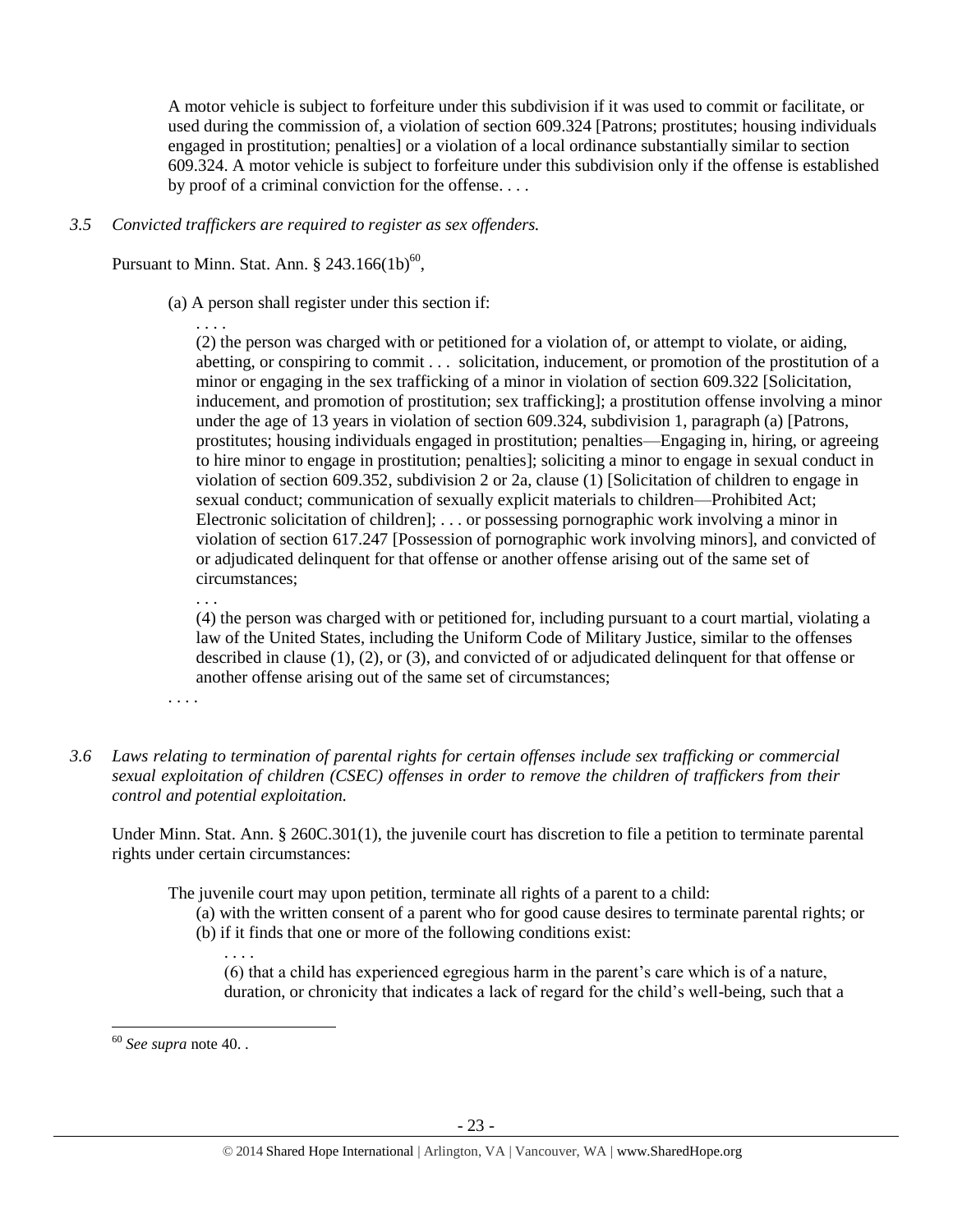A motor vehicle is subject to forfeiture under this subdivision if it was used to commit or facilitate, or used during the commission of, a violation of section 609.324 [Patrons; prostitutes; housing individuals engaged in prostitution; penalties] or a violation of a local ordinance substantially similar to section 609.324. A motor vehicle is subject to forfeiture under this subdivision only if the offense is established by proof of a criminal conviction for the offense. . . .

*3.5 Convicted traffickers are required to register as sex offenders.*

Pursuant to Minn. Stat. Ann. § 243.166(1b)[60],

(a) A person shall register under this section if:

. . . .

(2) the person was charged with or petitioned for a violation of, or attempt to violate, or aiding, abetting, or conspiring to commit . . . solicitation, inducement, or promotion of the prostitution of a minor or engaging in the sex trafficking of a minor in violation of section 609.322 [Solicitation, inducement, and promotion of prostitution; sex trafficking]; a prostitution offense involving a minor under the age of 13 years in violation of section 609.324, subdivision 1, paragraph (a) [Patrons, prostitutes; housing individuals engaged in prostitution; penalties—Engaging in, hiring, or agreeing to hire minor to engage in prostitution; penalties]; soliciting a minor to engage in sexual conduct in violation of section 609.352, subdivision 2 or 2a, clause (1) [Solicitation of children to engage in sexual conduct; communication of sexually explicit materials to children—Prohibited Act; Electronic solicitation of children]; . . . or possessing pornographic work involving a minor in violation of section 617.247 [Possession of pornographic work involving minors], and convicted of or adjudicated delinquent for that offense or another offense arising out of the same set of circumstances;

. . .

(4) the person was charged with or petitioned for, including pursuant to a court martial, violating a law of the United States, including the Uniform Code of Military Justice, similar to the offenses described in clause (1), (2), or (3), and convicted of or adjudicated delinquent for that offense or another offense arising out of the same set of circumstances;

. . . .

*3.6 Laws relating to termination of parental rights for certain offenses include sex trafficking or commercial sexual exploitation of children (CSEC) offenses in order to remove the children of traffickers from their control and potential exploitation.*

Under Minn. Stat. Ann. § 260C.301(1), the juvenile court has discretion to file a petition to terminate parental rights under certain circumstances:

The juvenile court may upon petition, terminate all rights of a parent to a child:

(a) with the written consent of a parent who for good cause desires to terminate parental rights; or

(b) if it finds that one or more of the following conditions exist:

. . . .

(6) that a child has experienced egregious harm in the parent's care which is of a nature, duration, or chronicity that indicates a lack of regard for the child's well-being, such that a

[60] *See supra* note 40. .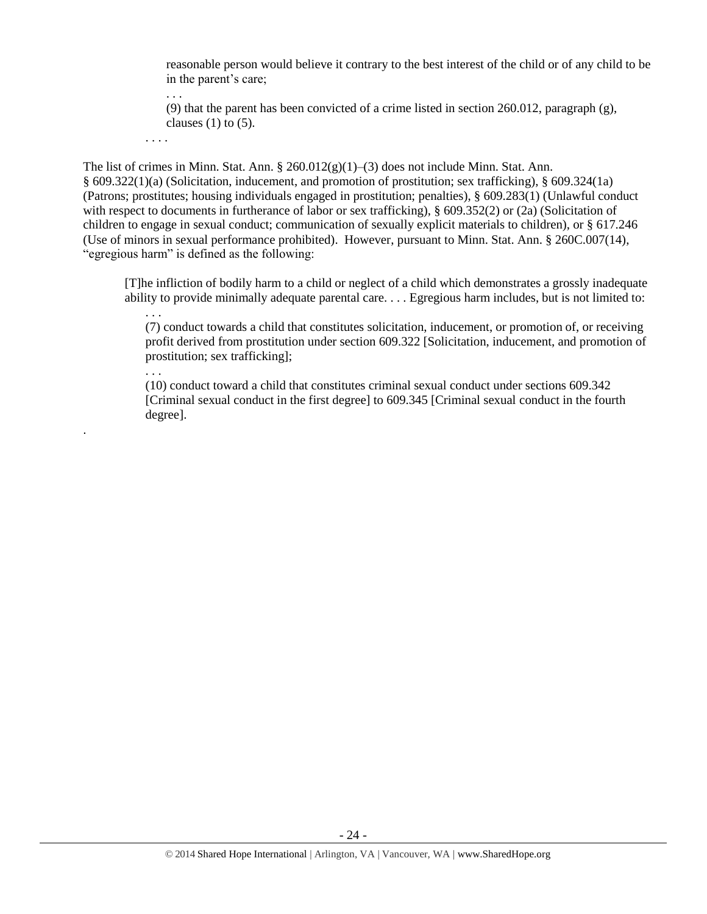> reasonable person would believe it contrary to the best interest of the child or of any child to be in the parent's care;
>
> . . .
>
> (9) that the parent has been convicted of a crime listed in section 260.012, paragraph (g), clauses (1) to (5).

. . . .

The list of crimes in Minn. Stat. Ann. § 260.012(g)(1)–(3) does not include Minn. Stat. Ann. § 609.322(1)(a) (Solicitation, inducement, and promotion of prostitution; sex trafficking), § 609.324(1a) (Patrons; prostitutes; housing individuals engaged in prostitution; penalties), § 609.283(1) (Unlawful conduct with respect to documents in furtherance of labor or sex trafficking), § 609.352(2) or (2a) (Solicitation of children to engage in sexual conduct; communication of sexually explicit materials to children), or § 617.246 (Use of minors in sexual performance prohibited). However, pursuant to Minn. Stat. Ann. § 260C.007(14), "egregious harm" is defined as the following:

> [T]he infliction of bodily harm to a child or neglect of a child which demonstrates a grossly inadequate ability to provide minimally adequate parental care. . . . Egregious harm includes, but is not limited to:
>
> . . .
>
> (7) conduct towards a child that constitutes solicitation, inducement, or promotion of, or receiving profit derived from prostitution under section 609.322 [Solicitation, inducement, and promotion of prostitution; sex trafficking];
>
> . . .
>
> (10) conduct toward a child that constitutes criminal sexual conduct under sections 609.342 [Criminal sexual conduct in the first degree] to 609.345 [Criminal sexual conduct in the fourth degree].

.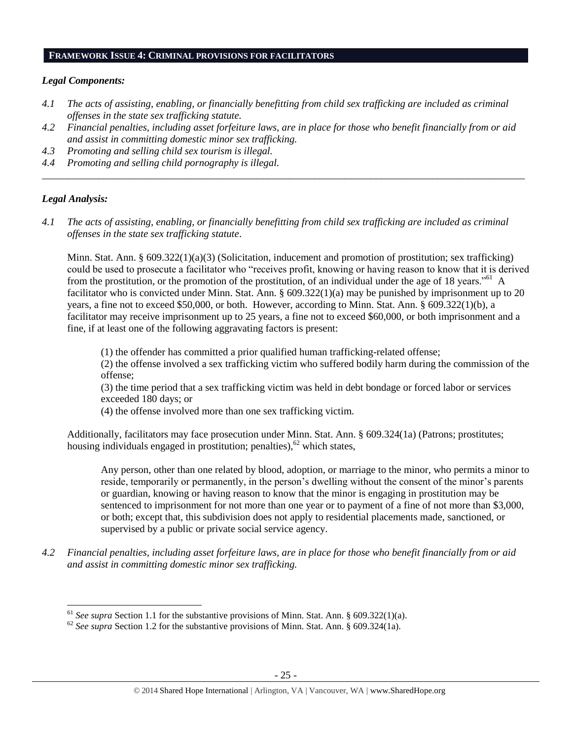## FRAMEWORK ISSUE 4: CRIMINAL PROVISIONS FOR FACILITATORS

### *Legal Components:*

*4.1 The acts of assisting, enabling, or financially benefitting from child sex trafficking are included as criminal offenses in the state sex trafficking statute.*

*4.2 Financial penalties, including asset forfeiture laws, are in place for those who benefit financially from or aid and assist in committing domestic minor sex trafficking.*

*4.3 Promoting and selling child sex tourism is illegal.*

*4.4 Promoting and selling child pornography is illegal.*

---

### *Legal Analysis:*

*4.1 The acts of assisting, enabling, or financially benefitting from child sex trafficking are included as criminal offenses in the state sex trafficking statute*.

Minn. Stat. Ann. § 609.322(1)(a)(3) (Solicitation, inducement and promotion of prostitution; sex trafficking) could be used to prosecute a facilitator who "receives profit, knowing or having reason to know that it is derived from the prostitution, or the promotion of the prostitution, of an individual under the age of 18 years."[61] A facilitator who is convicted under Minn. Stat. Ann. § 609.322(1)(a) may be punished by imprisonment up to 20 years, a fine not to exceed $50,000, or both. However, according to Minn. Stat. Ann. § 609.322(1)(b), a facilitator may receive imprisonment up to 25 years, a fine not to exceed $60,000, or both imprisonment and a fine, if at least one of the following aggravating factors is present:

> (1) the offender has committed a prior qualified human trafficking-related offense;
> (2) the offense involved a sex trafficking victim who suffered bodily harm during the commission of the offense;
> (3) the time period that a sex trafficking victim was held in debt bondage or forced labor or services exceeded 180 days; or
> (4) the offense involved more than one sex trafficking victim.

Additionally, facilitators may face prosecution under Minn. Stat. Ann. § 609.324(1a) (Patrons; prostitutes; housing individuals engaged in prostitution; penalties),[62] which states,

> Any person, other than one related by blood, adoption, or marriage to the minor, who permits a minor to reside, temporarily or permanently, in the person's dwelling without the consent of the minor's parents or guardian, knowing or having reason to know that the minor is engaging in prostitution may be sentenced to imprisonment for not more than one year or to payment of a fine of not more than $3,000, or both; except that, this subdivision does not apply to residential placements made, sanctioned, or supervised by a public or private social service agency.

*4.2 Financial penalties, including asset forfeiture laws, are in place for those who benefit financially from or aid and assist in committing domestic minor sex trafficking.*

---

[61] *See supra* Section 1.1 for the substantive provisions of Minn. Stat. Ann. § 609.322(1)(a).

[62] *See supra* Section 1.2 for the substantive provisions of Minn. Stat. Ann. § 609.324(1a).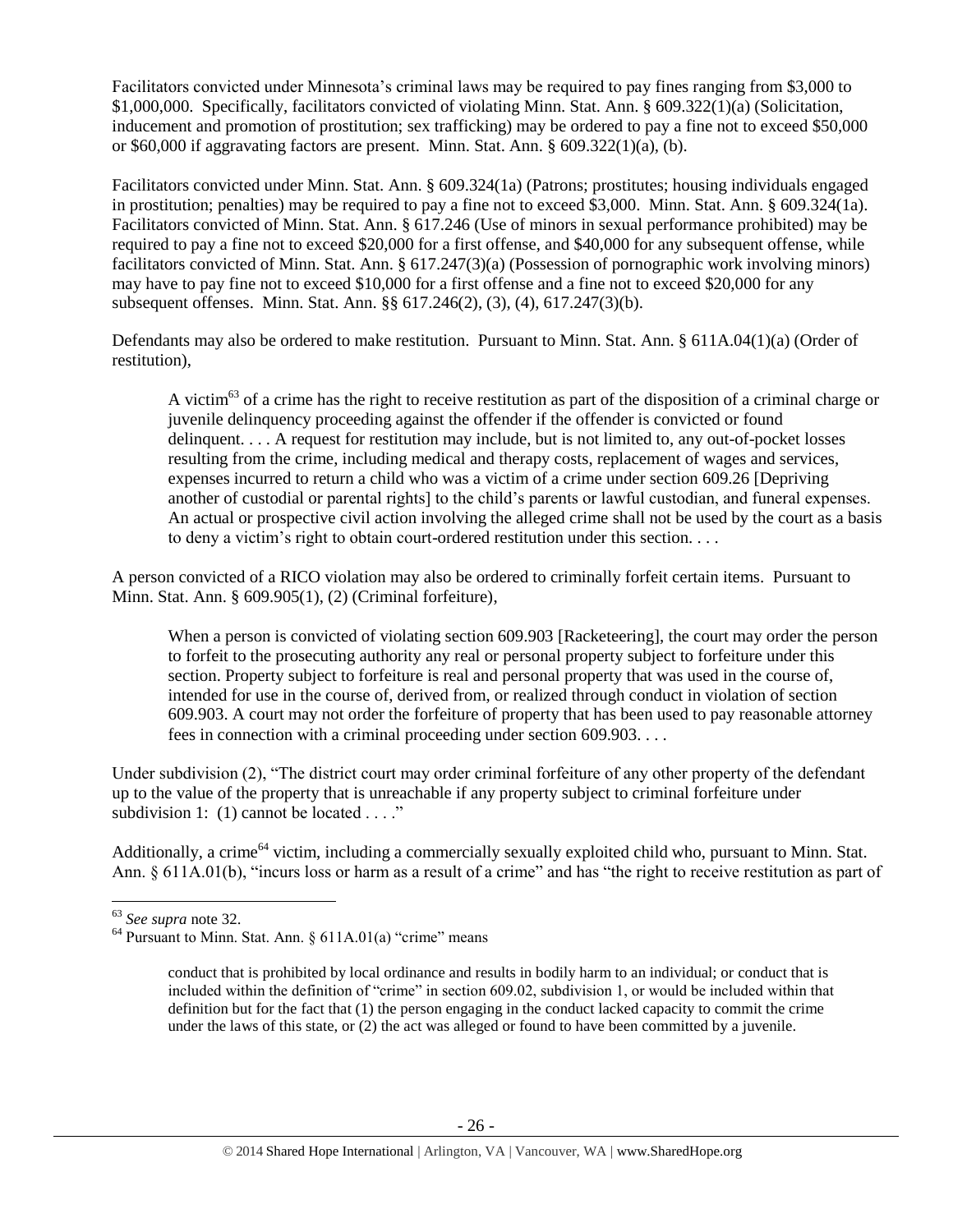Facilitators convicted under Minnesota's criminal laws may be required to pay fines ranging from $3,000 to $1,000,000. Specifically, facilitators convicted of violating Minn. Stat. Ann. § 609.322(1)(a) (Solicitation, inducement and promotion of prostitution; sex trafficking) may be ordered to pay a fine not to exceed $50,000 or $60,000 if aggravating factors are present. Minn. Stat. Ann. § 609.322(1)(a), (b).

Facilitators convicted under Minn. Stat. Ann. § 609.324(1a) (Patrons; prostitutes; housing individuals engaged in prostitution; penalties) may be required to pay a fine not to exceed $3,000. Minn. Stat. Ann. § 609.324(1a). Facilitators convicted of Minn. Stat. Ann. § 617.246 (Use of minors in sexual performance prohibited) may be required to pay a fine not to exceed $20,000 for a first offense, and $40,000 for any subsequent offense, while facilitators convicted of Minn. Stat. Ann. § 617.247(3)(a) (Possession of pornographic work involving minors) may have to pay fine not to exceed $10,000 for a first offense and a fine not to exceed $20,000 for any subsequent offenses. Minn. Stat. Ann. §§ 617.246(2), (3), (4), 617.247(3)(b).

Defendants may also be ordered to make restitution. Pursuant to Minn. Stat. Ann. § 611A.04(1)(a) (Order of restitution),

> A victim[63] of a crime has the right to receive restitution as part of the disposition of a criminal charge or juvenile delinquency proceeding against the offender if the offender is convicted or found delinquent. . . . A request for restitution may include, but is not limited to, any out-of-pocket losses resulting from the crime, including medical and therapy costs, replacement of wages and services, expenses incurred to return a child who was a victim of a crime under section 609.26 [Depriving another of custodial or parental rights] to the child's parents or lawful custodian, and funeral expenses. An actual or prospective civil action involving the alleged crime shall not be used by the court as a basis to deny a victim's right to obtain court-ordered restitution under this section. . . .

A person convicted of a RICO violation may also be ordered to criminally forfeit certain items. Pursuant to Minn. Stat. Ann. § 609.905(1), (2) (Criminal forfeiture),

> When a person is convicted of violating section 609.903 [Racketeering], the court may order the person to forfeit to the prosecuting authority any real or personal property subject to forfeiture under this section. Property subject to forfeiture is real and personal property that was used in the course of, intended for use in the course of, derived from, or realized through conduct in violation of section 609.903. A court may not order the forfeiture of property that has been used to pay reasonable attorney fees in connection with a criminal proceeding under section 609.903. . . .

Under subdivision (2), "The district court may order criminal forfeiture of any other property of the defendant up to the value of the property that is unreachable if any property subject to criminal forfeiture under subdivision 1: (1) cannot be located . . . ."

Additionally, a crime[64] victim, including a commercially sexually exploited child who, pursuant to Minn. Stat. Ann. § 611A.01(b), "incurs loss or harm as a result of a crime" and has "the right to receive restitution as part of

---

[63] *See supra* note 32.

[64] Pursuant to Minn. Stat. Ann. § 611A.01(a) "crime" means

> conduct that is prohibited by local ordinance and results in bodily harm to an individual; or conduct that is included within the definition of "crime" in section 609.02, subdivision 1, or would be included within that definition but for the fact that (1) the person engaging in the conduct lacked capacity to commit the crime under the laws of this state, or (2) the act was alleged or found to have been committed by a juvenile.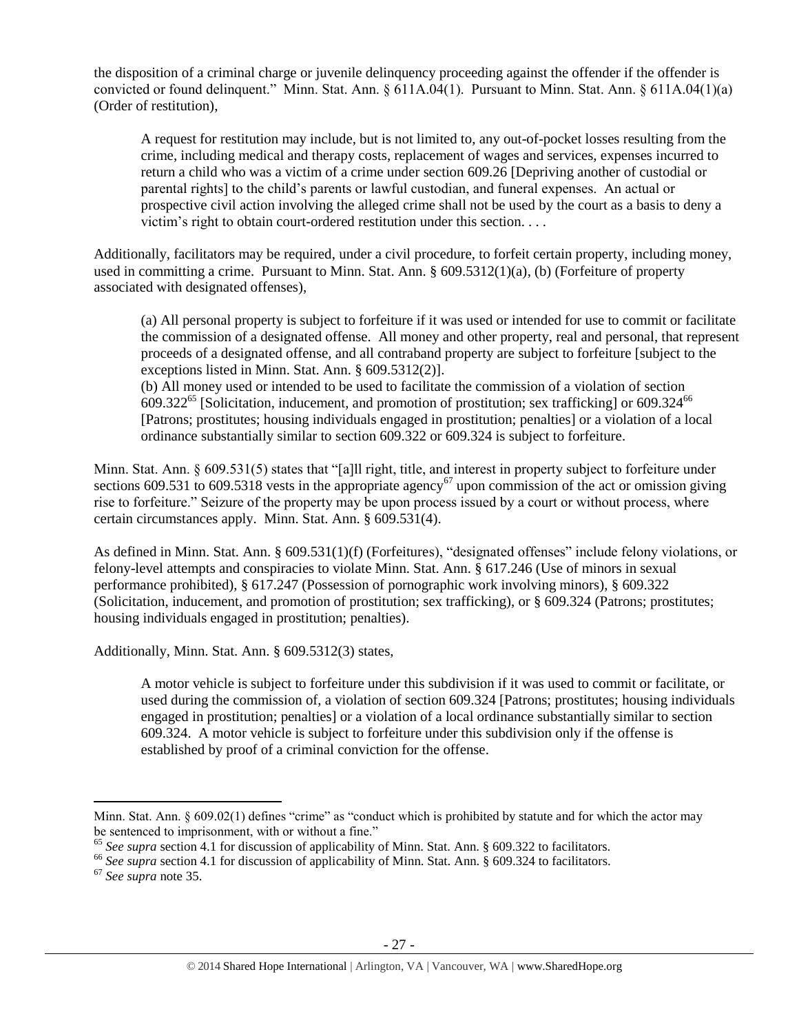the disposition of a criminal charge or juvenile delinquency proceeding against the offender if the offender is convicted or found delinquent." Minn. Stat. Ann. § 611A.04(1). Pursuant to Minn. Stat. Ann. § 611A.04(1)(a) (Order of restitution),

> A request for restitution may include, but is not limited to, any out-of-pocket losses resulting from the crime, including medical and therapy costs, replacement of wages and services, expenses incurred to return a child who was a victim of a crime under section 609.26 [Depriving another of custodial or parental rights] to the child's parents or lawful custodian, and funeral expenses. An actual or prospective civil action involving the alleged crime shall not be used by the court as a basis to deny a victim's right to obtain court-ordered restitution under this section. . . .

Additionally, facilitators may be required, under a civil procedure, to forfeit certain property, including money, used in committing a crime. Pursuant to Minn. Stat. Ann. § 609.5312(1)(a), (b) (Forfeiture of property associated with designated offenses),

> (a) All personal property is subject to forfeiture if it was used or intended for use to commit or facilitate the commission of a designated offense. All money and other property, real and personal, that represent proceeds of a designated offense, and all contraband property are subject to forfeiture [subject to the exceptions listed in Minn. Stat. Ann. § 609.5312(2)].
>
> (b) All money used or intended to be used to facilitate the commission of a violation of section 609.322[65] [Solicitation, inducement, and promotion of prostitution; sex trafficking] or 609.324[66] [Patrons; prostitutes; housing individuals engaged in prostitution; penalties] or a violation of a local ordinance substantially similar to section 609.322 or 609.324 is subject to forfeiture.

Minn. Stat. Ann. § 609.531(5) states that "[a]ll right, title, and interest in property subject to forfeiture under sections 609.531 to 609.5318 vests in the appropriate agency[67] upon commission of the act or omission giving rise to forfeiture." Seizure of the property may be upon process issued by a court or without process, where certain circumstances apply. Minn. Stat. Ann. § 609.531(4).

As defined in Minn. Stat. Ann. § 609.531(1)(f) (Forfeitures), "designated offenses" include felony violations, or felony-level attempts and conspiracies to violate Minn. Stat. Ann. § 617.246 (Use of minors in sexual performance prohibited), § 617.247 (Possession of pornographic work involving minors), § 609.322 (Solicitation, inducement, and promotion of prostitution; sex trafficking), or § 609.324 (Patrons; prostitutes; housing individuals engaged in prostitution; penalties).

Additionally, Minn. Stat. Ann. § 609.5312(3) states,

> A motor vehicle is subject to forfeiture under this subdivision if it was used to commit or facilitate, or used during the commission of, a violation of section 609.324 [Patrons; prostitutes; housing individuals engaged in prostitution; penalties] or a violation of a local ordinance substantially similar to section 609.324. A motor vehicle is subject to forfeiture under this subdivision only if the offense is established by proof of a criminal conviction for the offense.

---

Minn. Stat. Ann. § 609.02(1) defines "crime" as "conduct which is prohibited by statute and for which the actor may be sentenced to imprisonment, with or without a fine."

[65] *See supra* section 4.1 for discussion of applicability of Minn. Stat. Ann. § 609.322 to facilitators.

[66] *See supra* section 4.1 for discussion of applicability of Minn. Stat. Ann. § 609.324 to facilitators.

[67] *See supra* note 35.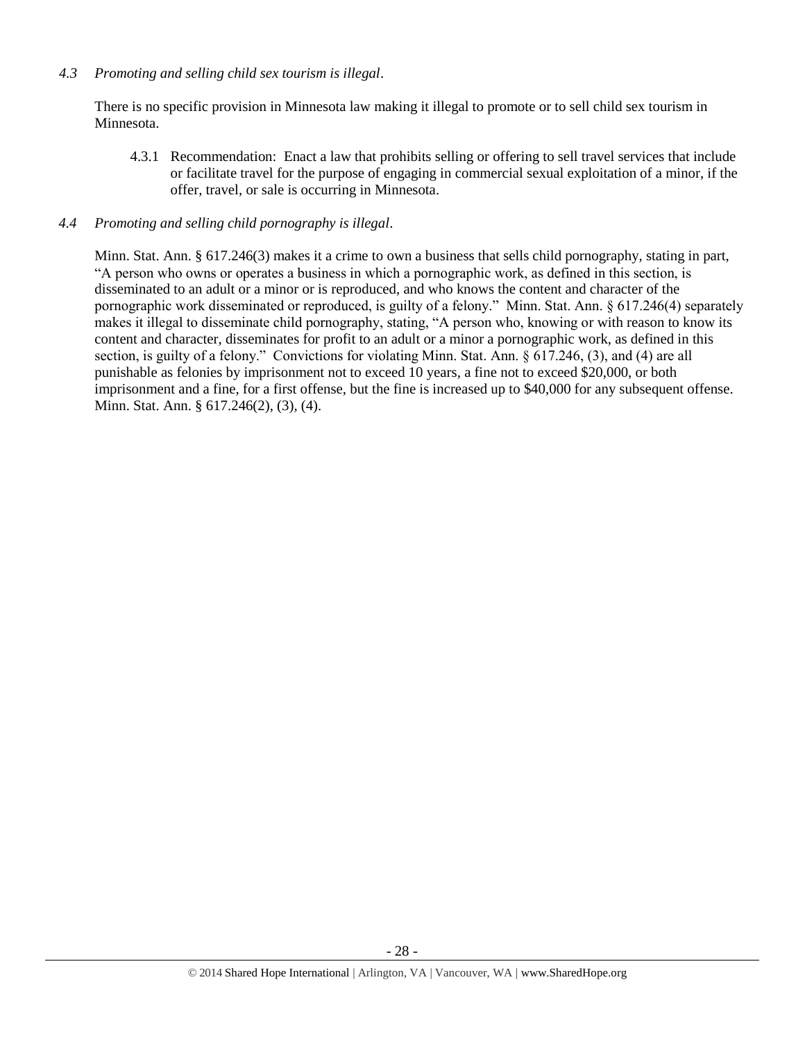*4.3 Promoting and selling child sex tourism is illegal*.

There is no specific provision in Minnesota law making it illegal to promote or to sell child sex tourism in Minnesota.

4.3.1 Recommendation: Enact a law that prohibits selling or offering to sell travel services that include or facilitate travel for the purpose of engaging in commercial sexual exploitation of a minor, if the offer, travel, or sale is occurring in Minnesota.

*4.4 Promoting and selling child pornography is illegal*.

Minn. Stat. Ann. § 617.246(3) makes it a crime to own a business that sells child pornography, stating in part, "A person who owns or operates a business in which a pornographic work, as defined in this section, is disseminated to an adult or a minor or is reproduced, and who knows the content and character of the pornographic work disseminated or reproduced, is guilty of a felony." Minn. Stat. Ann. § 617.246(4) separately makes it illegal to disseminate child pornography, stating, "A person who, knowing or with reason to know its content and character, disseminates for profit to an adult or a minor a pornographic work, as defined in this section, is guilty of a felony." Convictions for violating Minn. Stat. Ann. § 617.246, (3), and (4) are all punishable as felonies by imprisonment not to exceed 10 years, a fine not to exceed $20,000, or both imprisonment and a fine, for a first offense, but the fine is increased up to $40,000 for any subsequent offense. Minn. Stat. Ann. § 617.246(2), (3), (4).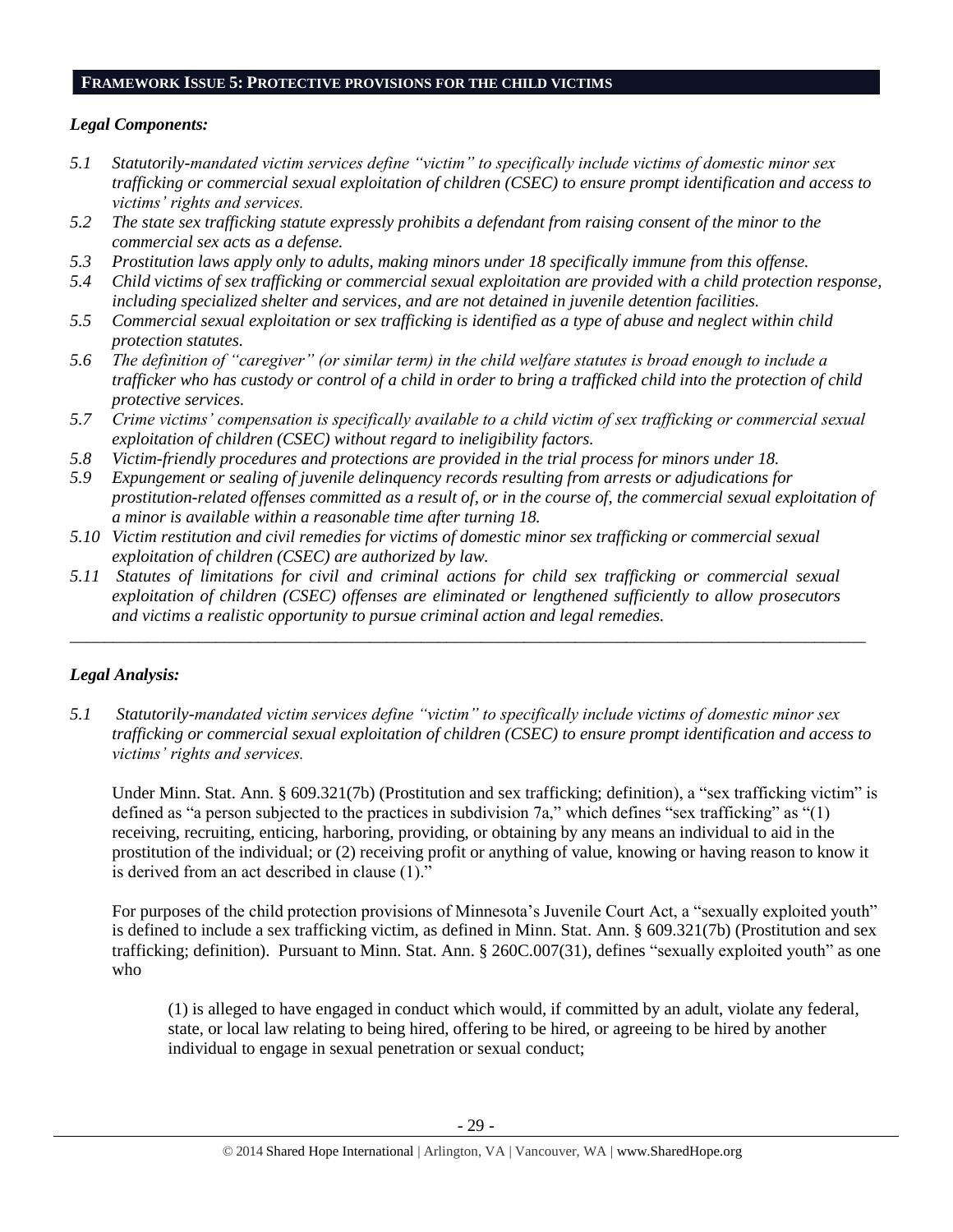## FRAMEWORK ISSUE 5: PROTECTIVE PROVISIONS FOR THE CHILD VICTIMS

### *Legal Components:*

- *5.1 Statutorily-mandated victim services define "victim" to specifically include victims of domestic minor sex trafficking or commercial sexual exploitation of children (CSEC) to ensure prompt identification and access to victims' rights and services.*
- *5.2 The state sex trafficking statute expressly prohibits a defendant from raising consent of the minor to the commercial sex acts as a defense.*
- *5.3 Prostitution laws apply only to adults, making minors under 18 specifically immune from this offense.*
- *5.4 Child victims of sex trafficking or commercial sexual exploitation are provided with a child protection response, including specialized shelter and services, and are not detained in juvenile detention facilities.*
- *5.5 Commercial sexual exploitation or sex trafficking is identified as a type of abuse and neglect within child protection statutes.*
- *5.6 The definition of "caregiver" (or similar term) in the child welfare statutes is broad enough to include a trafficker who has custody or control of a child in order to bring a trafficked child into the protection of child protective services.*
- *5.7 Crime victims' compensation is specifically available to a child victim of sex trafficking or commercial sexual exploitation of children (CSEC) without regard to ineligibility factors.*
- *5.8 Victim-friendly procedures and protections are provided in the trial process for minors under 18.*
- *5.9 Expungement or sealing of juvenile delinquency records resulting from arrests or adjudications for prostitution-related offenses committed as a result of, or in the course of, the commercial sexual exploitation of a minor is available within a reasonable time after turning 18.*
- *5.10 Victim restitution and civil remedies for victims of domestic minor sex trafficking or commercial sexual exploitation of children (CSEC) are authorized by law.*
- *5.11 Statutes of limitations for civil and criminal actions for child sex trafficking or commercial sexual exploitation of children (CSEC) offenses are eliminated or lengthened sufficiently to allow prosecutors and victims a realistic opportunity to pursue criminal action and legal remedies.*

---

### *Legal Analysis:*

*5.1 Statutorily-mandated victim services define "victim" to specifically include victims of domestic minor sex trafficking or commercial sexual exploitation of children (CSEC) to ensure prompt identification and access to victims' rights and services.*

Under Minn. Stat. Ann. § 609.321(7b) (Prostitution and sex trafficking; definition), a "sex trafficking victim" is defined as "a person subjected to the practices in subdivision 7a," which defines "sex trafficking" as "(1) receiving, recruiting, enticing, harboring, providing, or obtaining by any means an individual to aid in the prostitution of the individual; or (2) receiving profit or anything of value, knowing or having reason to know it is derived from an act described in clause (1)."

For purposes of the child protection provisions of Minnesota's Juvenile Court Act, a "sexually exploited youth" is defined to include a sex trafficking victim, as defined in Minn. Stat. Ann. § 609.321(7b) (Prostitution and sex trafficking; definition). Pursuant to Minn. Stat. Ann. § 260C.007(31), defines "sexually exploited youth" as one who

> (1) is alleged to have engaged in conduct which would, if committed by an adult, violate any federal, state, or local law relating to being hired, offering to be hired, or agreeing to be hired by another individual to engage in sexual penetration or sexual conduct;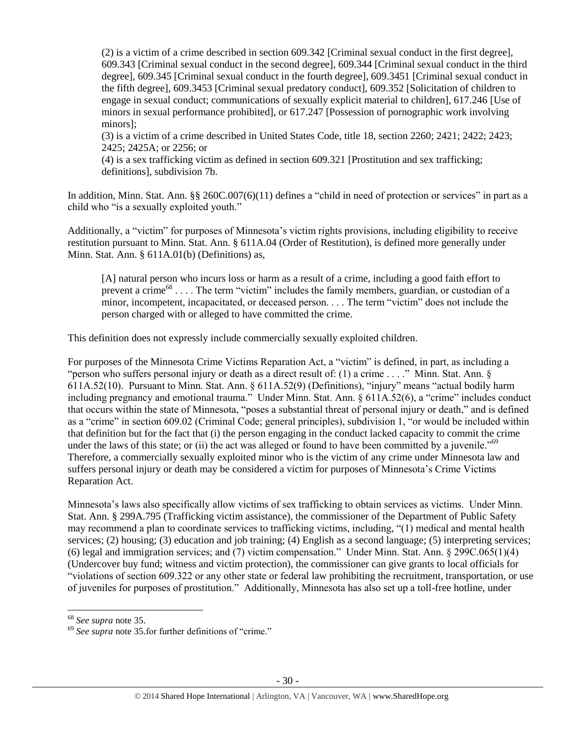(2) is a victim of a crime described in section 609.342 [Criminal sexual conduct in the first degree], 609.343 [Criminal sexual conduct in the second degree], 609.344 [Criminal sexual conduct in the third degree], 609.345 [Criminal sexual conduct in the fourth degree], 609.3451 [Criminal sexual conduct in the fifth degree], 609.3453 [Criminal sexual predatory conduct], 609.352 [Solicitation of children to engage in sexual conduct; communications of sexually explicit material to children], 617.246 [Use of minors in sexual performance prohibited], or 617.247 [Possession of pornographic work involving minors];

(3) is a victim of a crime described in United States Code, title 18, section 2260; 2421; 2422; 2423; 2425; 2425A; or 2256; or

(4) is a sex trafficking victim as defined in section 609.321 [Prostitution and sex trafficking; definitions], subdivision 7b.

In addition, Minn. Stat. Ann. §§ 260C.007(6)(11) defines a "child in need of protection or services" in part as a child who "is a sexually exploited youth."

Additionally, a "victim" for purposes of Minnesota's victim rights provisions, including eligibility to receive restitution pursuant to Minn. Stat. Ann. § 611A.04 (Order of Restitution), is defined more generally under Minn. Stat. Ann. § 611A.01(b) (Definitions) as,

> [A] natural person who incurs loss or harm as a result of a crime, including a good faith effort to prevent a crime[68] . . . . The term "victim" includes the family members, guardian, or custodian of a minor, incompetent, incapacitated, or deceased person. . . . The term "victim" does not include the person charged with or alleged to have committed the crime.

This definition does not expressly include commercially sexually exploited children.

For purposes of the Minnesota Crime Victims Reparation Act, a "victim" is defined, in part, as including a "person who suffers personal injury or death as a direct result of: (1) a crime . . . ." Minn. Stat. Ann. § 611A.52(10). Pursuant to Minn. Stat. Ann. § 611A.52(9) (Definitions), "injury" means "actual bodily harm including pregnancy and emotional trauma." Under Minn. Stat. Ann. § 611A.52(6), a "crime" includes conduct that occurs within the state of Minnesota, "poses a substantial threat of personal injury or death," and is defined as a "crime" in section 609.02 (Criminal Code; general principles), subdivision 1, "or would be included within that definition but for the fact that (i) the person engaging in the conduct lacked capacity to commit the crime under the laws of this state; or (ii) the act was alleged or found to have been committed by a juvenile."[69] Therefore, a commercially sexually exploited minor who is the victim of any crime under Minnesota law and suffers personal injury or death may be considered a victim for purposes of Minnesota's Crime Victims Reparation Act.

Minnesota's laws also specifically allow victims of sex trafficking to obtain services as victims. Under Minn. Stat. Ann. § 299A.795 (Trafficking victim assistance), the commissioner of the Department of Public Safety may recommend a plan to coordinate services to trafficking victims, including, "(1) medical and mental health services; (2) housing; (3) education and job training; (4) English as a second language; (5) interpreting services; (6) legal and immigration services; and (7) victim compensation." Under Minn. Stat. Ann. § 299C.065(1)(4) (Undercover buy fund; witness and victim protection), the commissioner can give grants to local officials for "violations of section 609.322 or any other state or federal law prohibiting the recruitment, transportation, or use of juveniles for purposes of prostitution." Additionally, Minnesota has also set up a toll-free hotline, under

---

[68] *See supra* note 35.

[69] *See supra* note 35.for further definitions of "crime."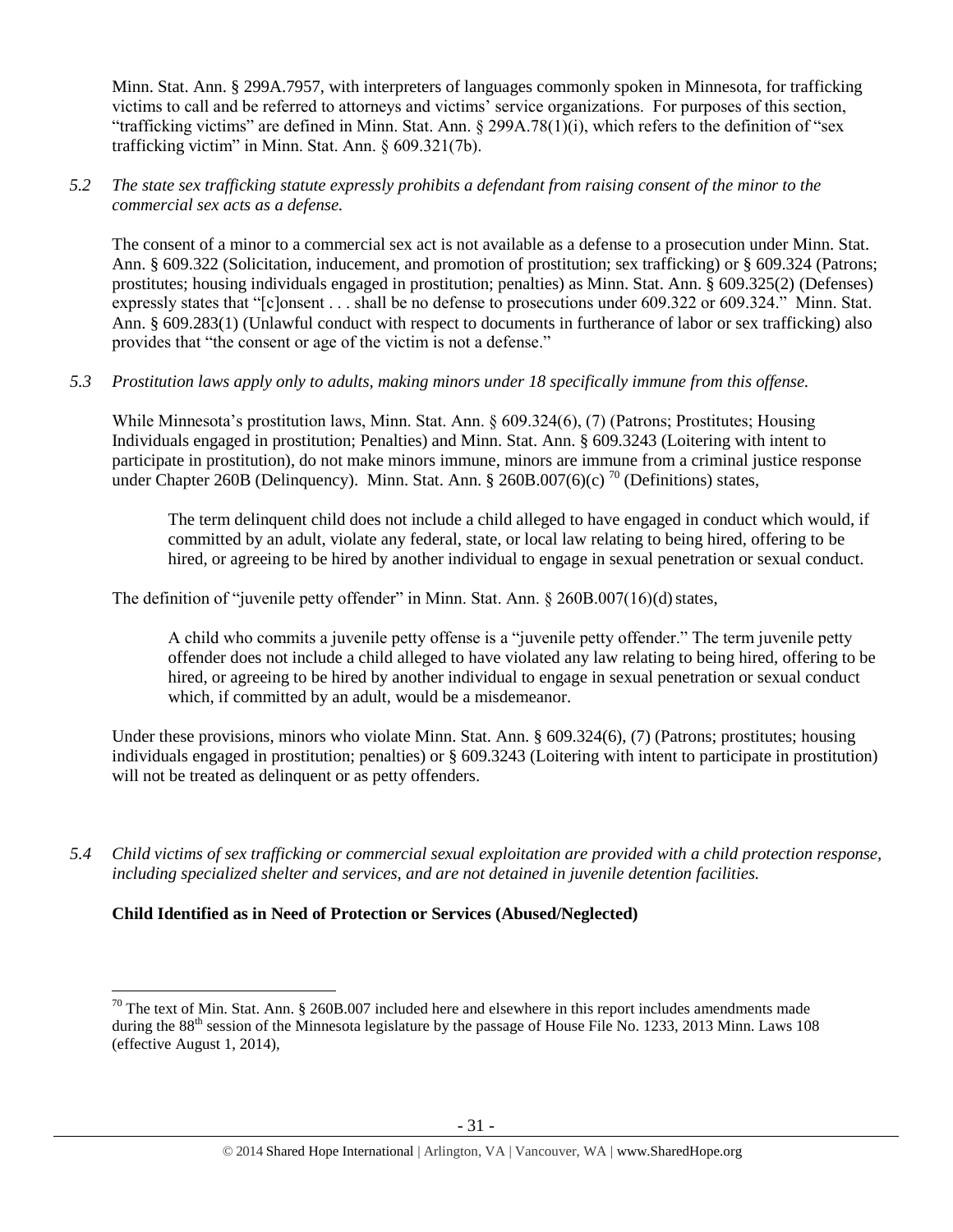Minn. Stat. Ann. § 299A.7957, with interpreters of languages commonly spoken in Minnesota, for trafficking victims to call and be referred to attorneys and victims' service organizations. For purposes of this section, "trafficking victims" are defined in Minn. Stat. Ann. § 299A.78(1)(i), which refers to the definition of "sex trafficking victim" in Minn. Stat. Ann. § 609.321(7b).

*5.2 The state sex trafficking statute expressly prohibits a defendant from raising consent of the minor to the commercial sex acts as a defense.*

The consent of a minor to a commercial sex act is not available as a defense to a prosecution under Minn. Stat. Ann. § 609.322 (Solicitation, inducement, and promotion of prostitution; sex trafficking) or § 609.324 (Patrons; prostitutes; housing individuals engaged in prostitution; penalties) as Minn. Stat. Ann. § 609.325(2) (Defenses) expressly states that "[c]onsent . . . shall be no defense to prosecutions under 609.322 or 609.324." Minn. Stat. Ann. § 609.283(1) (Unlawful conduct with respect to documents in furtherance of labor or sex trafficking) also provides that "the consent or age of the victim is not a defense."

*5.3 Prostitution laws apply only to adults, making minors under 18 specifically immune from this offense.*

While Minnesota's prostitution laws, Minn. Stat. Ann. § 609.324(6), (7) (Patrons; Prostitutes; Housing Individuals engaged in prostitution; Penalties) and Minn. Stat. Ann. § 609.3243 (Loitering with intent to participate in prostitution), do not make minors immune, minors are immune from a criminal justice response under Chapter 260B (Delinquency). Minn. Stat. Ann. § 260B.007(6)(c) [70] (Definitions) states,

> The term delinquent child does not include a child alleged to have engaged in conduct which would, if committed by an adult, violate any federal, state, or local law relating to being hired, offering to be hired, or agreeing to be hired by another individual to engage in sexual penetration or sexual conduct.

The definition of "juvenile petty offender" in Minn. Stat. Ann. § 260B.007(16)(d) states,

> A child who commits a juvenile petty offense is a "juvenile petty offender." The term juvenile petty offender does not include a child alleged to have violated any law relating to being hired, offering to be hired, or agreeing to be hired by another individual to engage in sexual penetration or sexual conduct which, if committed by an adult, would be a misdemeanor.

Under these provisions, minors who violate Minn. Stat. Ann. § 609.324(6), (7) (Patrons; prostitutes; housing individuals engaged in prostitution; penalties) or § 609.3243 (Loitering with intent to participate in prostitution) will not be treated as delinquent or as petty offenders.

*5.4 Child victims of sex trafficking or commercial sexual exploitation are provided with a child protection response, including specialized shelter and services, and are not detained in juvenile detention facilities.*

**Child Identified as in Need of Protection or Services (Abused/Neglected)**

[70] The text of Min. Stat. Ann. § 260B.007 included here and elsewhere in this report includes amendments made during the 88th session of the Minnesota legislature by the passage of House File No. 1233, 2013 Minn. Laws 108 (effective August 1, 2014),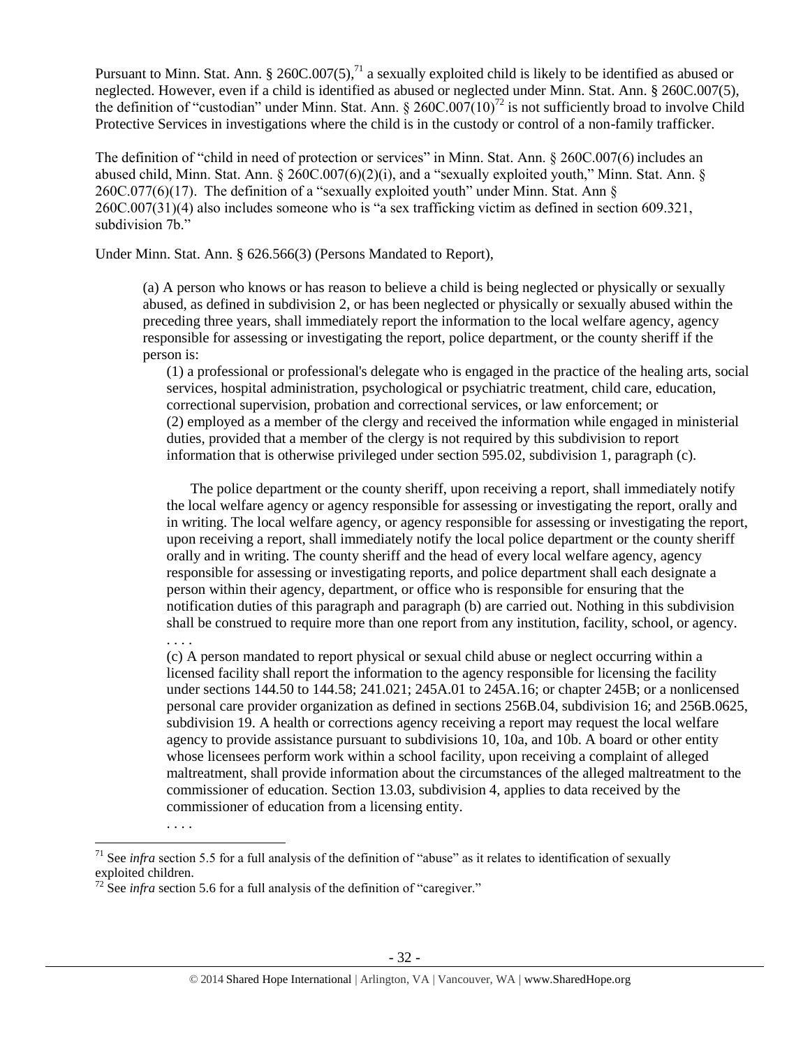Pursuant to Minn. Stat. Ann. § 260C.007(5),[71] a sexually exploited child is likely to be identified as abused or neglected. However, even if a child is identified as abused or neglected under Minn. Stat. Ann. § 260C.007(5), the definition of "custodian" under Minn. Stat. Ann. § 260C.007(10)[72] is not sufficiently broad to involve Child Protective Services in investigations where the child is in the custody or control of a non-family trafficker.

The definition of "child in need of protection or services" in Minn. Stat. Ann. § 260C.007(6) includes an abused child, Minn. Stat. Ann. § 260C.007(6)(2)(i), and a "sexually exploited youth," Minn. Stat. Ann. § 260C.077(6)(17). The definition of a "sexually exploited youth" under Minn. Stat. Ann § 260C.007(31)(4) also includes someone who is "a sex trafficking victim as defined in section 609.321, subdivision 7b."

Under Minn. Stat. Ann. § 626.566(3) (Persons Mandated to Report),

> (a) A person who knows or has reason to believe a child is being neglected or physically or sexually abused, as defined in subdivision 2, or has been neglected or physically or sexually abused within the preceding three years, shall immediately report the information to the local welfare agency, agency responsible for assessing or investigating the report, police department, or the county sheriff if the person is:
>
> (1) a professional or professional's delegate who is engaged in the practice of the healing arts, social services, hospital administration, psychological or psychiatric treatment, child care, education, correctional supervision, probation and correctional services, or law enforcement; or
> (2) employed as a member of the clergy and received the information while engaged in ministerial duties, provided that a member of the clergy is not required by this subdivision to report information that is otherwise privileged under section 595.02, subdivision 1, paragraph (c).
>
> The police department or the county sheriff, upon receiving a report, shall immediately notify the local welfare agency or agency responsible for assessing or investigating the report, orally and in writing. The local welfare agency, or agency responsible for assessing or investigating the report, upon receiving a report, shall immediately notify the local police department or the county sheriff orally and in writing. The county sheriff and the head of every local welfare agency, agency responsible for assessing or investigating reports, and police department shall each designate a person within their agency, department, or office who is responsible for ensuring that the notification duties of this paragraph and paragraph (b) are carried out. Nothing in this subdivision shall be construed to require more than one report from any institution, facility, school, or agency.
>
> . . . .
>
> (c) A person mandated to report physical or sexual child abuse or neglect occurring within a licensed facility shall report the information to the agency responsible for licensing the facility under sections 144.50 to 144.58; 241.021; 245A.01 to 245A.16; or chapter 245B; or a nonlicensed personal care provider organization as defined in sections 256B.04, subdivision 16; and 256B.0625, subdivision 19. A health or corrections agency receiving a report may request the local welfare agency to provide assistance pursuant to subdivisions 10, 10a, and 10b. A board or other entity whose licensees perform work within a school facility, upon receiving a complaint of alleged maltreatment, shall provide information about the circumstances of the alleged maltreatment to the commissioner of education. Section 13.03, subdivision 4, applies to data received by the commissioner of education from a licensing entity.
>
> . . . .

---

[71] See *infra* section 5.5 for a full analysis of the definition of "abuse" as it relates to identification of sexually exploited children.

[72] See *infra* section 5.6 for a full analysis of the definition of "caregiver."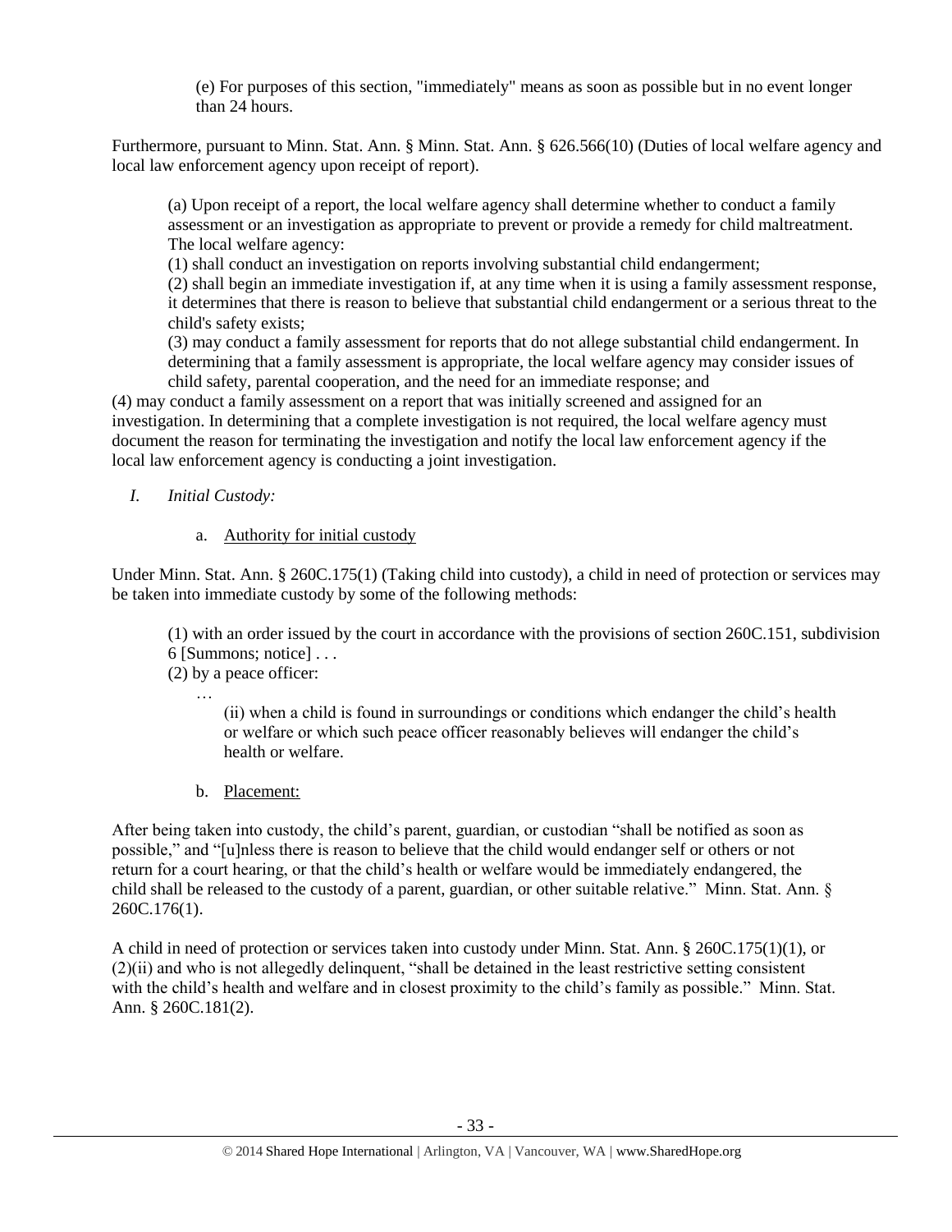(e) For purposes of this section, "immediately" means as soon as possible but in no event longer than 24 hours.

Furthermore, pursuant to Minn. Stat. Ann. § Minn. Stat. Ann. § 626.566(10) (Duties of local welfare agency and local law enforcement agency upon receipt of report).

> (a) Upon receipt of a report, the local welfare agency shall determine whether to conduct a family assessment or an investigation as appropriate to prevent or provide a remedy for child maltreatment. The local welfare agency:
>
> (1) shall conduct an investigation on reports involving substantial child endangerment;
>
> (2) shall begin an immediate investigation if, at any time when it is using a family assessment response, it determines that there is reason to believe that substantial child endangerment or a serious threat to the child's safety exists;
>
> (3) may conduct a family assessment for reports that do not allege substantial child endangerment. In determining that a family assessment is appropriate, the local welfare agency may consider issues of child safety, parental cooperation, and the need for an immediate response; and

(4) may conduct a family assessment on a report that was initially screened and assigned for an investigation. In determining that a complete investigation is not required, the local welfare agency must document the reason for terminating the investigation and notify the local law enforcement agency if the local law enforcement agency is conducting a joint investigation.

*I. Initial Custody:*

a. Authority for initial custody

Under Minn. Stat. Ann. § 260C.175(1) (Taking child into custody), a child in need of protection or services may be taken into immediate custody by some of the following methods:

> (1) with an order issued by the court in accordance with the provisions of section 260C.151, subdivision 6 [Summons; notice] . . .
>
> (2) by a peace officer:
>
> …
>
> (ii) when a child is found in surroundings or conditions which endanger the child's health or welfare or which such peace officer reasonably believes will endanger the child's health or welfare.

b. Placement:

After being taken into custody, the child's parent, guardian, or custodian "shall be notified as soon as possible," and "[u]nless there is reason to believe that the child would endanger self or others or not return for a court hearing, or that the child's health or welfare would be immediately endangered, the child shall be released to the custody of a parent, guardian, or other suitable relative." Minn. Stat. Ann. § 260C.176(1).

A child in need of protection or services taken into custody under Minn. Stat. Ann. § 260C.175(1)(1), or (2)(ii) and who is not allegedly delinquent, "shall be detained in the least restrictive setting consistent with the child's health and welfare and in closest proximity to the child's family as possible." Minn. Stat. Ann. § 260C.181(2).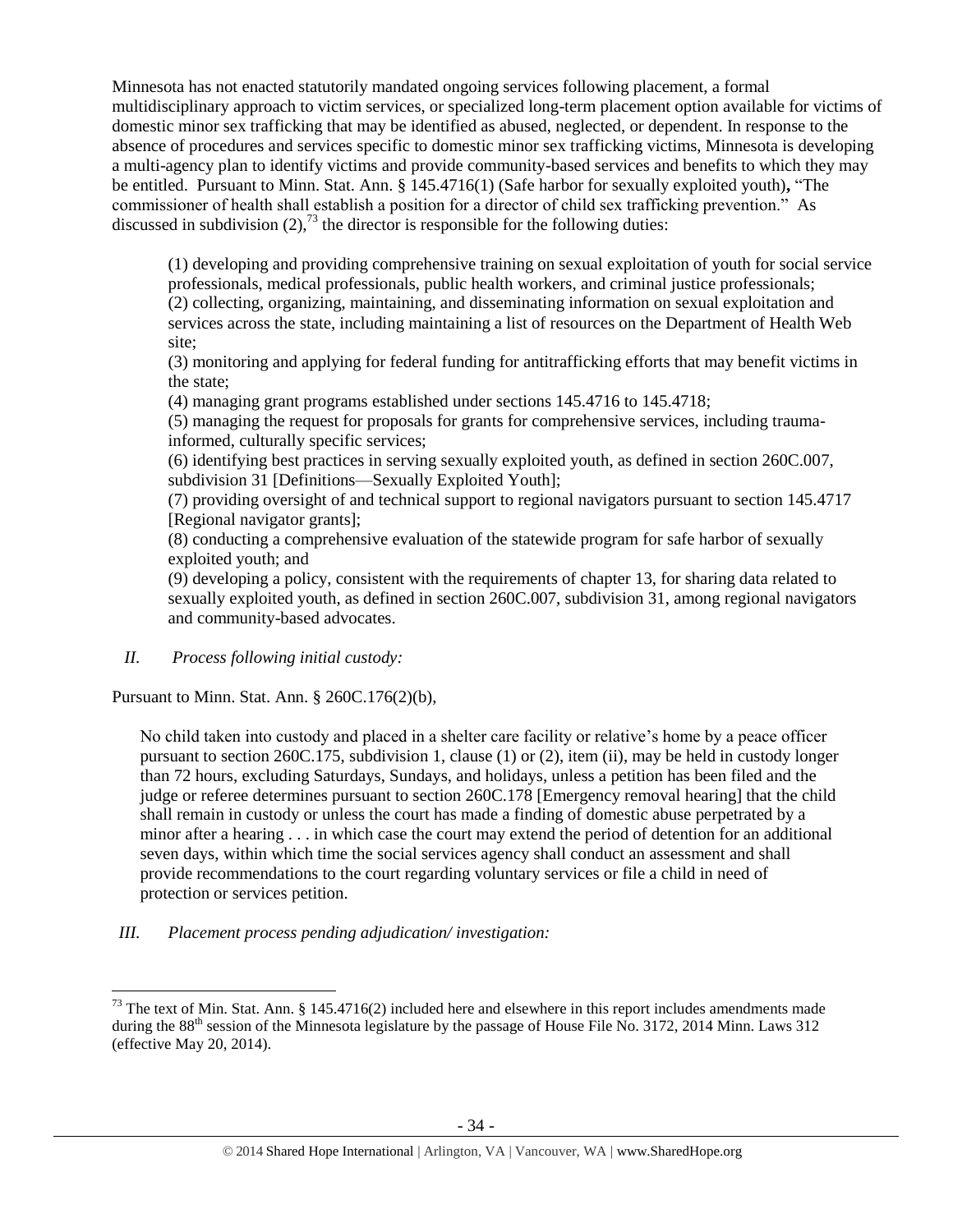Minnesota has not enacted statutorily mandated ongoing services following placement, a formal multidisciplinary approach to victim services, or specialized long-term placement option available for victims of domestic minor sex trafficking that may be identified as abused, neglected, or dependent. In response to the absence of procedures and services specific to domestic minor sex trafficking victims, Minnesota is developing a multi-agency plan to identify victims and provide community-based services and benefits to which they may be entitled. Pursuant to Minn. Stat. Ann. § 145.4716(1) (Safe harbor for sexually exploited youth)**,** "The commissioner of health shall establish a position for a director of child sex trafficking prevention." As discussed in subdivision (2),[73] the director is responsible for the following duties:

> (1) developing and providing comprehensive training on sexual exploitation of youth for social service professionals, medical professionals, public health workers, and criminal justice professionals;
> (2) collecting, organizing, maintaining, and disseminating information on sexual exploitation and services across the state, including maintaining a list of resources on the Department of Health Web site;
> (3) monitoring and applying for federal funding for antitrafficking efforts that may benefit victims in the state;
> (4) managing grant programs established under sections 145.4716 to 145.4718;
> (5) managing the request for proposals for grants for comprehensive services, including trauma-informed, culturally specific services;
> (6) identifying best practices in serving sexually exploited youth, as defined in section 260C.007, subdivision 31 [Definitions—Sexually Exploited Youth];
> (7) providing oversight of and technical support to regional navigators pursuant to section 145.4717 [Regional navigator grants];
> (8) conducting a comprehensive evaluation of the statewide program for safe harbor of sexually exploited youth; and
> (9) developing a policy, consistent with the requirements of chapter 13, for sharing data related to sexually exploited youth, as defined in section 260C.007, subdivision 31, among regional navigators and community-based advocates.

*II. Process following initial custody:*

Pursuant to Minn. Stat. Ann. § 260C.176(2)(b),

> No child taken into custody and placed in a shelter care facility or relative's home by a peace officer pursuant to section 260C.175, subdivision 1, clause (1) or (2), item (ii), may be held in custody longer than 72 hours, excluding Saturdays, Sundays, and holidays, unless a petition has been filed and the judge or referee determines pursuant to section 260C.178 [Emergency removal hearing] that the child shall remain in custody or unless the court has made a finding of domestic abuse perpetrated by a minor after a hearing . . . in which case the court may extend the period of detention for an additional seven days, within which time the social services agency shall conduct an assessment and shall provide recommendations to the court regarding voluntary services or file a child in need of protection or services petition.

*III. Placement process pending adjudication/ investigation:*

---

[73] The text of Min. Stat. Ann. § 145.4716(2) included here and elsewhere in this report includes amendments made during the 88th session of the Minnesota legislature by the passage of House File No. 3172, 2014 Minn. Laws 312 (effective May 20, 2014).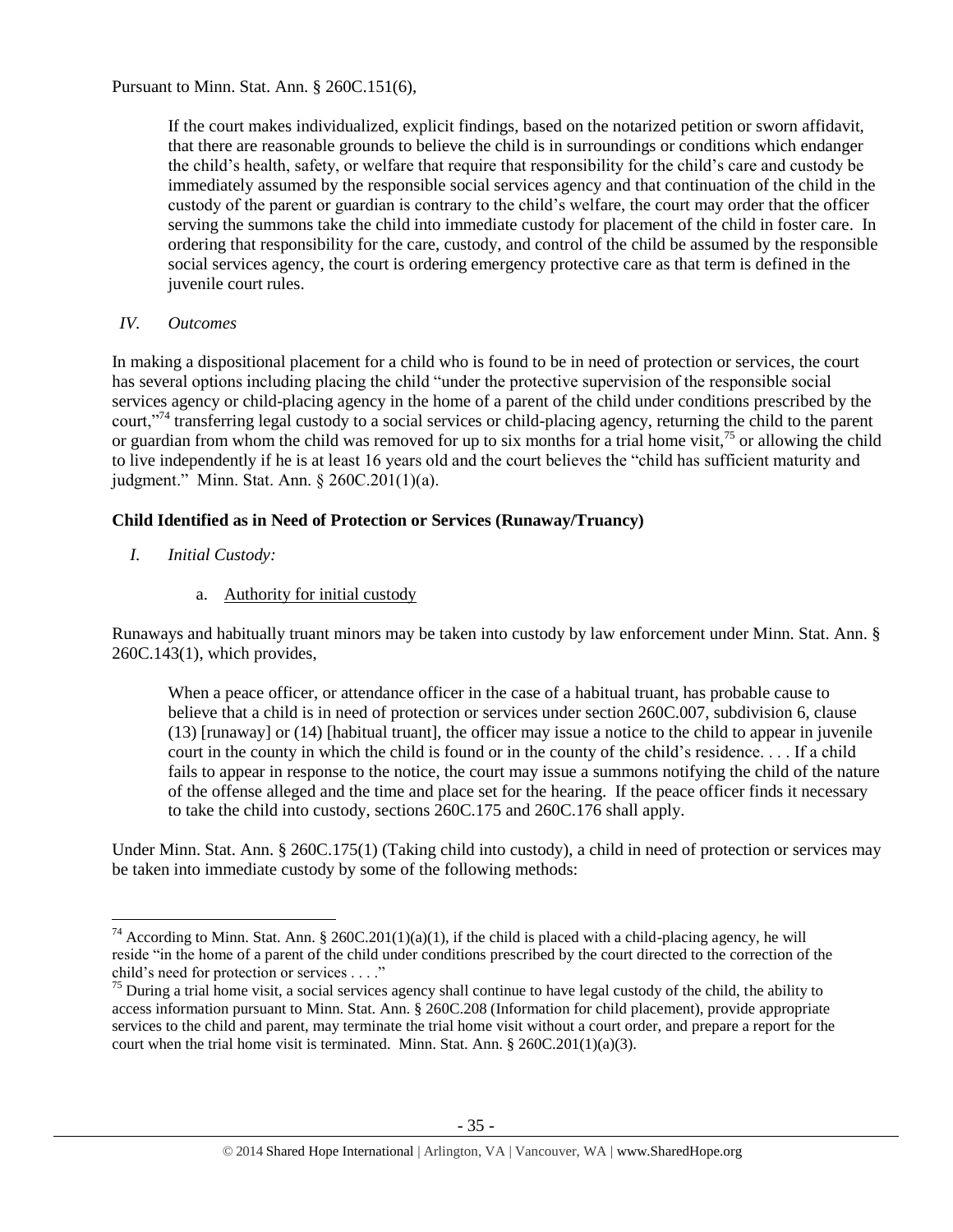Pursuant to Minn. Stat. Ann. § 260C.151(6),

> If the court makes individualized, explicit findings, based on the notarized petition or sworn affidavit, that there are reasonable grounds to believe the child is in surroundings or conditions which endanger the child's health, safety, or welfare that require that responsibility for the child's care and custody be immediately assumed by the responsible social services agency and that continuation of the child in the custody of the parent or guardian is contrary to the child's welfare, the court may order that the officer serving the summons take the child into immediate custody for placement of the child in foster care. In ordering that responsibility for the care, custody, and control of the child be assumed by the responsible social services agency, the court is ordering emergency protective care as that term is defined in the juvenile court rules.

*IV. Outcomes*

In making a dispositional placement for a child who is found to be in need of protection or services, the court has several options including placing the child "under the protective supervision of the responsible social services agency or child-placing agency in the home of a parent of the child under conditions prescribed by the court,"[74] transferring legal custody to a social services or child-placing agency, returning the child to the parent or guardian from whom the child was removed for up to six months for a trial home visit,[75] or allowing the child to live independently if he is at least 16 years old and the court believes the "child has sufficient maturity and judgment." Minn. Stat. Ann. § 260C.201(1)(a).

**Child Identified as in Need of Protection or Services (Runaway/Truancy)**

*I. Initial Custody:*

a. Authority for initial custody

Runaways and habitually truant minors may be taken into custody by law enforcement under Minn. Stat. Ann. § 260C.143(1), which provides,

> When a peace officer, or attendance officer in the case of a habitual truant, has probable cause to believe that a child is in need of protection or services under section 260C.007, subdivision 6, clause (13) [runaway] or (14) [habitual truant], the officer may issue a notice to the child to appear in juvenile court in the county in which the child is found or in the county of the child's residence. . . . If a child fails to appear in response to the notice, the court may issue a summons notifying the child of the nature of the offense alleged and the time and place set for the hearing. If the peace officer finds it necessary to take the child into custody, sections 260C.175 and 260C.176 shall apply.

Under Minn. Stat. Ann. § 260C.175(1) (Taking child into custody), a child in need of protection or services may be taken into immediate custody by some of the following methods:

---

[74] According to Minn. Stat. Ann. § 260C.201(1)(a)(1), if the child is placed with a child-placing agency, he will reside "in the home of a parent of the child under conditions prescribed by the court directed to the correction of the child's need for protection or services . . . ."

[75] During a trial home visit, a social services agency shall continue to have legal custody of the child, the ability to access information pursuant to Minn. Stat. Ann. § 260C.208 (Information for child placement), provide appropriate services to the child and parent, may terminate the trial home visit without a court order, and prepare a report for the court when the trial home visit is terminated. Minn. Stat. Ann. § 260C.201(1)(a)(3).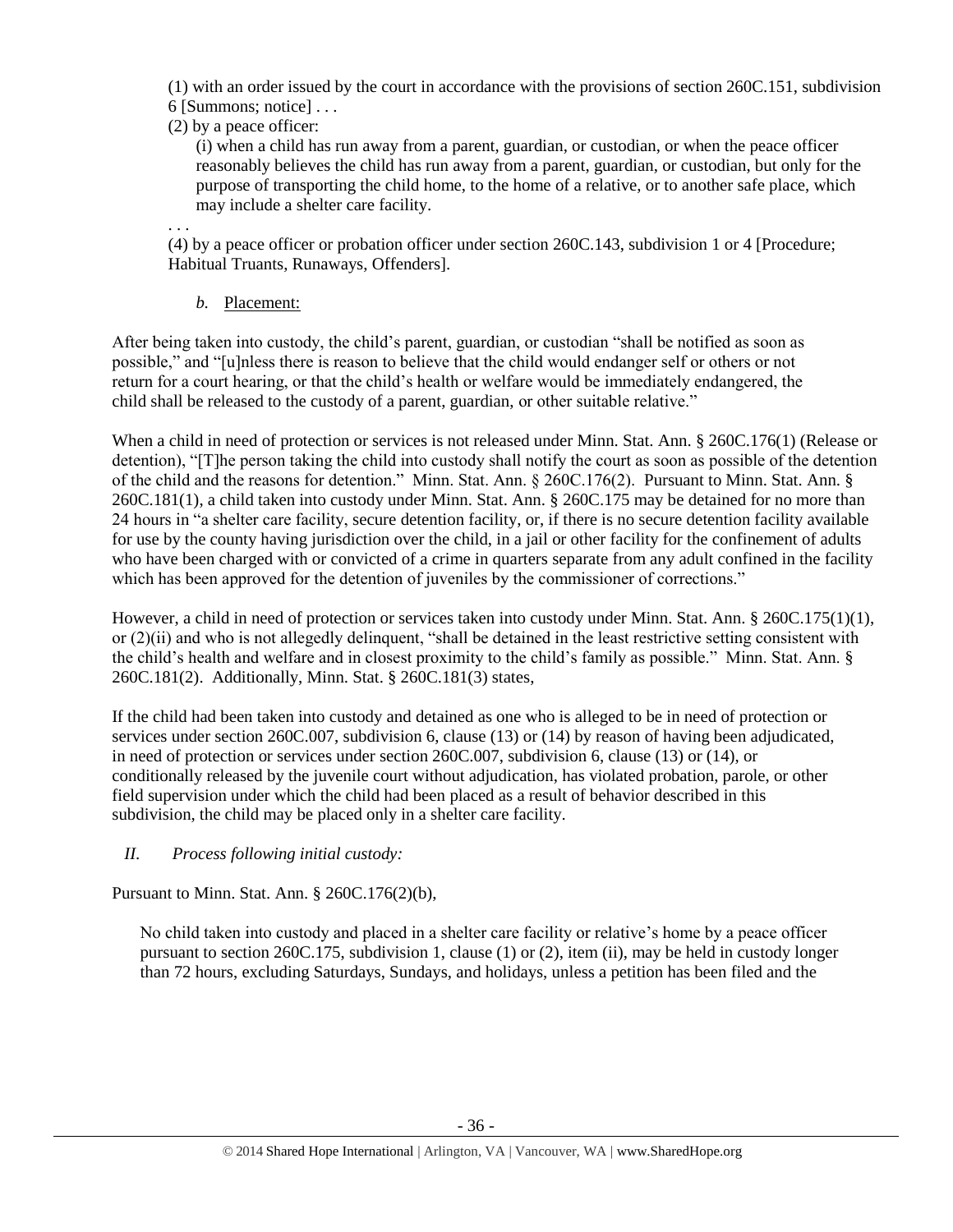(1) with an order issued by the court in accordance with the provisions of section 260C.151, subdivision 6 [Summons; notice] . . .

(2) by a peace officer:

(i) when a child has run away from a parent, guardian, or custodian, or when the peace officer reasonably believes the child has run away from a parent, guardian, or custodian, but only for the purpose of transporting the child home, to the home of a relative, or to another safe place, which may include a shelter care facility.

. . .

(4) by a peace officer or probation officer under section 260C.143, subdivision 1 or 4 [Procedure; Habitual Truants, Runaways, Offenders].

*b.* Placement:

After being taken into custody, the child's parent, guardian, or custodian "shall be notified as soon as possible," and "[u]nless there is reason to believe that the child would endanger self or others or not return for a court hearing, or that the child's health or welfare would be immediately endangered, the child shall be released to the custody of a parent, guardian, or other suitable relative."

When a child in need of protection or services is not released under Minn. Stat. Ann. § 260C.176(1) (Release or detention), "[T]he person taking the child into custody shall notify the court as soon as possible of the detention of the child and the reasons for detention." Minn. Stat. Ann. § 260C.176(2). Pursuant to Minn. Stat. Ann. § 260C.181(1), a child taken into custody under Minn. Stat. Ann. § 260C.175 may be detained for no more than 24 hours in "a shelter care facility, secure detention facility, or, if there is no secure detention facility available for use by the county having jurisdiction over the child, in a jail or other facility for the confinement of adults who have been charged with or convicted of a crime in quarters separate from any adult confined in the facility which has been approved for the detention of juveniles by the commissioner of corrections."

However, a child in need of protection or services taken into custody under Minn. Stat. Ann. § 260C.175(1)(1), or (2)(ii) and who is not allegedly delinquent, "shall be detained in the least restrictive setting consistent with the child's health and welfare and in closest proximity to the child's family as possible." Minn. Stat. Ann. § 260C.181(2). Additionally, Minn. Stat. § 260C.181(3) states,

If the child had been taken into custody and detained as one who is alleged to be in need of protection or services under section 260C.007, subdivision 6, clause (13) or (14) by reason of having been adjudicated, in need of protection or services under section 260C.007, subdivision 6, clause (13) or (14), or conditionally released by the juvenile court without adjudication, has violated probation, parole, or other field supervision under which the child had been placed as a result of behavior described in this subdivision, the child may be placed only in a shelter care facility.

*II. Process following initial custody:*

Pursuant to Minn. Stat. Ann. § 260C.176(2)(b),

No child taken into custody and placed in a shelter care facility or relative's home by a peace officer pursuant to section 260C.175, subdivision 1, clause (1) or (2), item (ii), may be held in custody longer than 72 hours, excluding Saturdays, Sundays, and holidays, unless a petition has been filed and the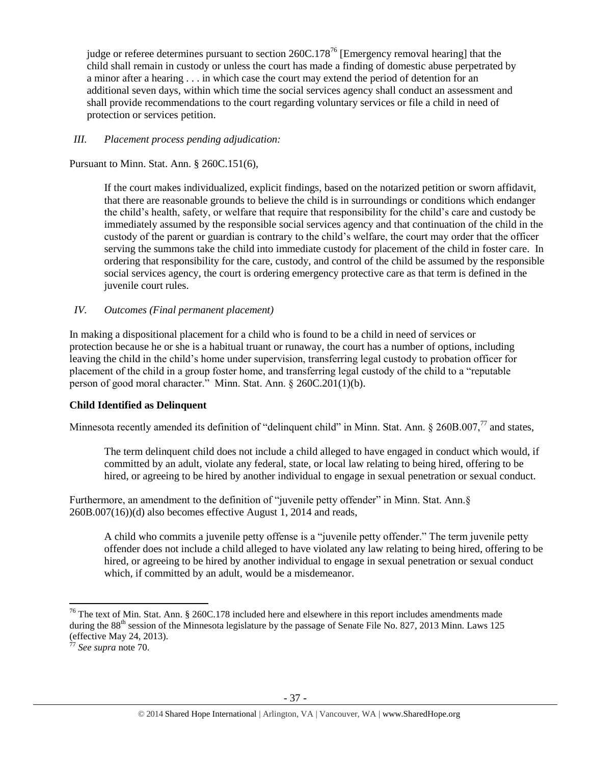judge or referee determines pursuant to section 260C.178[76] [Emergency removal hearing] that the child shall remain in custody or unless the court has made a finding of domestic abuse perpetrated by a minor after a hearing . . . in which case the court may extend the period of detention for an additional seven days, within which time the social services agency shall conduct an assessment and shall provide recommendations to the court regarding voluntary services or file a child in need of protection or services petition.

*III. Placement process pending adjudication:*

Pursuant to Minn. Stat. Ann. § 260C.151(6),

> If the court makes individualized, explicit findings, based on the notarized petition or sworn affidavit, that there are reasonable grounds to believe the child is in surroundings or conditions which endanger the child's health, safety, or welfare that require that responsibility for the child's care and custody be immediately assumed by the responsible social services agency and that continuation of the child in the custody of the parent or guardian is contrary to the child's welfare, the court may order that the officer serving the summons take the child into immediate custody for placement of the child in foster care. In ordering that responsibility for the care, custody, and control of the child be assumed by the responsible social services agency, the court is ordering emergency protective care as that term is defined in the juvenile court rules.

*IV. Outcomes (Final permanent placement)*

In making a dispositional placement for a child who is found to be a child in need of services or protection because he or she is a habitual truant or runaway, the court has a number of options, including leaving the child in the child's home under supervision, transferring legal custody to probation officer for placement of the child in a group foster home, and transferring legal custody of the child to a "reputable person of good moral character." Minn. Stat. Ann. § 260C.201(1)(b).

**Child Identified as Delinquent**

Minnesota recently amended its definition of "delinquent child" in Minn. Stat. Ann. § 260B.007,[77] and states,

> The term delinquent child does not include a child alleged to have engaged in conduct which would, if committed by an adult, violate any federal, state, or local law relating to being hired, offering to be hired, or agreeing to be hired by another individual to engage in sexual penetration or sexual conduct.

Furthermore, an amendment to the definition of "juvenile petty offender" in Minn. Stat. Ann.§ 260B.007(16))(d) also becomes effective August 1, 2014 and reads,

> A child who commits a juvenile petty offense is a "juvenile petty offender." The term juvenile petty offender does not include a child alleged to have violated any law relating to being hired, offering to be hired, or agreeing to be hired by another individual to engage in sexual penetration or sexual conduct which, if committed by an adult, would be a misdemeanor.

---

[76] The text of Min. Stat. Ann. § 260C.178 included here and elsewhere in this report includes amendments made during the 88th session of the Minnesota legislature by the passage of Senate File No. 827, 2013 Minn. Laws 125 (effective May 24, 2013).

[77] *See supra* note 70.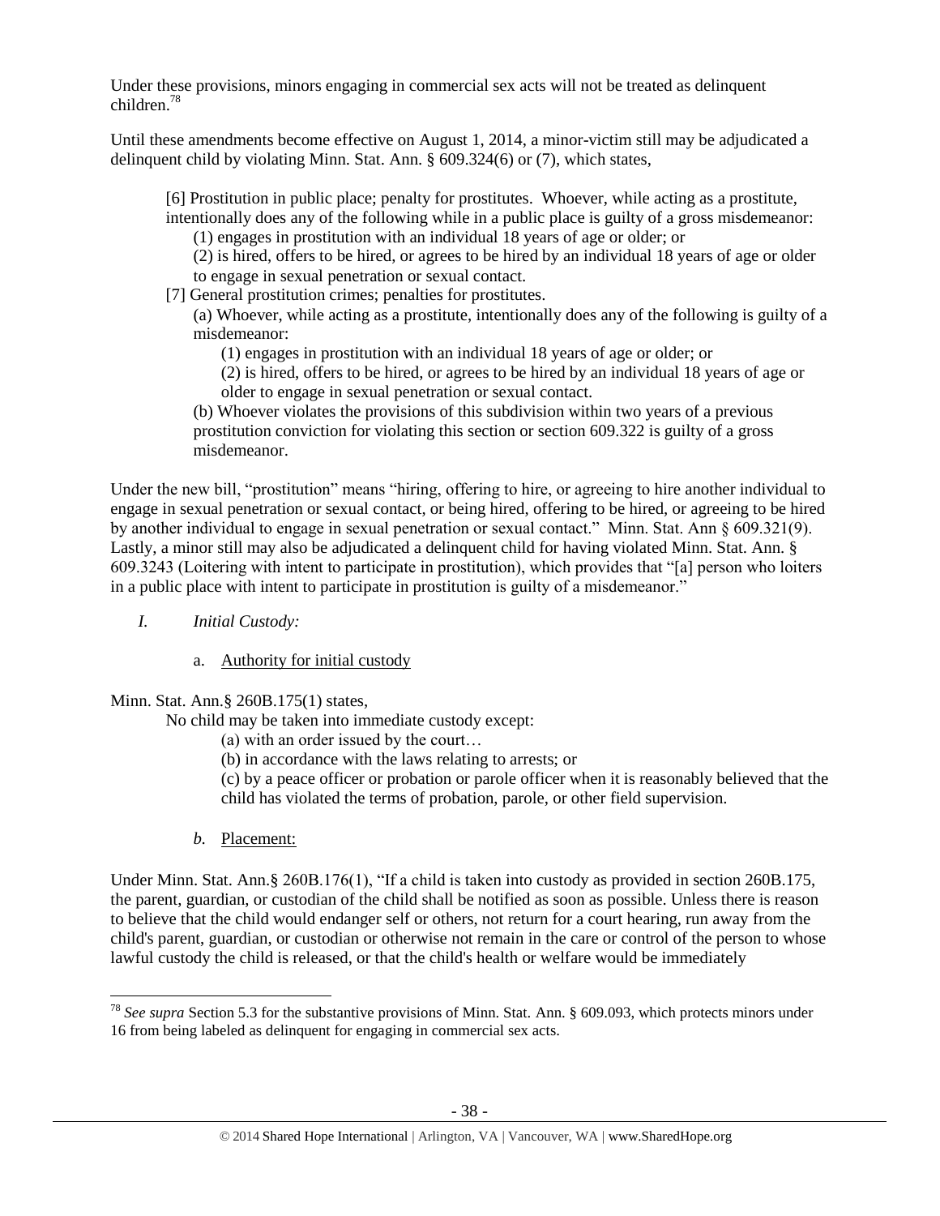Under these provisions, minors engaging in commercial sex acts will not be treated as delinquent children.[78]

Until these amendments become effective on August 1, 2014, a minor-victim still may be adjudicated a delinquent child by violating Minn. Stat. Ann. § 609.324(6) or (7), which states,

> [6] Prostitution in public place; penalty for prostitutes. Whoever, while acting as a prostitute, intentionally does any of the following while in a public place is guilty of a gross misdemeanor:
>
> (1) engages in prostitution with an individual 18 years of age or older; or
>
> (2) is hired, offers to be hired, or agrees to be hired by an individual 18 years of age or older to engage in sexual penetration or sexual contact.
>
> [7] General prostitution crimes; penalties for prostitutes.
>
> (a) Whoever, while acting as a prostitute, intentionally does any of the following is guilty of a misdemeanor:
>
> (1) engages in prostitution with an individual 18 years of age or older; or
>
> (2) is hired, offers to be hired, or agrees to be hired by an individual 18 years of age or older to engage in sexual penetration or sexual contact.
>
> (b) Whoever violates the provisions of this subdivision within two years of a previous prostitution conviction for violating this section or section 609.322 is guilty of a gross misdemeanor.

Under the new bill, "prostitution" means "hiring, offering to hire, or agreeing to hire another individual to engage in sexual penetration or sexual contact, or being hired, offering to be hired, or agreeing to be hired by another individual to engage in sexual penetration or sexual contact." Minn. Stat. Ann § 609.321(9). Lastly, a minor still may also be adjudicated a delinquent child for having violated Minn. Stat. Ann. § 609.3243 (Loitering with intent to participate in prostitution), which provides that "[a] person who loiters in a public place with intent to participate in prostitution is guilty of a misdemeanor."

*I. Initial Custody:*

a. Authority for initial custody

Minn. Stat. Ann.§ 260B.175(1) states,

> No child may be taken into immediate custody except:
>
> (a) with an order issued by the court…
>
> (b) in accordance with the laws relating to arrests; or
>
> (c) by a peace officer or probation or parole officer when it is reasonably believed that the child has violated the terms of probation, parole, or other field supervision.

*b.* Placement:

Under Minn. Stat. Ann.§ 260B.176(1), "If a child is taken into custody as provided in section 260B.175, the parent, guardian, or custodian of the child shall be notified as soon as possible. Unless there is reason to believe that the child would endanger self or others, not return for a court hearing, run away from the child's parent, guardian, or custodian or otherwise not remain in the care or control of the person to whose lawful custody the child is released, or that the child's health or welfare would be immediately

[78] *See supra* Section 5.3 for the substantive provisions of Minn. Stat. Ann. § 609.093, which protects minors under 16 from being labeled as delinquent for engaging in commercial sex acts.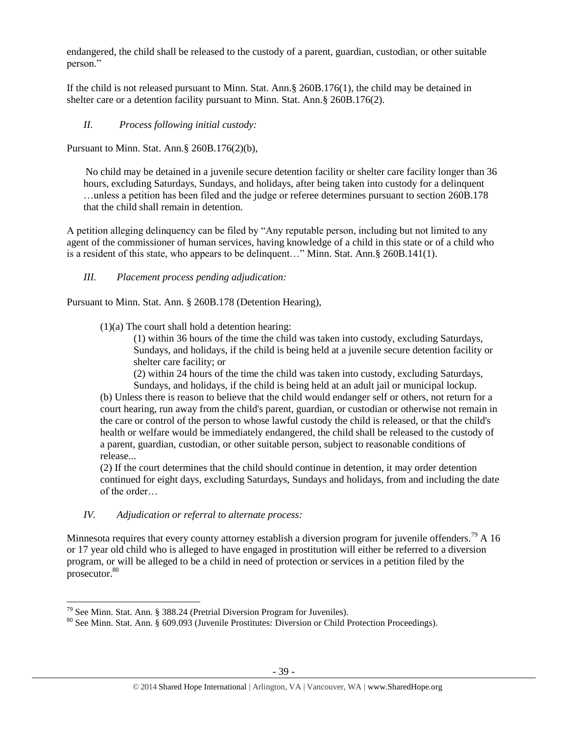endangered, the child shall be released to the custody of a parent, guardian, custodian, or other suitable person."

If the child is not released pursuant to Minn. Stat. Ann.§ 260B.176(1), the child may be detained in shelter care or a detention facility pursuant to Minn. Stat. Ann.§ 260B.176(2).

*II. Process following initial custody:*

Pursuant to Minn. Stat. Ann.§ 260B.176(2)(b),

> No child may be detained in a juvenile secure detention facility or shelter care facility longer than 36 hours, excluding Saturdays, Sundays, and holidays, after being taken into custody for a delinquent …unless a petition has been filed and the judge or referee determines pursuant to section 260B.178 that the child shall remain in detention.

A petition alleging delinquency can be filed by "Any reputable person, including but not limited to any agent of the commissioner of human services, having knowledge of a child in this state or of a child who is a resident of this state, who appears to be delinquent…" Minn. Stat. Ann.§ 260B.141(1).

*III. Placement process pending adjudication:*

Pursuant to Minn. Stat. Ann. § 260B.178 (Detention Hearing),

> (1)(a) The court shall hold a detention hearing:
>
> > (1) within 36 hours of the time the child was taken into custody, excluding Saturdays, Sundays, and holidays, if the child is being held at a juvenile secure detention facility or shelter care facility; or
> >
> > (2) within 24 hours of the time the child was taken into custody, excluding Saturdays, Sundays, and holidays, if the child is being held at an adult jail or municipal lockup.
>
> (b) Unless there is reason to believe that the child would endanger self or others, not return for a court hearing, run away from the child's parent, guardian, or custodian or otherwise not remain in the care or control of the person to whose lawful custody the child is released, or that the child's health or welfare would be immediately endangered, the child shall be released to the custody of a parent, guardian, custodian, or other suitable person, subject to reasonable conditions of release...
>
> (2) If the court determines that the child should continue in detention, it may order detention continued for eight days, excluding Saturdays, Sundays and holidays, from and including the date of the order…

*IV. Adjudication or referral to alternate process:*

Minnesota requires that every county attorney establish a diversion program for juvenile offenders.[79] A 16 or 17 year old child who is alleged to have engaged in prostitution will either be referred to a diversion program, or will be alleged to be a child in need of protection or services in a petition filed by the prosecutor.[80]

---

[79] See Minn. Stat. Ann. § 388.24 (Pretrial Diversion Program for Juveniles).

[80] See Minn. Stat. Ann. § 609.093 (Juvenile Prostitutes: Diversion or Child Protection Proceedings).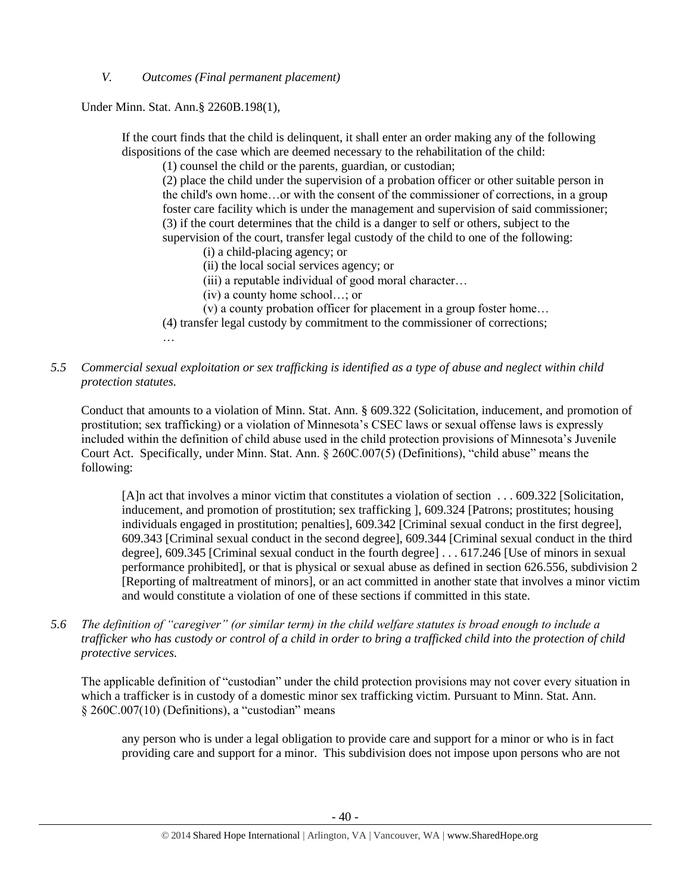*V. Outcomes (Final permanent placement)*

Under Minn. Stat. Ann.§ 2260B.198(1),

> If the court finds that the child is delinquent, it shall enter an order making any of the following dispositions of the case which are deemed necessary to the rehabilitation of the child:
>
> (1) counsel the child or the parents, guardian, or custodian;
>
> (2) place the child under the supervision of a probation officer or other suitable person in the child's own home…or with the consent of the commissioner of corrections, in a group foster care facility which is under the management and supervision of said commissioner;
>
> (3) if the court determines that the child is a danger to self or others, subject to the supervision of the court, transfer legal custody of the child to one of the following:
>
> (i) a child-placing agency; or
>
> (ii) the local social services agency; or
>
> (iii) a reputable individual of good moral character…
>
> (iv) a county home school…; or
>
> (v) a county probation officer for placement in a group foster home…
>
> (4) transfer legal custody by commitment to the commissioner of corrections;
>
> …

*5.5 Commercial sexual exploitation or sex trafficking is identified as a type of abuse and neglect within child protection statutes.*

Conduct that amounts to a violation of Minn. Stat. Ann. § 609.322 (Solicitation, inducement, and promotion of prostitution; sex trafficking) or a violation of Minnesota's CSEC laws or sexual offense laws is expressly included within the definition of child abuse used in the child protection provisions of Minnesota's Juvenile Court Act. Specifically, under Minn. Stat. Ann. § 260C.007(5) (Definitions), "child abuse" means the following:

> [A]n act that involves a minor victim that constitutes a violation of section . . . 609.322 [Solicitation, inducement, and promotion of prostitution; sex trafficking ], 609.324 [Patrons; prostitutes; housing individuals engaged in prostitution; penalties], 609.342 [Criminal sexual conduct in the first degree], 609.343 [Criminal sexual conduct in the second degree], 609.344 [Criminal sexual conduct in the third degree], 609.345 [Criminal sexual conduct in the fourth degree] . . . 617.246 [Use of minors in sexual performance prohibited], or that is physical or sexual abuse as defined in section 626.556, subdivision 2 [Reporting of maltreatment of minors], or an act committed in another state that involves a minor victim and would constitute a violation of one of these sections if committed in this state.

*5.6 The definition of "caregiver" (or similar term) in the child welfare statutes is broad enough to include a trafficker who has custody or control of a child in order to bring a trafficked child into the protection of child protective services.*

The applicable definition of "custodian" under the child protection provisions may not cover every situation in which a trafficker is in custody of a domestic minor sex trafficking victim. Pursuant to Minn. Stat. Ann. § 260C.007(10) (Definitions), a "custodian" means

> any person who is under a legal obligation to provide care and support for a minor or who is in fact providing care and support for a minor. This subdivision does not impose upon persons who are not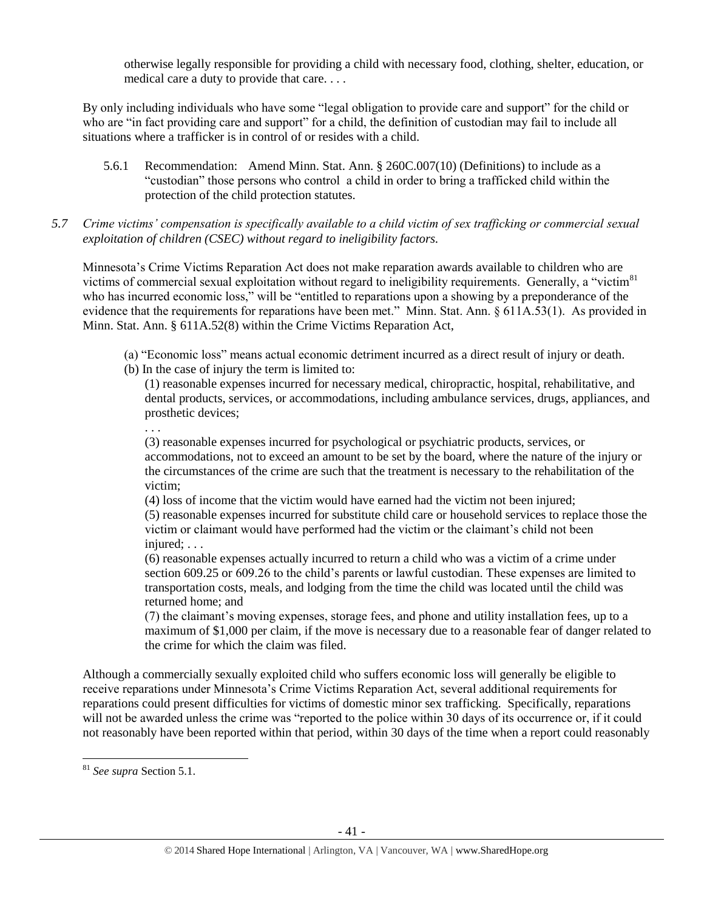otherwise legally responsible for providing a child with necessary food, clothing, shelter, education, or medical care a duty to provide that care. . . .

By only including individuals who have some "legal obligation to provide care and support" for the child or who are "in fact providing care and support" for a child, the definition of custodian may fail to include all situations where a trafficker is in control of or resides with a child.

5.6.1 Recommendation: Amend Minn. Stat. Ann. § 260C.007(10) (Definitions) to include as a "custodian" those persons who control a child in order to bring a trafficked child within the protection of the child protection statutes.

*5.7 Crime victims' compensation is specifically available to a child victim of sex trafficking or commercial sexual exploitation of children (CSEC) without regard to ineligibility factors.*

Minnesota's Crime Victims Reparation Act does not make reparation awards available to children who are victims of commercial sexual exploitation without regard to ineligibility requirements. Generally, a "victim[81] who has incurred economic loss," will be "entitled to reparations upon a showing by a preponderance of the evidence that the requirements for reparations have been met." Minn. Stat. Ann. § 611A.53(1). As provided in Minn. Stat. Ann. § 611A.52(8) within the Crime Victims Reparation Act,

> (a) "Economic loss" means actual economic detriment incurred as a direct result of injury or death.
> (b) In the case of injury the term is limited to:
>
> > (1) reasonable expenses incurred for necessary medical, chiropractic, hospital, rehabilitative, and dental products, services, or accommodations, including ambulance services, drugs, appliances, and prosthetic devices;
> > . . .
> > (3) reasonable expenses incurred for psychological or psychiatric products, services, or accommodations, not to exceed an amount to be set by the board, where the nature of the injury or the circumstances of the crime are such that the treatment is necessary to the rehabilitation of the victim;
> > (4) loss of income that the victim would have earned had the victim not been injured;
> > (5) reasonable expenses incurred for substitute child care or household services to replace those the victim or claimant would have performed had the victim or the claimant's child not been injured; . . .
> > (6) reasonable expenses actually incurred to return a child who was a victim of a crime under section 609.25 or 609.26 to the child's parents or lawful custodian. These expenses are limited to transportation costs, meals, and lodging from the time the child was located until the child was returned home; and
> > (7) the claimant's moving expenses, storage fees, and phone and utility installation fees, up to a maximum of $1,000 per claim, if the move is necessary due to a reasonable fear of danger related to the crime for which the claim was filed.

Although a commercially sexually exploited child who suffers economic loss will generally be eligible to receive reparations under Minnesota's Crime Victims Reparation Act, several additional requirements for reparations could present difficulties for victims of domestic minor sex trafficking. Specifically, reparations will not be awarded unless the crime was "reported to the police within 30 days of its occurrence or, if it could not reasonably have been reported within that period, within 30 days of the time when a report could reasonably

---

[81] *See supra* Section 5.1.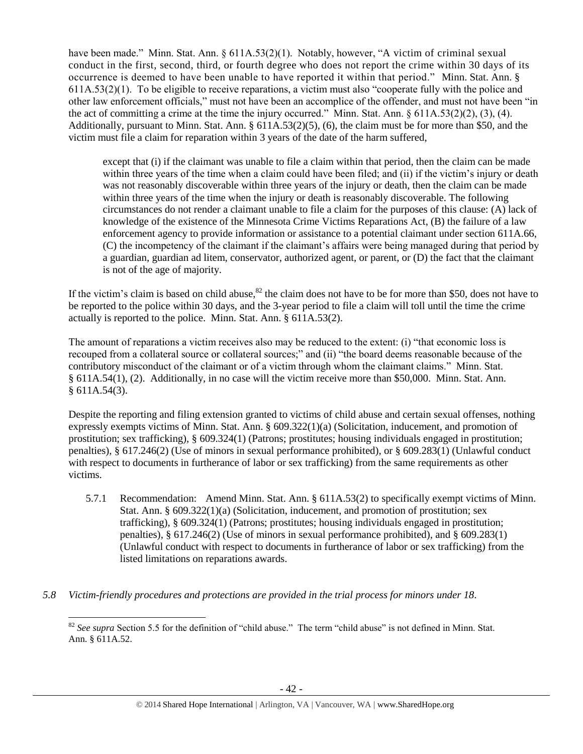have been made." Minn. Stat. Ann. § 611A.53(2)(1). Notably, however, "A victim of criminal sexual conduct in the first, second, third, or fourth degree who does not report the crime within 30 days of its occurrence is deemed to have been unable to have reported it within that period." Minn. Stat. Ann. § 611A.53(2)(1). To be eligible to receive reparations, a victim must also "cooperate fully with the police and other law enforcement officials," must not have been an accomplice of the offender, and must not have been "in the act of committing a crime at the time the injury occurred." Minn. Stat. Ann. § 611A.53(2)(2), (3), (4). Additionally, pursuant to Minn. Stat. Ann. § 611A.53(2)(5), (6), the claim must be for more than $50, and the victim must file a claim for reparation within 3 years of the date of the harm suffered,

> except that (i) if the claimant was unable to file a claim within that period, then the claim can be made within three years of the time when a claim could have been filed; and (ii) if the victim's injury or death was not reasonably discoverable within three years of the injury or death, then the claim can be made within three years of the time when the injury or death is reasonably discoverable. The following circumstances do not render a claimant unable to file a claim for the purposes of this clause: (A) lack of knowledge of the existence of the Minnesota Crime Victims Reparations Act, (B) the failure of a law enforcement agency to provide information or assistance to a potential claimant under section 611A.66, (C) the incompetency of the claimant if the claimant's affairs were being managed during that period by a guardian, guardian ad litem, conservator, authorized agent, or parent, or (D) the fact that the claimant is not of the age of majority.

If the victim's claim is based on child abuse,[82] the claim does not have to be for more than $50, does not have to be reported to the police within 30 days, and the 3-year period to file a claim will toll until the time the crime actually is reported to the police. Minn. Stat. Ann. § 611A.53(2).

The amount of reparations a victim receives also may be reduced to the extent: (i) "that economic loss is recouped from a collateral source or collateral sources;" and (ii) "the board deems reasonable because of the contributory misconduct of the claimant or of a victim through whom the claimant claims." Minn. Stat. § 611A.54(1), (2). Additionally, in no case will the victim receive more than $50,000. Minn. Stat. Ann. § 611A.54(3).

Despite the reporting and filing extension granted to victims of child abuse and certain sexual offenses, nothing expressly exempts victims of Minn. Stat. Ann. § 609.322(1)(a) (Solicitation, inducement, and promotion of prostitution; sex trafficking), § 609.324(1) (Patrons; prostitutes; housing individuals engaged in prostitution; penalties), § 617.246(2) (Use of minors in sexual performance prohibited), or § 609.283(1) (Unlawful conduct with respect to documents in furtherance of labor or sex trafficking) from the same requirements as other victims.

5.7.1 Recommendation: Amend Minn. Stat. Ann. § 611A.53(2) to specifically exempt victims of Minn. Stat. Ann. § 609.322(1)(a) (Solicitation, inducement, and promotion of prostitution; sex trafficking), § 609.324(1) (Patrons; prostitutes; housing individuals engaged in prostitution; penalties), § 617.246(2) (Use of minors in sexual performance prohibited), and § 609.283(1) (Unlawful conduct with respect to documents in furtherance of labor or sex trafficking) from the listed limitations on reparations awards.

*5.8 Victim-friendly procedures and protections are provided in the trial process for minors under 18.*

[82] *See supra* Section 5.5 for the definition of "child abuse." The term "child abuse" is not defined in Minn. Stat. Ann. § 611A.52.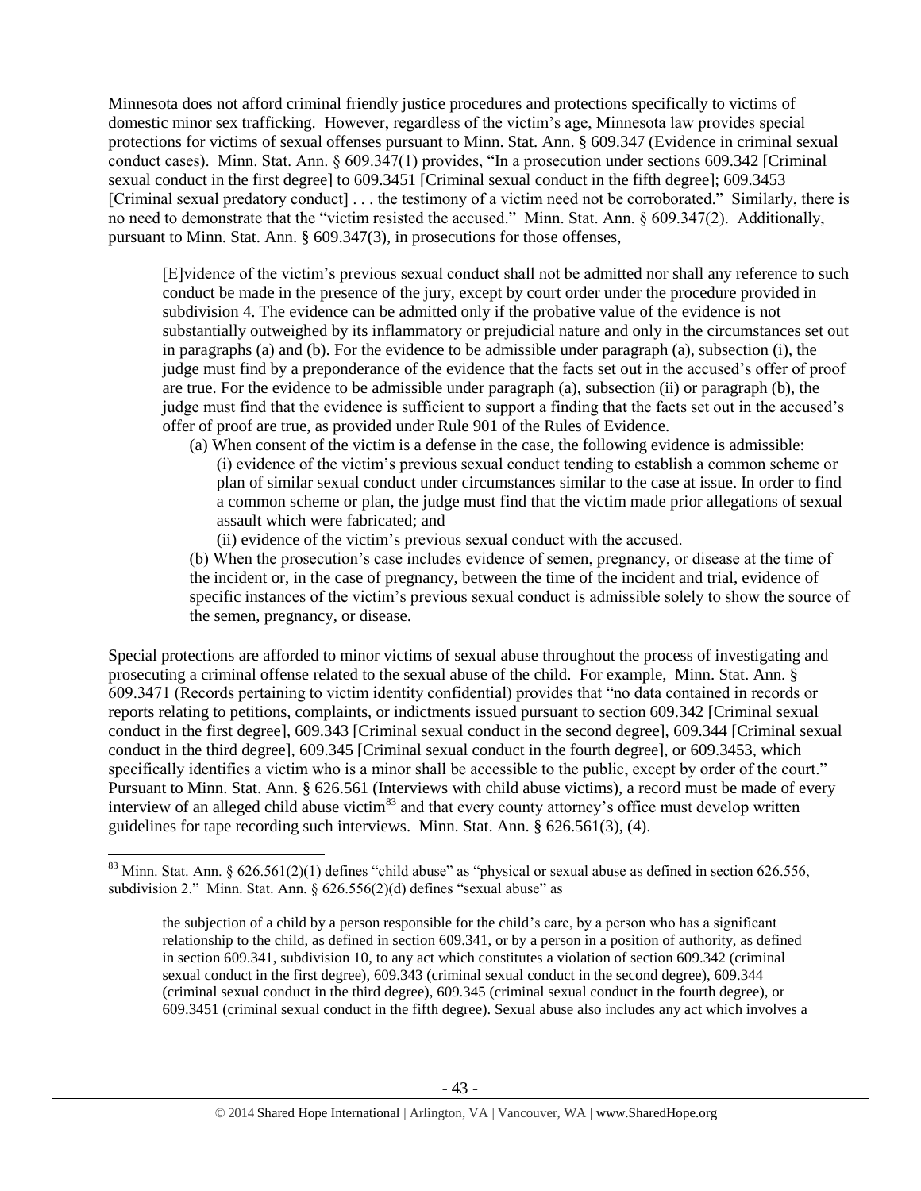Minnesota does not afford criminal friendly justice procedures and protections specifically to victims of domestic minor sex trafficking. However, regardless of the victim's age, Minnesota law provides special protections for victims of sexual offenses pursuant to Minn. Stat. Ann. § 609.347 (Evidence in criminal sexual conduct cases). Minn. Stat. Ann. § 609.347(1) provides, "In a prosecution under sections 609.342 [Criminal sexual conduct in the first degree] to 609.3451 [Criminal sexual conduct in the fifth degree]; 609.3453 [Criminal sexual predatory conduct] . . . the testimony of a victim need not be corroborated." Similarly, there is no need to demonstrate that the "victim resisted the accused." Minn. Stat. Ann. § 609.347(2). Additionally, pursuant to Minn. Stat. Ann. § 609.347(3), in prosecutions for those offenses,

> [E]vidence of the victim's previous sexual conduct shall not be admitted nor shall any reference to such conduct be made in the presence of the jury, except by court order under the procedure provided in subdivision 4. The evidence can be admitted only if the probative value of the evidence is not substantially outweighed by its inflammatory or prejudicial nature and only in the circumstances set out in paragraphs (a) and (b). For the evidence to be admissible under paragraph (a), subsection (i), the judge must find by a preponderance of the evidence that the facts set out in the accused's offer of proof are true. For the evidence to be admissible under paragraph (a), subsection (ii) or paragraph (b), the judge must find that the evidence is sufficient to support a finding that the facts set out in the accused's offer of proof are true, as provided under Rule 901 of the Rules of Evidence.
>
> (a) When consent of the victim is a defense in the case, the following evidence is admissible:
>
> (i) evidence of the victim's previous sexual conduct tending to establish a common scheme or plan of similar sexual conduct under circumstances similar to the case at issue. In order to find a common scheme or plan, the judge must find that the victim made prior allegations of sexual assault which were fabricated; and
>
> (ii) evidence of the victim's previous sexual conduct with the accused.
>
> (b) When the prosecution's case includes evidence of semen, pregnancy, or disease at the time of the incident or, in the case of pregnancy, between the time of the incident and trial, evidence of specific instances of the victim's previous sexual conduct is admissible solely to show the source of the semen, pregnancy, or disease.

Special protections are afforded to minor victims of sexual abuse throughout the process of investigating and prosecuting a criminal offense related to the sexual abuse of the child. For example, Minn. Stat. Ann. § 609.3471 (Records pertaining to victim identity confidential) provides that "no data contained in records or reports relating to petitions, complaints, or indictments issued pursuant to section 609.342 [Criminal sexual conduct in the first degree], 609.343 [Criminal sexual conduct in the second degree], 609.344 [Criminal sexual conduct in the third degree], 609.345 [Criminal sexual conduct in the fourth degree], or 609.3453, which specifically identifies a victim who is a minor shall be accessible to the public, except by order of the court." Pursuant to Minn. Stat. Ann. § 626.561 (Interviews with child abuse victims), a record must be made of every interview of an alleged child abuse victim[83] and that every county attorney's office must develop written guidelines for tape recording such interviews. Minn. Stat. Ann. § 626.561(3), (4).

---

[83] Minn. Stat. Ann. § 626.561(2)(1) defines "child abuse" as "physical or sexual abuse as defined in section 626.556, subdivision 2." Minn. Stat. Ann. § 626.556(2)(d) defines "sexual abuse" as

> the subjection of a child by a person responsible for the child's care, by a person who has a significant relationship to the child, as defined in section 609.341, or by a person in a position of authority, as defined in section 609.341, subdivision 10, to any act which constitutes a violation of section 609.342 (criminal sexual conduct in the first degree), 609.343 (criminal sexual conduct in the second degree), 609.344 (criminal sexual conduct in the third degree), 609.345 (criminal sexual conduct in the fourth degree), or 609.3451 (criminal sexual conduct in the fifth degree). Sexual abuse also includes any act which involves a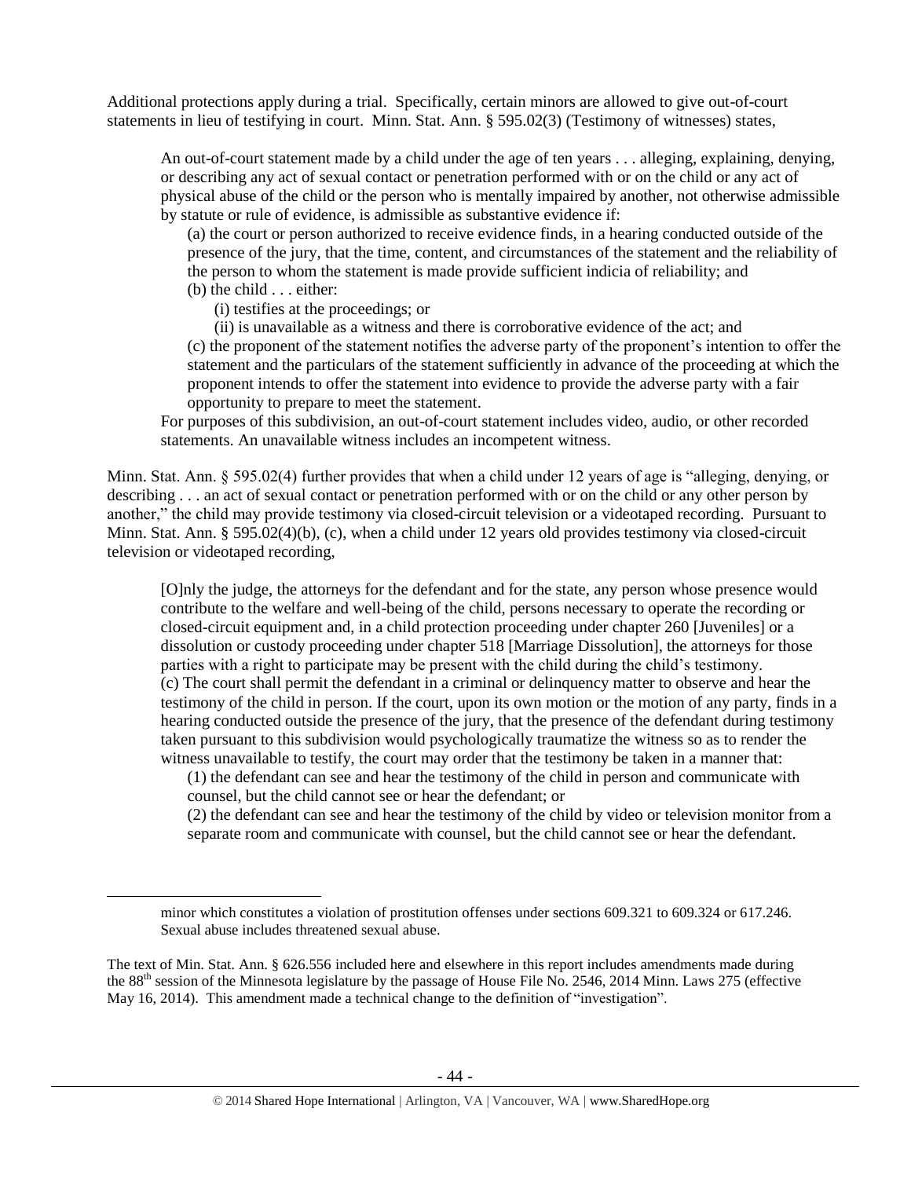Additional protections apply during a trial. Specifically, certain minors are allowed to give out-of-court statements in lieu of testifying in court. Minn. Stat. Ann. § 595.02(3) (Testimony of witnesses) states,

> An out-of-court statement made by a child under the age of ten years . . . alleging, explaining, denying, or describing any act of sexual contact or penetration performed with or on the child or any act of physical abuse of the child or the person who is mentally impaired by another, not otherwise admissible by statute or rule of evidence, is admissible as substantive evidence if:
>
> (a) the court or person authorized to receive evidence finds, in a hearing conducted outside of the presence of the jury, that the time, content, and circumstances of the statement and the reliability of the person to whom the statement is made provide sufficient indicia of reliability; and
>
> (b) the child . . . either:
>
> (i) testifies at the proceedings; or
>
> (ii) is unavailable as a witness and there is corroborative evidence of the act; and
>
> (c) the proponent of the statement notifies the adverse party of the proponent's intention to offer the statement and the particulars of the statement sufficiently in advance of the proceeding at which the proponent intends to offer the statement into evidence to provide the adverse party with a fair opportunity to prepare to meet the statement.
>
> For purposes of this subdivision, an out-of-court statement includes video, audio, or other recorded statements. An unavailable witness includes an incompetent witness.

Minn. Stat. Ann. § 595.02(4) further provides that when a child under 12 years of age is "alleging, denying, or describing . . . an act of sexual contact or penetration performed with or on the child or any other person by another," the child may provide testimony via closed-circuit television or a videotaped recording. Pursuant to Minn. Stat. Ann. § 595.02(4)(b), (c), when a child under 12 years old provides testimony via closed-circuit television or videotaped recording,

> [O]nly the judge, the attorneys for the defendant and for the state, any person whose presence would contribute to the welfare and well-being of the child, persons necessary to operate the recording or closed-circuit equipment and, in a child protection proceeding under chapter 260 [Juveniles] or a dissolution or custody proceeding under chapter 518 [Marriage Dissolution], the attorneys for those parties with a right to participate may be present with the child during the child's testimony.
>
> (c) The court shall permit the defendant in a criminal or delinquency matter to observe and hear the testimony of the child in person. If the court, upon its own motion or the motion of any party, finds in a hearing conducted outside the presence of the jury, that the presence of the defendant during testimony taken pursuant to this subdivision would psychologically traumatize the witness so as to render the witness unavailable to testify, the court may order that the testimony be taken in a manner that:
>
> (1) the defendant can see and hear the testimony of the child in person and communicate with counsel, but the child cannot see or hear the defendant; or
>
> (2) the defendant can see and hear the testimony of the child by video or television monitor from a separate room and communicate with counsel, but the child cannot see or hear the defendant.

---

> minor which constitutes a violation of prostitution offenses under sections 609.321 to 609.324 or 617.246. Sexual abuse includes threatened sexual abuse.

The text of Min. Stat. Ann. § 626.556 included here and elsewhere in this report includes amendments made during the 88th session of the Minnesota legislature by the passage of House File No. 2546, 2014 Minn. Laws 275 (effective May 16, 2014). This amendment made a technical change to the definition of "investigation".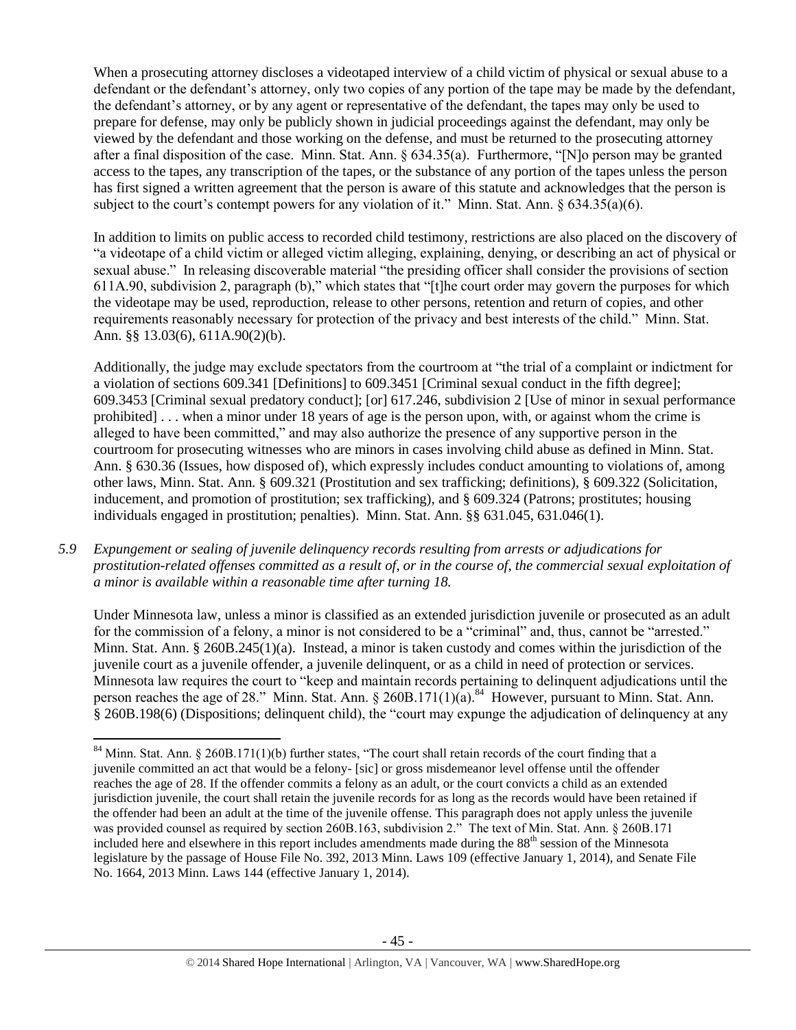When a prosecuting attorney discloses a videotaped interview of a child victim of physical or sexual abuse to a defendant or the defendant's attorney, only two copies of any portion of the tape may be made by the defendant, the defendant's attorney, or by any agent or representative of the defendant, the tapes may only be used to prepare for defense, may only be publicly shown in judicial proceedings against the defendant, may only be viewed by the defendant and those working on the defense, and must be returned to the prosecuting attorney after a final disposition of the case. Minn. Stat. Ann. § 634.35(a). Furthermore, "[N]o person may be granted access to the tapes, any transcription of the tapes, or the substance of any portion of the tapes unless the person has first signed a written agreement that the person is aware of this statute and acknowledges that the person is subject to the court's contempt powers for any violation of it." Minn. Stat. Ann. § 634.35(a)(6).

In addition to limits on public access to recorded child testimony, restrictions are also placed on the discovery of "a videotape of a child victim or alleged victim alleging, explaining, denying, or describing an act of physical or sexual abuse." In releasing discoverable material "the presiding officer shall consider the provisions of section 611A.90, subdivision 2, paragraph (b)," which states that "[t]he court order may govern the purposes for which the videotape may be used, reproduction, release to other persons, retention and return of copies, and other requirements reasonably necessary for protection of the privacy and best interests of the child." Minn. Stat. Ann. §§ 13.03(6), 611A.90(2)(b).

Additionally, the judge may exclude spectators from the courtroom at "the trial of a complaint or indictment for a violation of sections 609.341 [Definitions] to 609.3451 [Criminal sexual conduct in the fifth degree]; 609.3453 [Criminal sexual predatory conduct]; [or] 617.246, subdivision 2 [Use of minor in sexual performance prohibited] . . . when a minor under 18 years of age is the person upon, with, or against whom the crime is alleged to have been committed," and may also authorize the presence of any supportive person in the courtroom for prosecuting witnesses who are minors in cases involving child abuse as defined in Minn. Stat. Ann. § 630.36 (Issues, how disposed of), which expressly includes conduct amounting to violations of, among other laws, Minn. Stat. Ann. § 609.321 (Prostitution and sex trafficking; definitions), § 609.322 (Solicitation, inducement, and promotion of prostitution; sex trafficking), and § 609.324 (Patrons; prostitutes; housing individuals engaged in prostitution; penalties). Minn. Stat. Ann. §§ 631.045, 631.046(1).

*5.9 Expungement or sealing of juvenile delinquency records resulting from arrests or adjudications for prostitution-related offenses committed as a result of, or in the course of, the commercial sexual exploitation of a minor is available within a reasonable time after turning 18.*

Under Minnesota law, unless a minor is classified as an extended jurisdiction juvenile or prosecuted as an adult for the commission of a felony, a minor is not considered to be a "criminal" and, thus, cannot be "arrested." Minn. Stat. Ann. § 260B.245(1)(a). Instead, a minor is taken custody and comes within the jurisdiction of the juvenile court as a juvenile offender, a juvenile delinquent, or as a child in need of protection or services. Minnesota law requires the court to "keep and maintain records pertaining to delinquent adjudications until the person reaches the age of 28." Minn. Stat. Ann. § 260B.171(1)(a).[84] However, pursuant to Minn. Stat. Ann. § 260B.198(6) (Dispositions; delinquent child), the "court may expunge the adjudication of delinquency at any

[84] Minn. Stat. Ann. § 260B.171(1)(b) further states, "The court shall retain records of the court finding that a juvenile committed an act that would be a felony- [sic] or gross misdemeanor level offense until the offender reaches the age of 28. If the offender commits a felony as an adult, or the court convicts a child as an extended jurisdiction juvenile, the court shall retain the juvenile records for as long as the records would have been retained if the offender had been an adult at the time of the juvenile offense. This paragraph does not apply unless the juvenile was provided counsel as required by section 260B.163, subdivision 2." The text of Min. Stat. Ann. § 260B.171 included here and elsewhere in this report includes amendments made during the 88th session of the Minnesota legislature by the passage of House File No. 392, 2013 Minn. Laws 109 (effective January 1, 2014), and Senate File No. 1664, 2013 Minn. Laws 144 (effective January 1, 2014).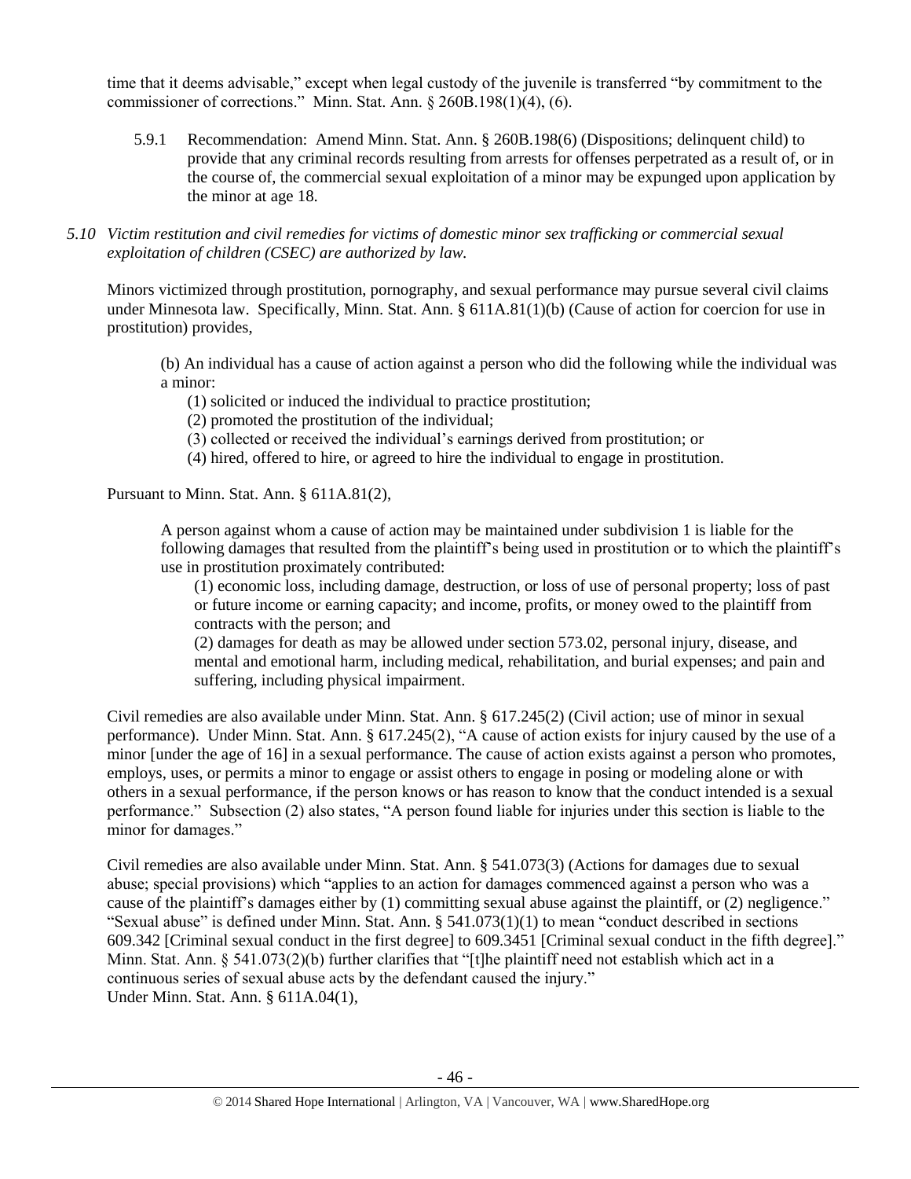time that it deems advisable," except when legal custody of the juvenile is transferred "by commitment to the commissioner of corrections." Minn. Stat. Ann. § 260B.198(1)(4), (6).

5.9.1 Recommendation: Amend Minn. Stat. Ann. § 260B.198(6) (Dispositions; delinquent child) to provide that any criminal records resulting from arrests for offenses perpetrated as a result of, or in the course of, the commercial sexual exploitation of a minor may be expunged upon application by the minor at age 18.

*5.10 Victim restitution and civil remedies for victims of domestic minor sex trafficking or commercial sexual exploitation of children (CSEC) are authorized by law.*

Minors victimized through prostitution, pornography, and sexual performance may pursue several civil claims under Minnesota law. Specifically, Minn. Stat. Ann. § 611A.81(1)(b) (Cause of action for coercion for use in prostitution) provides,

> (b) An individual has a cause of action against a person who did the following while the individual was a minor:
>
> (1) solicited or induced the individual to practice prostitution;
> (2) promoted the prostitution of the individual;
> (3) collected or received the individual's earnings derived from prostitution; or
> (4) hired, offered to hire, or agreed to hire the individual to engage in prostitution.

Pursuant to Minn. Stat. Ann. § 611A.81(2),

> A person against whom a cause of action may be maintained under subdivision 1 is liable for the following damages that resulted from the plaintiff's being used in prostitution or to which the plaintiff's use in prostitution proximately contributed:
>
> (1) economic loss, including damage, destruction, or loss of use of personal property; loss of past or future income or earning capacity; and income, profits, or money owed to the plaintiff from contracts with the person; and
> (2) damages for death as may be allowed under section 573.02, personal injury, disease, and mental and emotional harm, including medical, rehabilitation, and burial expenses; and pain and suffering, including physical impairment.

Civil remedies are also available under Minn. Stat. Ann. § 617.245(2) (Civil action; use of minor in sexual performance). Under Minn. Stat. Ann. § 617.245(2), "A cause of action exists for injury caused by the use of a minor [under the age of 16] in a sexual performance. The cause of action exists against a person who promotes, employs, uses, or permits a minor to engage or assist others to engage in posing or modeling alone or with others in a sexual performance, if the person knows or has reason to know that the conduct intended is a sexual performance." Subsection (2) also states, "A person found liable for injuries under this section is liable to the minor for damages."

Civil remedies are also available under Minn. Stat. Ann. § 541.073(3) (Actions for damages due to sexual abuse; special provisions) which "applies to an action for damages commenced against a person who was a cause of the plaintiff's damages either by (1) committing sexual abuse against the plaintiff, or (2) negligence." "Sexual abuse" is defined under Minn. Stat. Ann. § 541.073(1)(1) to mean "conduct described in sections 609.342 [Criminal sexual conduct in the first degree] to 609.3451 [Criminal sexual conduct in the fifth degree]." Minn. Stat. Ann. § 541.073(2)(b) further clarifies that "[t]he plaintiff need not establish which act in a continuous series of sexual abuse acts by the defendant caused the injury."
Under Minn. Stat. Ann. § 611A.04(1),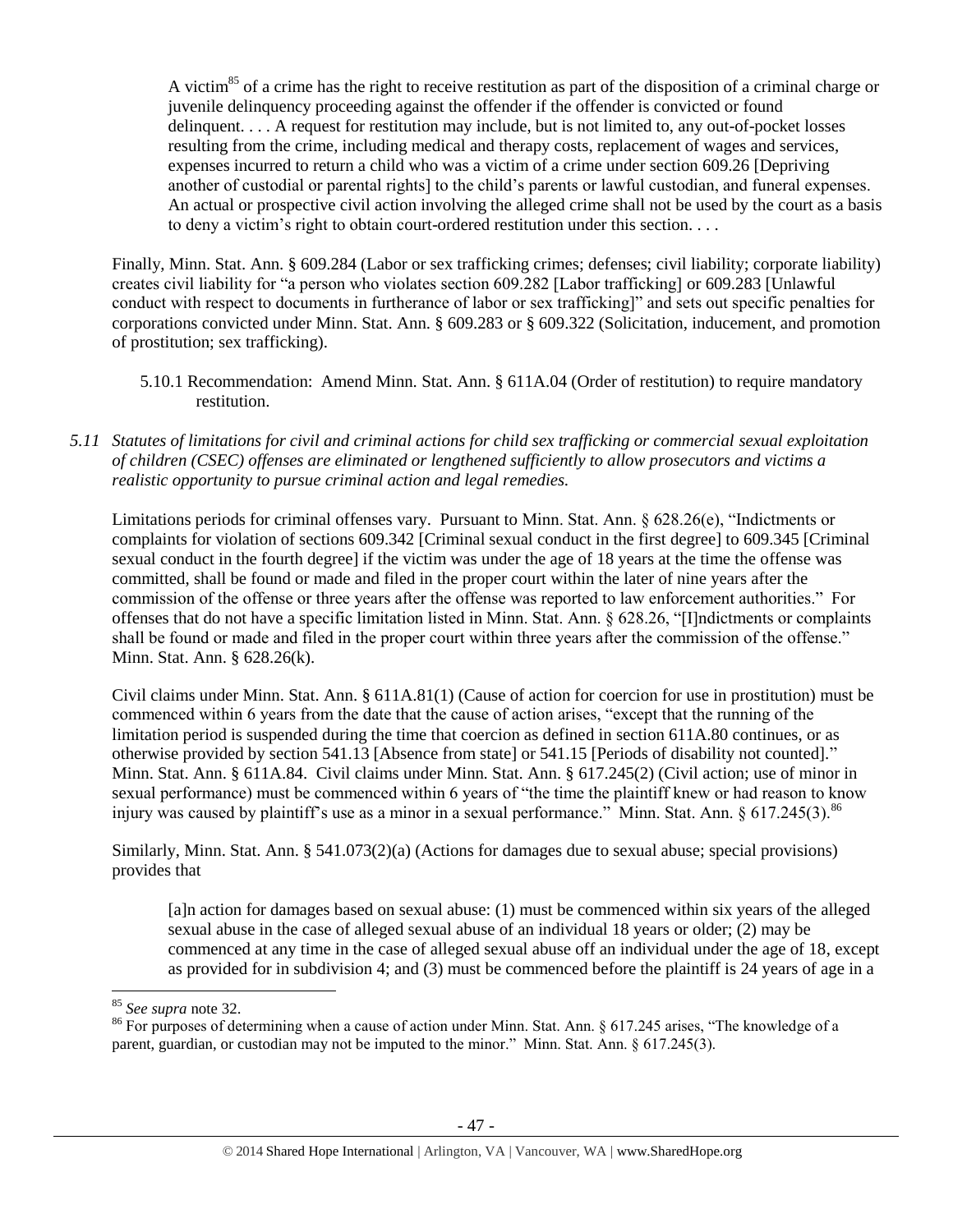> A victim[85] of a crime has the right to receive restitution as part of the disposition of a criminal charge or juvenile delinquency proceeding against the offender if the offender is convicted or found delinquent. . . . A request for restitution may include, but is not limited to, any out-of-pocket losses resulting from the crime, including medical and therapy costs, replacement of wages and services, expenses incurred to return a child who was a victim of a crime under section 609.26 [Depriving another of custodial or parental rights] to the child's parents or lawful custodian, and funeral expenses. An actual or prospective civil action involving the alleged crime shall not be used by the court as a basis to deny a victim's right to obtain court-ordered restitution under this section. . . .

Finally, Minn. Stat. Ann. § 609.284 (Labor or sex trafficking crimes; defenses; civil liability; corporate liability) creates civil liability for "a person who violates section 609.282 [Labor trafficking] or 609.283 [Unlawful conduct with respect to documents in furtherance of labor or sex trafficking]" and sets out specific penalties for corporations convicted under Minn. Stat. Ann. § 609.283 or § 609.322 (Solicitation, inducement, and promotion of prostitution; sex trafficking).

5.10.1 Recommendation: Amend Minn. Stat. Ann. § 611A.04 (Order of restitution) to require mandatory restitution.

*5.11 Statutes of limitations for civil and criminal actions for child sex trafficking or commercial sexual exploitation of children (CSEC) offenses are eliminated or lengthened sufficiently to allow prosecutors and victims a realistic opportunity to pursue criminal action and legal remedies.*

Limitations periods for criminal offenses vary. Pursuant to Minn. Stat. Ann. § 628.26(e), "Indictments or complaints for violation of sections 609.342 [Criminal sexual conduct in the first degree] to 609.345 [Criminal sexual conduct in the fourth degree] if the victim was under the age of 18 years at the time the offense was committed, shall be found or made and filed in the proper court within the later of nine years after the commission of the offense or three years after the offense was reported to law enforcement authorities." For offenses that do not have a specific limitation listed in Minn. Stat. Ann. § 628.26, "[I]ndictments or complaints shall be found or made and filed in the proper court within three years after the commission of the offense." Minn. Stat. Ann. § 628.26(k).

Civil claims under Minn. Stat. Ann. § 611A.81(1) (Cause of action for coercion for use in prostitution) must be commenced within 6 years from the date that the cause of action arises, "except that the running of the limitation period is suspended during the time that coercion as defined in section 611A.80 continues, or as otherwise provided by section 541.13 [Absence from state] or 541.15 [Periods of disability not counted]." Minn. Stat. Ann. § 611A.84. Civil claims under Minn. Stat. Ann. § 617.245(2) (Civil action; use of minor in sexual performance) must be commenced within 6 years of "the time the plaintiff knew or had reason to know injury was caused by plaintiff's use as a minor in a sexual performance." Minn. Stat. Ann. § 617.245(3).[86]

Similarly, Minn. Stat. Ann. § 541.073(2)(a) (Actions for damages due to sexual abuse; special provisions) provides that

> [a]n action for damages based on sexual abuse: (1) must be commenced within six years of the alleged sexual abuse in the case of alleged sexual abuse of an individual 18 years or older; (2) may be commenced at any time in the case of alleged sexual abuse off an individual under the age of 18, except as provided for in subdivision 4; and (3) must be commenced before the plaintiff is 24 years of age in a

---

[85] *See supra* note 32.

[86] For purposes of determining when a cause of action under Minn. Stat. Ann. § 617.245 arises, "The knowledge of a parent, guardian, or custodian may not be imputed to the minor." Minn. Stat. Ann. § 617.245(3).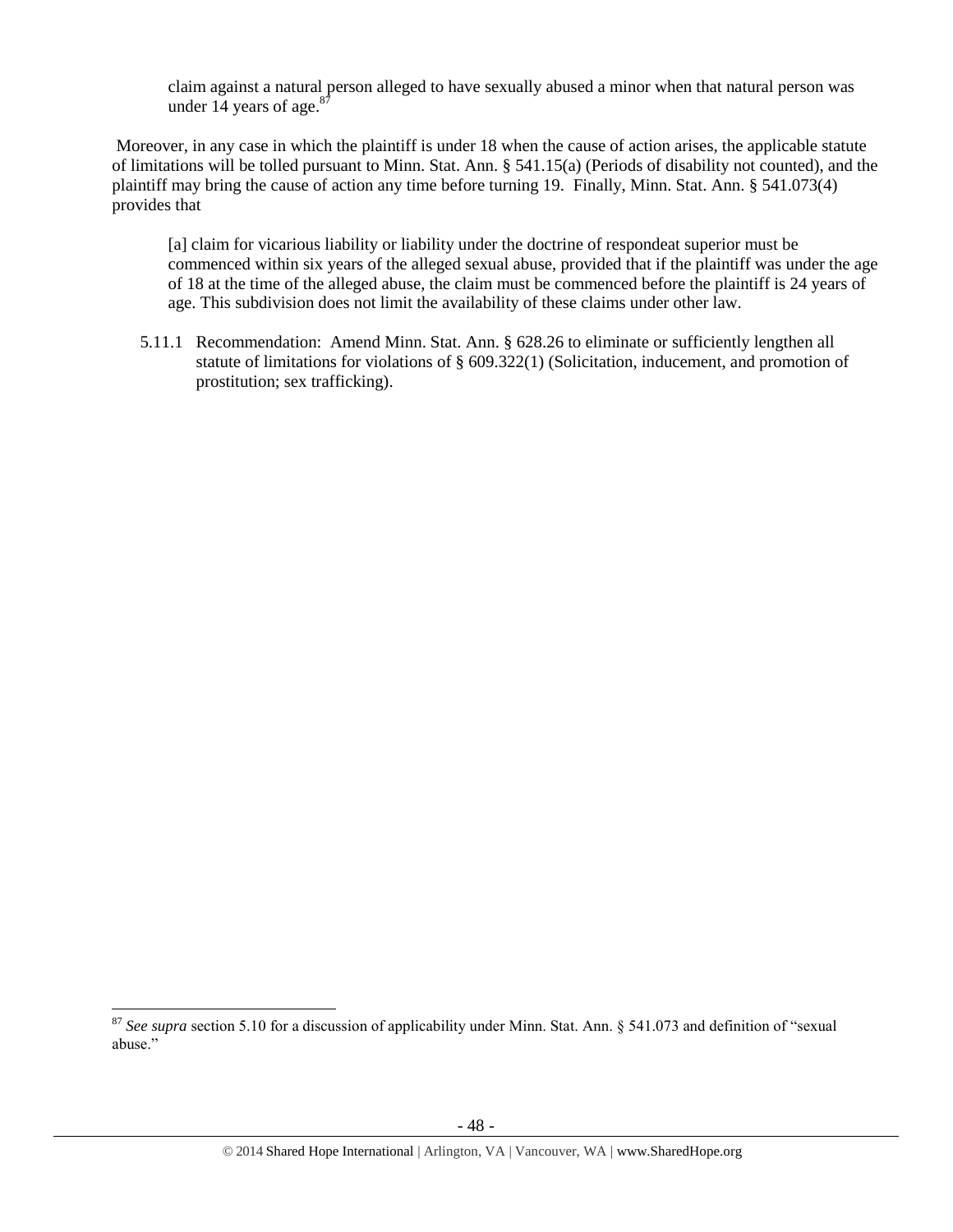> claim against a natural person alleged to have sexually abused a minor when that natural person was under 14 years of age.[87]

Moreover, in any case in which the plaintiff is under 18 when the cause of action arises, the applicable statute of limitations will be tolled pursuant to Minn. Stat. Ann. § 541.15(a) (Periods of disability not counted), and the plaintiff may bring the cause of action any time before turning 19. Finally, Minn. Stat. Ann. § 541.073(4) provides that

> [a] claim for vicarious liability or liability under the doctrine of respondeat superior must be commenced within six years of the alleged sexual abuse, provided that if the plaintiff was under the age of 18 at the time of the alleged abuse, the claim must be commenced before the plaintiff is 24 years of age. This subdivision does not limit the availability of these claims under other law.

5.11.1 Recommendation: Amend Minn. Stat. Ann. § 628.26 to eliminate or sufficiently lengthen all statute of limitations for violations of § 609.322(1) (Solicitation, inducement, and promotion of prostitution; sex trafficking).

---

[87] *See supra* section 5.10 for a discussion of applicability under Minn. Stat. Ann. § 541.073 and definition of "sexual abuse."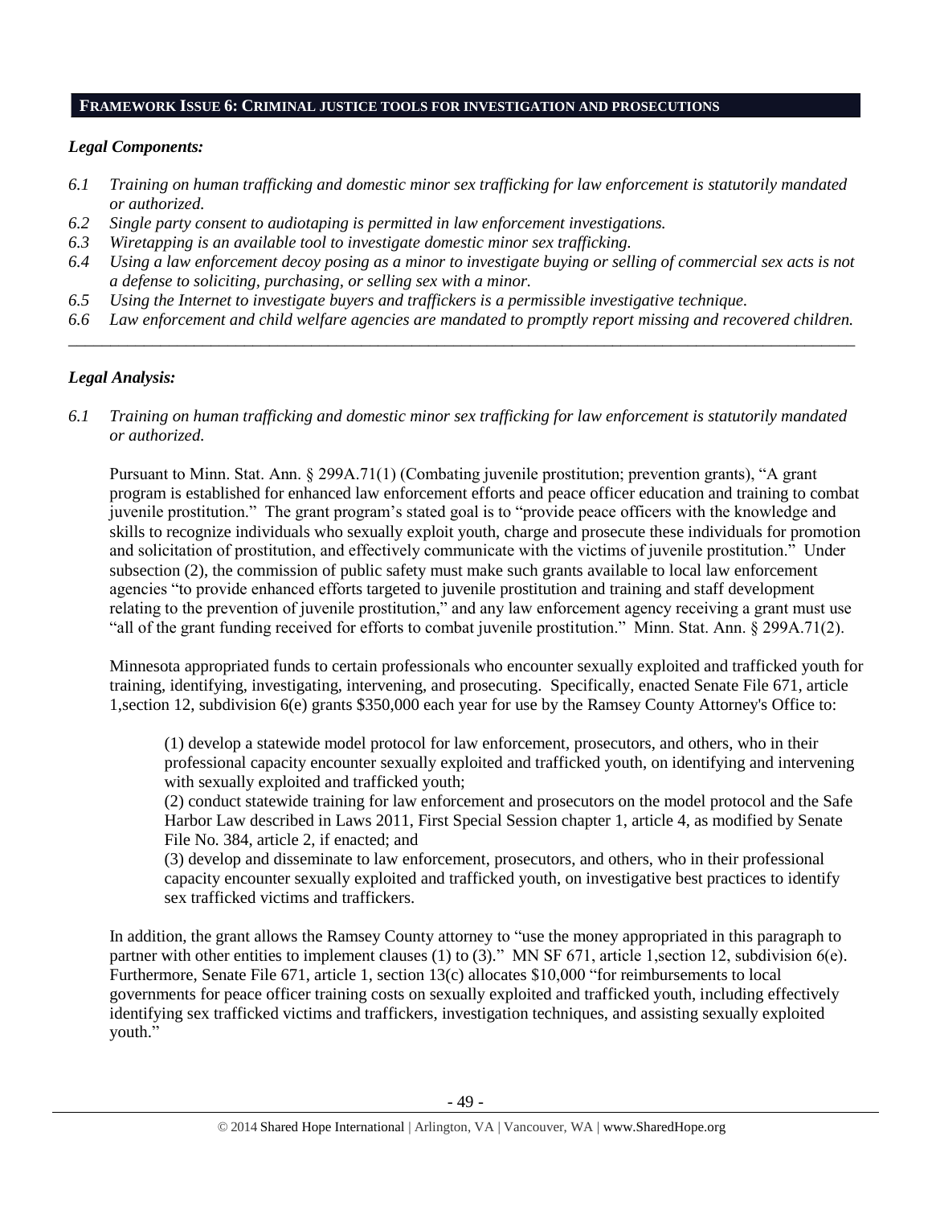## FRAMEWORK ISSUE 6: CRIMINAL JUSTICE TOOLS FOR INVESTIGATION AND PROSECUTIONS

### *Legal Components:*

*6.1 Training on human trafficking and domestic minor sex trafficking for law enforcement is statutorily mandated or authorized.*

*6.2 Single party consent to audiotaping is permitted in law enforcement investigations.*

*6.3 Wiretapping is an available tool to investigate domestic minor sex trafficking.*

*6.4 Using a law enforcement decoy posing as a minor to investigate buying or selling of commercial sex acts is not a defense to soliciting, purchasing, or selling sex with a minor.*

*6.5 Using the Internet to investigate buyers and traffickers is a permissible investigative technique.*

*6.6 Law enforcement and child welfare agencies are mandated to promptly report missing and recovered children.*

---

### *Legal Analysis:*

*6.1 Training on human trafficking and domestic minor sex trafficking for law enforcement is statutorily mandated or authorized.*

Pursuant to Minn. Stat. Ann. § 299A.71(1) (Combating juvenile prostitution; prevention grants), "A grant program is established for enhanced law enforcement efforts and peace officer education and training to combat juvenile prostitution." The grant program's stated goal is to "provide peace officers with the knowledge and skills to recognize individuals who sexually exploit youth, charge and prosecute these individuals for promotion and solicitation of prostitution, and effectively communicate with the victims of juvenile prostitution." Under subsection (2), the commission of public safety must make such grants available to local law enforcement agencies "to provide enhanced efforts targeted to juvenile prostitution and training and staff development relating to the prevention of juvenile prostitution," and any law enforcement agency receiving a grant must use "all of the grant funding received for efforts to combat juvenile prostitution." Minn. Stat. Ann. § 299A.71(2).

Minnesota appropriated funds to certain professionals who encounter sexually exploited and trafficked youth for training, identifying, investigating, intervening, and prosecuting. Specifically, enacted Senate File 671, article 1,section 12, subdivision 6(e) grants $350,000 each year for use by the Ramsey County Attorney's Office to:

> (1) develop a statewide model protocol for law enforcement, prosecutors, and others, who in their professional capacity encounter sexually exploited and trafficked youth, on identifying and intervening with sexually exploited and trafficked youth;
>
> (2) conduct statewide training for law enforcement and prosecutors on the model protocol and the Safe Harbor Law described in Laws 2011, First Special Session chapter 1, article 4, as modified by Senate File No. 384, article 2, if enacted; and
>
> (3) develop and disseminate to law enforcement, prosecutors, and others, who in their professional capacity encounter sexually exploited and trafficked youth, on investigative best practices to identify sex trafficked victims and traffickers.

In addition, the grant allows the Ramsey County attorney to "use the money appropriated in this paragraph to partner with other entities to implement clauses (1) to (3)." MN SF 671, article 1,section 12, subdivision 6(e). Furthermore, Senate File 671, article 1, section 13(c) allocates $10,000 "for reimbursements to local governments for peace officer training costs on sexually exploited and trafficked youth, including effectively identifying sex trafficked victims and traffickers, investigation techniques, and assisting sexually exploited youth."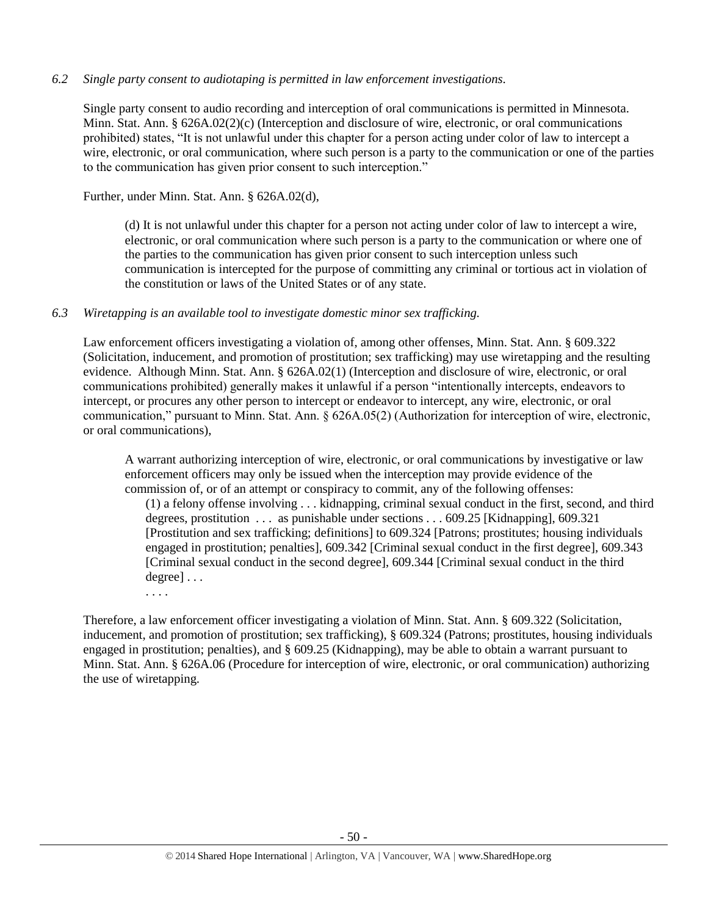*6.2 Single party consent to audiotaping is permitted in law enforcement investigations.*

Single party consent to audio recording and interception of oral communications is permitted in Minnesota. Minn. Stat. Ann. § 626A.02(2)(c) (Interception and disclosure of wire, electronic, or oral communications prohibited) states, "It is not unlawful under this chapter for a person acting under color of law to intercept a wire, electronic, or oral communication, where such person is a party to the communication or one of the parties to the communication has given prior consent to such interception."

Further, under Minn. Stat. Ann. § 626A.02(d),

> (d) It is not unlawful under this chapter for a person not acting under color of law to intercept a wire, electronic, or oral communication where such person is a party to the communication or where one of the parties to the communication has given prior consent to such interception unless such communication is intercepted for the purpose of committing any criminal or tortious act in violation of the constitution or laws of the United States or of any state.

*6.3 Wiretapping is an available tool to investigate domestic minor sex trafficking.*

Law enforcement officers investigating a violation of, among other offenses, Minn. Stat. Ann. § 609.322 (Solicitation, inducement, and promotion of prostitution; sex trafficking) may use wiretapping and the resulting evidence. Although Minn. Stat. Ann. § 626A.02(1) (Interception and disclosure of wire, electronic, or oral communications prohibited) generally makes it unlawful if a person "intentionally intercepts, endeavors to intercept, or procures any other person to intercept or endeavor to intercept, any wire, electronic, or oral communication," pursuant to Minn. Stat. Ann. § 626A.05(2) (Authorization for interception of wire, electronic, or oral communications),

> A warrant authorizing interception of wire, electronic, or oral communications by investigative or law enforcement officers may only be issued when the interception may provide evidence of the commission of, or of an attempt or conspiracy to commit, any of the following offenses:
>
> (1) a felony offense involving . . . kidnapping, criminal sexual conduct in the first, second, and third degrees, prostitution . . . as punishable under sections . . . 609.25 [Kidnapping], 609.321 [Prostitution and sex trafficking; definitions] to 609.324 [Patrons; prostitutes; housing individuals engaged in prostitution; penalties], 609.342 [Criminal sexual conduct in the first degree], 609.343 [Criminal sexual conduct in the second degree], 609.344 [Criminal sexual conduct in the third degree] . . .
>
> . . . .

Therefore, a law enforcement officer investigating a violation of Minn. Stat. Ann. § 609.322 (Solicitation, inducement, and promotion of prostitution; sex trafficking), § 609.324 (Patrons; prostitutes, housing individuals engaged in prostitution; penalties), and § 609.25 (Kidnapping), may be able to obtain a warrant pursuant to Minn. Stat. Ann. § 626A.06 (Procedure for interception of wire, electronic, or oral communication) authorizing the use of wiretapping.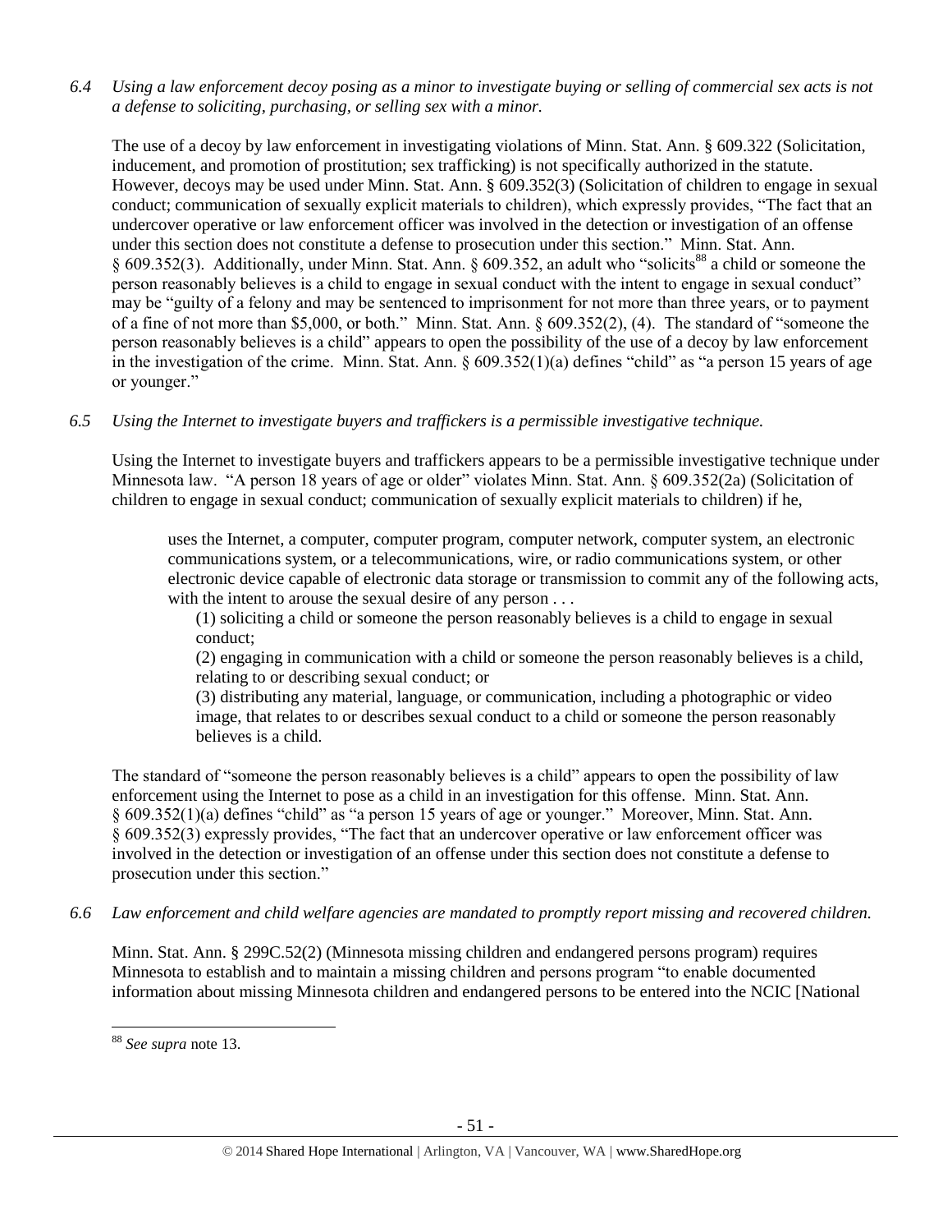*6.4 Using a law enforcement decoy posing as a minor to investigate buying or selling of commercial sex acts is not a defense to soliciting, purchasing, or selling sex with a minor.*

The use of a decoy by law enforcement in investigating violations of Minn. Stat. Ann. § 609.322 (Solicitation, inducement, and promotion of prostitution; sex trafficking) is not specifically authorized in the statute. However, decoys may be used under Minn. Stat. Ann. § 609.352(3) (Solicitation of children to engage in sexual conduct; communication of sexually explicit materials to children), which expressly provides, "The fact that an undercover operative or law enforcement officer was involved in the detection or investigation of an offense under this section does not constitute a defense to prosecution under this section." Minn. Stat. Ann. § 609.352(3). Additionally, under Minn. Stat. Ann. § 609.352, an adult who "solicits[88] a child or someone the person reasonably believes is a child to engage in sexual conduct with the intent to engage in sexual conduct" may be "guilty of a felony and may be sentenced to imprisonment for not more than three years, or to payment of a fine of not more than $5,000, or both." Minn. Stat. Ann. § 609.352(2), (4). The standard of "someone the person reasonably believes is a child" appears to open the possibility of the use of a decoy by law enforcement in the investigation of the crime. Minn. Stat. Ann. § 609.352(1)(a) defines "child" as "a person 15 years of age or younger."

*6.5 Using the Internet to investigate buyers and traffickers is a permissible investigative technique.*

Using the Internet to investigate buyers and traffickers appears to be a permissible investigative technique under Minnesota law. "A person 18 years of age or older" violates Minn. Stat. Ann. § 609.352(2a) (Solicitation of children to engage in sexual conduct; communication of sexually explicit materials to children) if he,

> uses the Internet, a computer, computer program, computer network, computer system, an electronic communications system, or a telecommunications, wire, or radio communications system, or other electronic device capable of electronic data storage or transmission to commit any of the following acts, with the intent to arouse the sexual desire of any person . . .
>
> (1) soliciting a child or someone the person reasonably believes is a child to engage in sexual conduct;
>
> (2) engaging in communication with a child or someone the person reasonably believes is a child, relating to or describing sexual conduct; or
>
> (3) distributing any material, language, or communication, including a photographic or video image, that relates to or describes sexual conduct to a child or someone the person reasonably believes is a child.

The standard of "someone the person reasonably believes is a child" appears to open the possibility of law enforcement using the Internet to pose as a child in an investigation for this offense. Minn. Stat. Ann. § 609.352(1)(a) defines "child" as "a person 15 years of age or younger." Moreover, Minn. Stat. Ann. § 609.352(3) expressly provides, "The fact that an undercover operative or law enforcement officer was involved in the detection or investigation of an offense under this section does not constitute a defense to prosecution under this section."

*6.6 Law enforcement and child welfare agencies are mandated to promptly report missing and recovered children.*

Minn. Stat. Ann. § 299C.52(2) (Minnesota missing children and endangered persons program) requires Minnesota to establish and to maintain a missing children and persons program "to enable documented information about missing Minnesota children and endangered persons to be entered into the NCIC [National

---

[88] *See supra* note 13.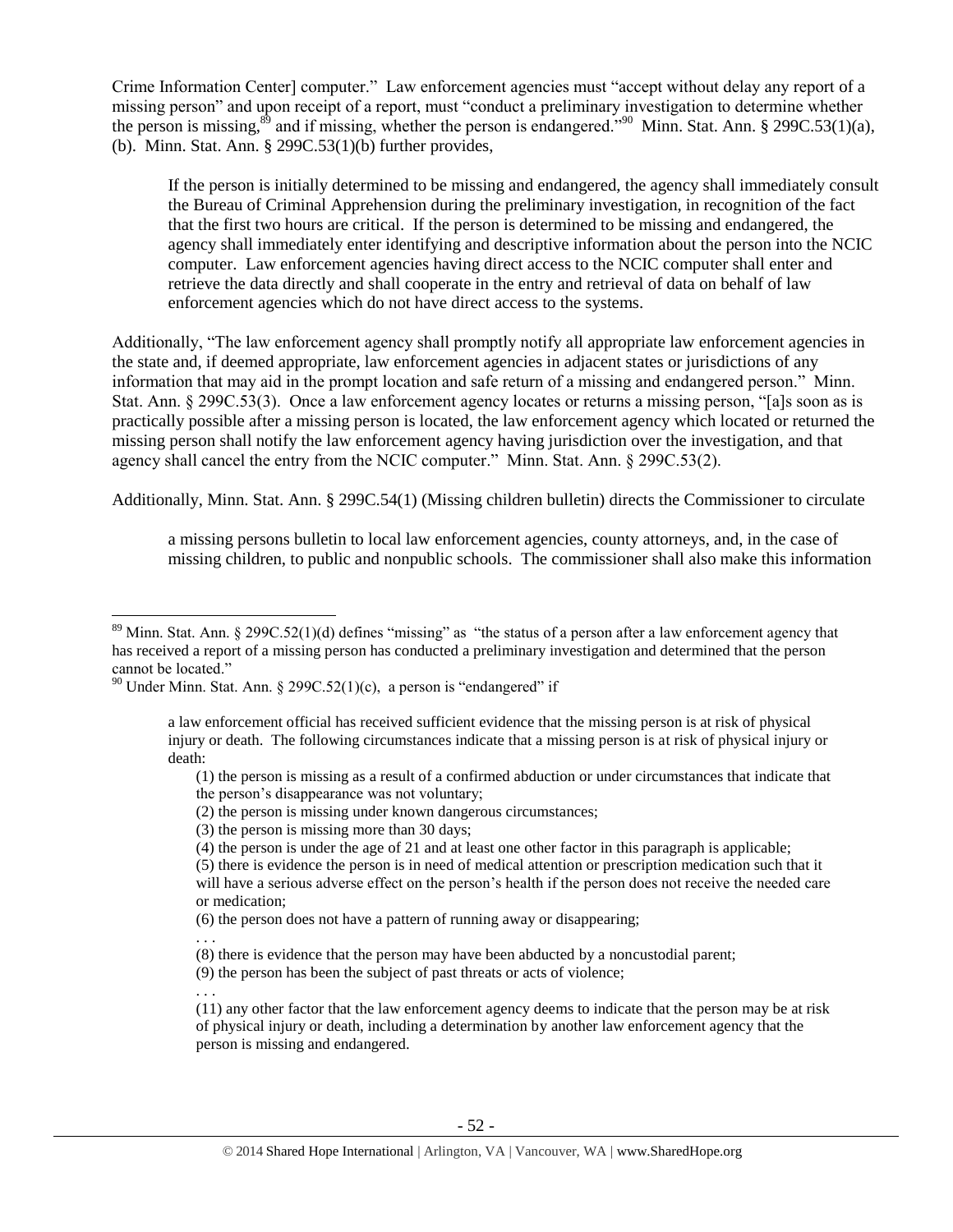Crime Information Center] computer." Law enforcement agencies must "accept without delay any report of a missing person" and upon receipt of a report, must "conduct a preliminary investigation to determine whether the person is missing,[89] and if missing, whether the person is endangered."[90] Minn. Stat. Ann. § 299C.53(1)(a), (b). Minn. Stat. Ann. § 299C.53(1)(b) further provides,

> If the person is initially determined to be missing and endangered, the agency shall immediately consult the Bureau of Criminal Apprehension during the preliminary investigation, in recognition of the fact that the first two hours are critical. If the person is determined to be missing and endangered, the agency shall immediately enter identifying and descriptive information about the person into the NCIC computer. Law enforcement agencies having direct access to the NCIC computer shall enter and retrieve the data directly and shall cooperate in the entry and retrieval of data on behalf of law enforcement agencies which do not have direct access to the systems.

Additionally, "The law enforcement agency shall promptly notify all appropriate law enforcement agencies in the state and, if deemed appropriate, law enforcement agencies in adjacent states or jurisdictions of any information that may aid in the prompt location and safe return of a missing and endangered person." Minn. Stat. Ann. § 299C.53(3). Once a law enforcement agency locates or returns a missing person, "[a]s soon as is practically possible after a missing person is located, the law enforcement agency which located or returned the missing person shall notify the law enforcement agency having jurisdiction over the investigation, and that agency shall cancel the entry from the NCIC computer." Minn. Stat. Ann. § 299C.53(2).

Additionally, Minn. Stat. Ann. § 299C.54(1) (Missing children bulletin) directs the Commissioner to circulate

> a missing persons bulletin to local law enforcement agencies, county attorneys, and, in the case of missing children, to public and nonpublic schools. The commissioner shall also make this information

---

[89] Minn. Stat. Ann. § 299C.52(1)(d) defines "missing" as "the status of a person after a law enforcement agency that has received a report of a missing person has conducted a preliminary investigation and determined that the person cannot be located."

[90] Under Minn. Stat. Ann. § 299C.52(1)(c), a person is "endangered" if

> a law enforcement official has received sufficient evidence that the missing person is at risk of physical injury or death. The following circumstances indicate that a missing person is at risk of physical injury or death:
>
> (1) the person is missing as a result of a confirmed abduction or under circumstances that indicate that the person's disappearance was not voluntary;
> (2) the person is missing under known dangerous circumstances;
> (3) the person is missing more than 30 days;
> (4) the person is under the age of 21 and at least one other factor in this paragraph is applicable;
> (5) there is evidence the person is in need of medical attention or prescription medication such that it will have a serious adverse effect on the person's health if the person does not receive the needed care or medication;
> (6) the person does not have a pattern of running away or disappearing;
> . . .
> (8) there is evidence that the person may have been abducted by a noncustodial parent;
> (9) the person has been the subject of past threats or acts of violence;
> . . .
> (11) any other factor that the law enforcement agency deems to indicate that the person may be at risk of physical injury or death, including a determination by another law enforcement agency that the person is missing and endangered.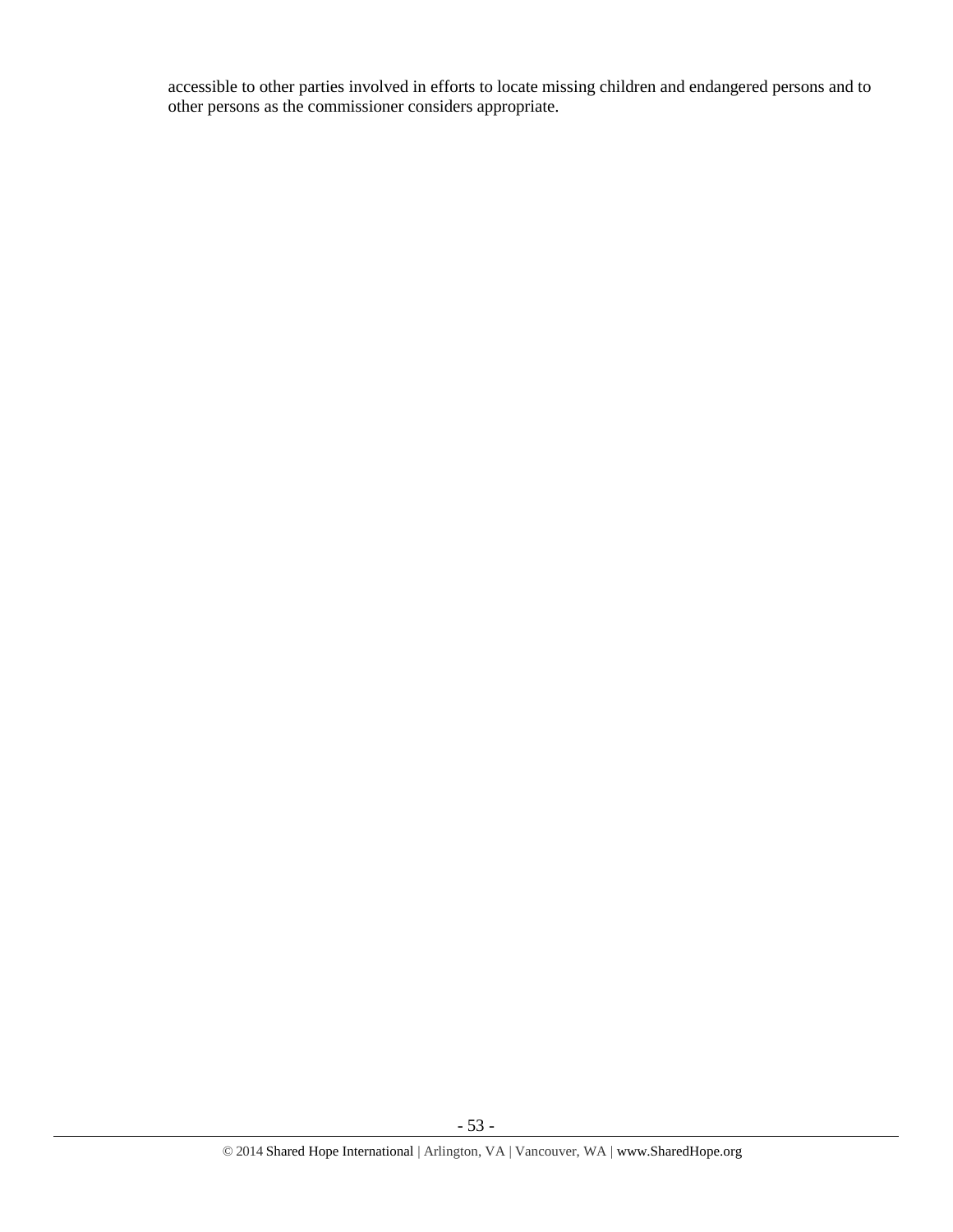accessible to other parties involved in efforts to locate missing children and endangered persons and to other persons as the commissioner considers appropriate.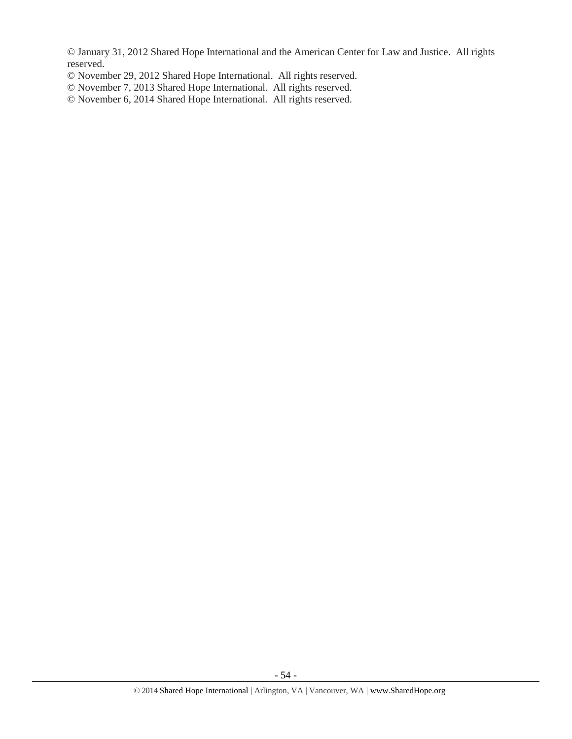© January 31, 2012 Shared Hope International and the American Center for Law and Justice. All rights reserved.
© November 29, 2012 Shared Hope International. All rights reserved.
© November 7, 2013 Shared Hope International. All rights reserved.
© November 6, 2014 Shared Hope International. All rights reserved.